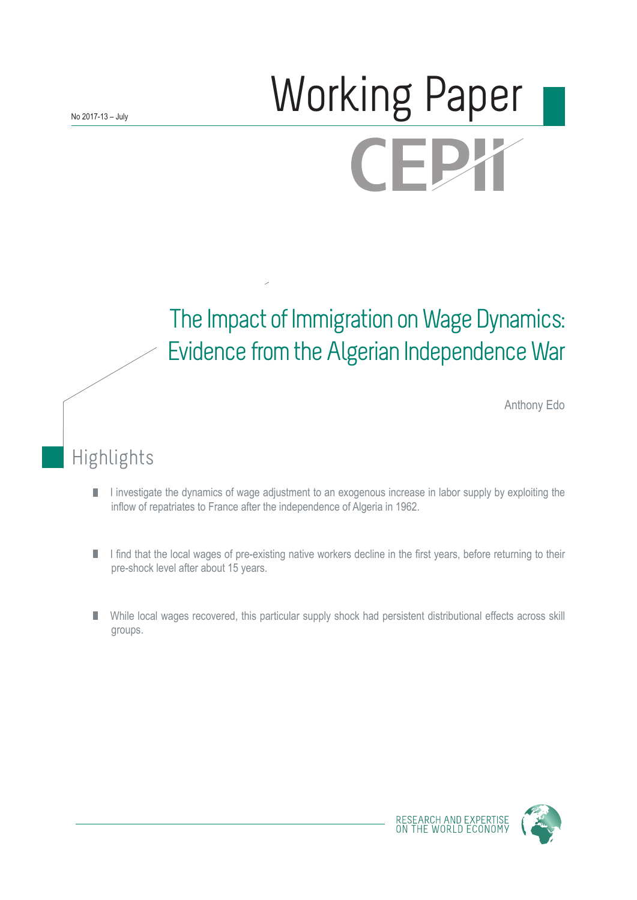No 2017-13 – July

# Working Paper

CEPII

# The Impact of Immigration on Wage Dynamics: Evidence from the Algerian Independence War

Anthony Edo

## Highlights

- I investigate the dynamics of wage adjustment to an exogenous increase in labor supply by exploiting the inflow of repatriates to France after the independence of Algeria in 1962.
- I find that the local wages of pre-existing native workers decline in the first years, before returning to their pre-shock level after about 15 years.
- While local wages recovered, this particular supply shock had persistent distributional effects across skill groups.

RESEARCH AND EXPERTISE ON THE WORLD ECONOMY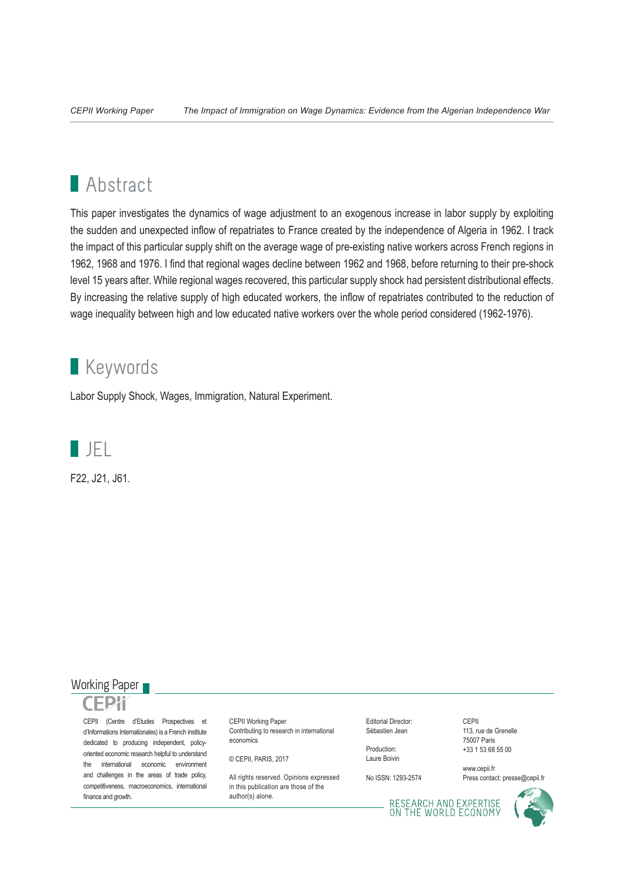## Abstract

This paper investigates the dynamics of wage adjustment to an exogenous increase in labor supply by exploiting the sudden and unexpected inflow of repatriates to France created by the independence of Algeria in 1962. I track the impact of this particular supply shift on the average wage of pre-existing native workers across French regions in 1962, 1968 and 1976. I find that regional wages decline between 1962 and 1968, before returning to their pre-shock level 15 years after. While regional wages recovered, this particular supply shock had persistent distributional effects. By increasing the relative supply of high educated workers, the inflow of repatriates contributed to the reduction of wage inequality between high and low educated native workers over the whole period considered (1962-1976).

## Keywords

Labor Supply Shock, Wages, Immigration, Natural Experiment.

## JEL

F22, J21, J61.

Working Paper

CEPII

CEPII (Centre d'Etudes Prospectives et d'Informations Internationales) is a French institute dedicated to producing independent, policy-oriented economic research helpful to understand the international economic environment and challenges in the areas of trade policy, competitiveness, macroeconomics, international finance and growth.

CEPII Working Paper
Contributing to research in international economics

© CEPII, PARIS, 2017

All rights reserved. Opinions expressed in this publication are those of the author(s) alone.

Editorial Director:
Sébastien Jean

Production:
Laure Boivin

No ISSN: 1293-2574

CEPII
113, rue de Grenelle
75007 Paris
+33 1 53 68 55 00

www.cepii.fr
Press contact: presse@cepii.fr

RESEARCH AND EXPERTISE ON THE WORLD ECONOMY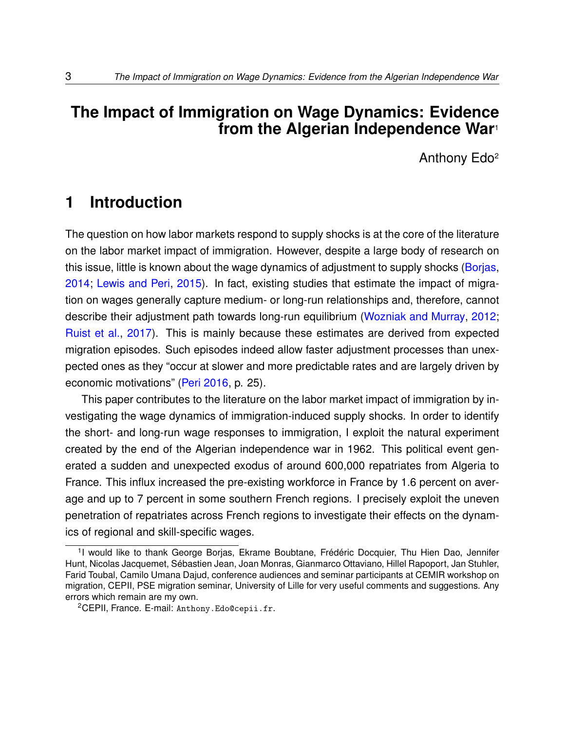# The Impact of Immigration on Wage Dynamics: Evidence from the Algerian Independence War[1]

Anthony Edo[2]

## 1 Introduction

The question on how labor markets respond to supply shocks is at the core of the literature on the labor market impact of immigration. However, despite a large body of research on this issue, little is known about the wage dynamics of adjustment to supply shocks (Borjas, 2014; Lewis and Peri, 2015). In fact, existing studies that estimate the impact of migration on wages generally capture medium- or long-run relationships and, therefore, cannot describe their adjustment path towards long-run equilibrium (Wozniak and Murray, 2012; Ruist et al., 2017). This is mainly because these estimates are derived from expected migration episodes. Such episodes indeed allow faster adjustment processes than unexpected ones as they "occur at slower and more predictable rates and are largely driven by economic motivations" (Peri 2016, p. 25).

This paper contributes to the literature on the labor market impact of immigration by investigating the wage dynamics of immigration-induced supply shocks. In order to identify the short- and long-run wage responses to immigration, I exploit the natural experiment created by the end of the Algerian independence war in 1962. This political event generated a sudden and unexpected exodus of around 600,000 repatriates from Algeria to France. This influx increased the pre-existing workforce in France by 1.6 percent on average and up to 7 percent in some southern French regions. I precisely exploit the uneven penetration of repatriates across French regions to investigate their effects on the dynamics of regional and skill-specific wages.

[1] I would like to thank George Borjas, Ekrame Boubtane, Frédéric Docquier, Thu Hien Dao, Jennifer Hunt, Nicolas Jacquemet, Sébastien Jean, Joan Monras, Gianmarco Ottaviano, Hillel Rapoport, Jan Stuhler, Farid Toubal, Camilo Umana Dajud, conference audiences and seminar participants at CEMIR workshop on migration, CEPII, PSE migration seminar, University of Lille for very useful comments and suggestions. Any errors which remain are my own.

[2] CEPII, France. E-mail: Anthony.Edo@cepii.fr.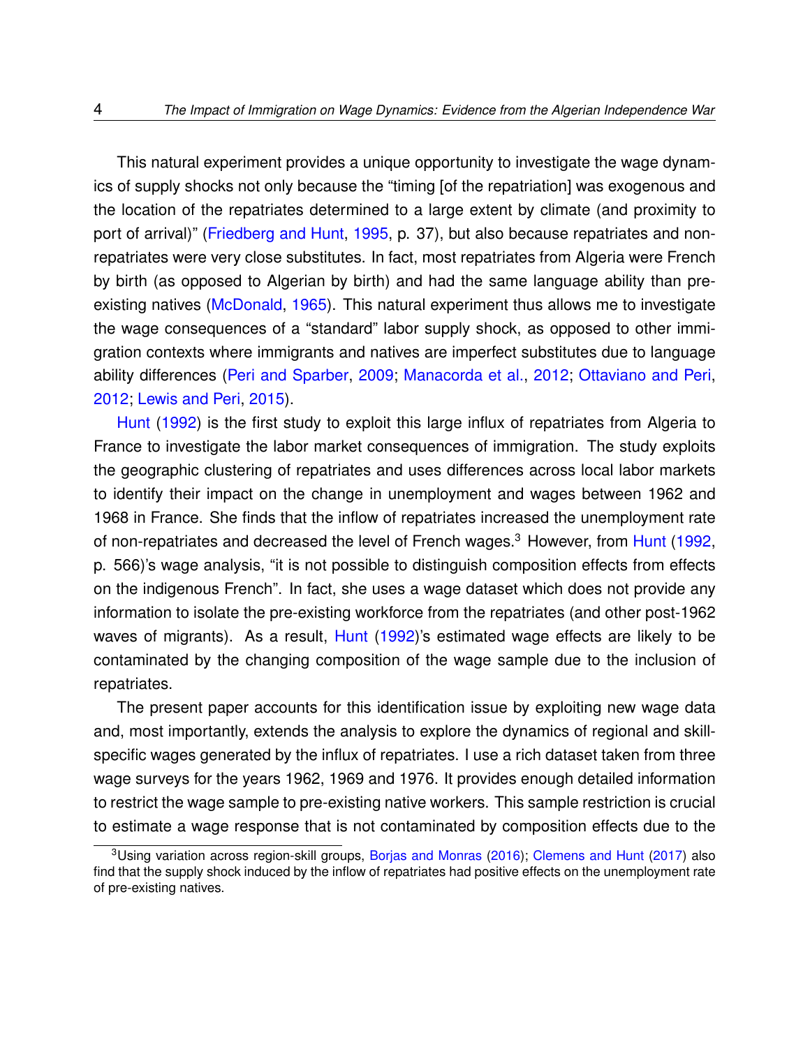This natural experiment provides a unique opportunity to investigate the wage dynamics of supply shocks not only because the "timing [of the repatriation] was exogenous and the location of the repatriates determined to a large extent by climate (and proximity to port of arrival)" (Friedberg and Hunt, 1995, p. 37), but also because repatriates and non-repatriates were very close substitutes. In fact, most repatriates from Algeria were French by birth (as opposed to Algerian by birth) and had the same language ability than pre-existing natives (McDonald, 1965). This natural experiment thus allows me to investigate the wage consequences of a "standard" labor supply shock, as opposed to other immigration contexts where immigrants and natives are imperfect substitutes due to language ability differences (Peri and Sparber, 2009; Manacorda et al., 2012; Ottaviano and Peri, 2012; Lewis and Peri, 2015).

Hunt (1992) is the first study to exploit this large influx of repatriates from Algeria to France to investigate the labor market consequences of immigration. The study exploits the geographic clustering of repatriates and uses differences across local labor markets to identify their impact on the change in unemployment and wages between 1962 and 1968 in France. She finds that the inflow of repatriates increased the unemployment rate of non-repatriates and decreased the level of French wages.[3] However, from Hunt (1992, p. 566)'s wage analysis, "it is not possible to distinguish composition effects from effects on the indigenous French". In fact, she uses a wage dataset which does not provide any information to isolate the pre-existing workforce from the repatriates (and other post-1962 waves of migrants). As a result, Hunt (1992)'s estimated wage effects are likely to be contaminated by the changing composition of the wage sample due to the inclusion of repatriates.

The present paper accounts for this identification issue by exploiting new wage data and, most importantly, extends the analysis to explore the dynamics of regional and skill-specific wages generated by the influx of repatriates. I use a rich dataset taken from three wage surveys for the years 1962, 1969 and 1976. It provides enough detailed information to restrict the wage sample to pre-existing native workers. This sample restriction is crucial to estimate a wage response that is not contaminated by composition effects due to the

[3] Using variation across region-skill groups, Borjas and Monras (2016); Clemens and Hunt (2017) also find that the supply shock induced by the inflow of repatriates had positive effects on the unemployment rate of pre-existing natives.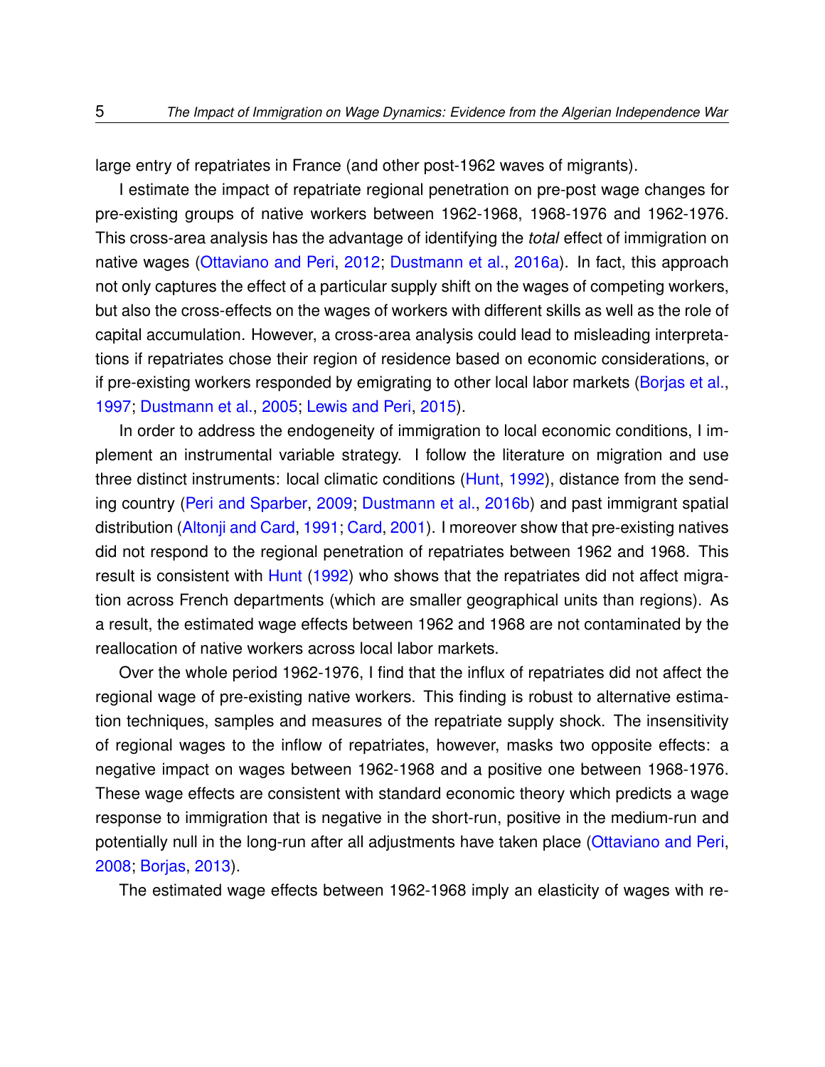large entry of repatriates in France (and other post-1962 waves of migrants).

I estimate the impact of repatriate regional penetration on pre-post wage changes for pre-existing groups of native workers between 1962-1968, 1968-1976 and 1962-1976. This cross-area analysis has the advantage of identifying the *total* effect of immigration on native wages (Ottaviano and Peri, 2012; Dustmann et al., 2016a). In fact, this approach not only captures the effect of a particular supply shift on the wages of competing workers, but also the cross-effects on the wages of workers with different skills as well as the role of capital accumulation. However, a cross-area analysis could lead to misleading interpretations if repatriates chose their region of residence based on economic considerations, or if pre-existing workers responded by emigrating to other local labor markets (Borjas et al., 1997; Dustmann et al., 2005; Lewis and Peri, 2015).

In order to address the endogeneity of immigration to local economic conditions, I implement an instrumental variable strategy. I follow the literature on migration and use three distinct instruments: local climatic conditions (Hunt, 1992), distance from the sending country (Peri and Sparber, 2009; Dustmann et al., 2016b) and past immigrant spatial distribution (Altonji and Card, 1991; Card, 2001). I moreover show that pre-existing natives did not respond to the regional penetration of repatriates between 1962 and 1968. This result is consistent with Hunt (1992) who shows that the repatriates did not affect migration across French departments (which are smaller geographical units than regions). As a result, the estimated wage effects between 1962 and 1968 are not contaminated by the reallocation of native workers across local labor markets.

Over the whole period 1962-1976, I find that the influx of repatriates did not affect the regional wage of pre-existing native workers. This finding is robust to alternative estimation techniques, samples and measures of the repatriate supply shock. The insensitivity of regional wages to the inflow of repatriates, however, masks two opposite effects: a negative impact on wages between 1962-1968 and a positive one between 1968-1976. These wage effects are consistent with standard economic theory which predicts a wage response to immigration that is negative in the short-run, positive in the medium-run and potentially null in the long-run after all adjustments have taken place (Ottaviano and Peri, 2008; Borjas, 2013).

The estimated wage effects between 1962-1968 imply an elasticity of wages with re-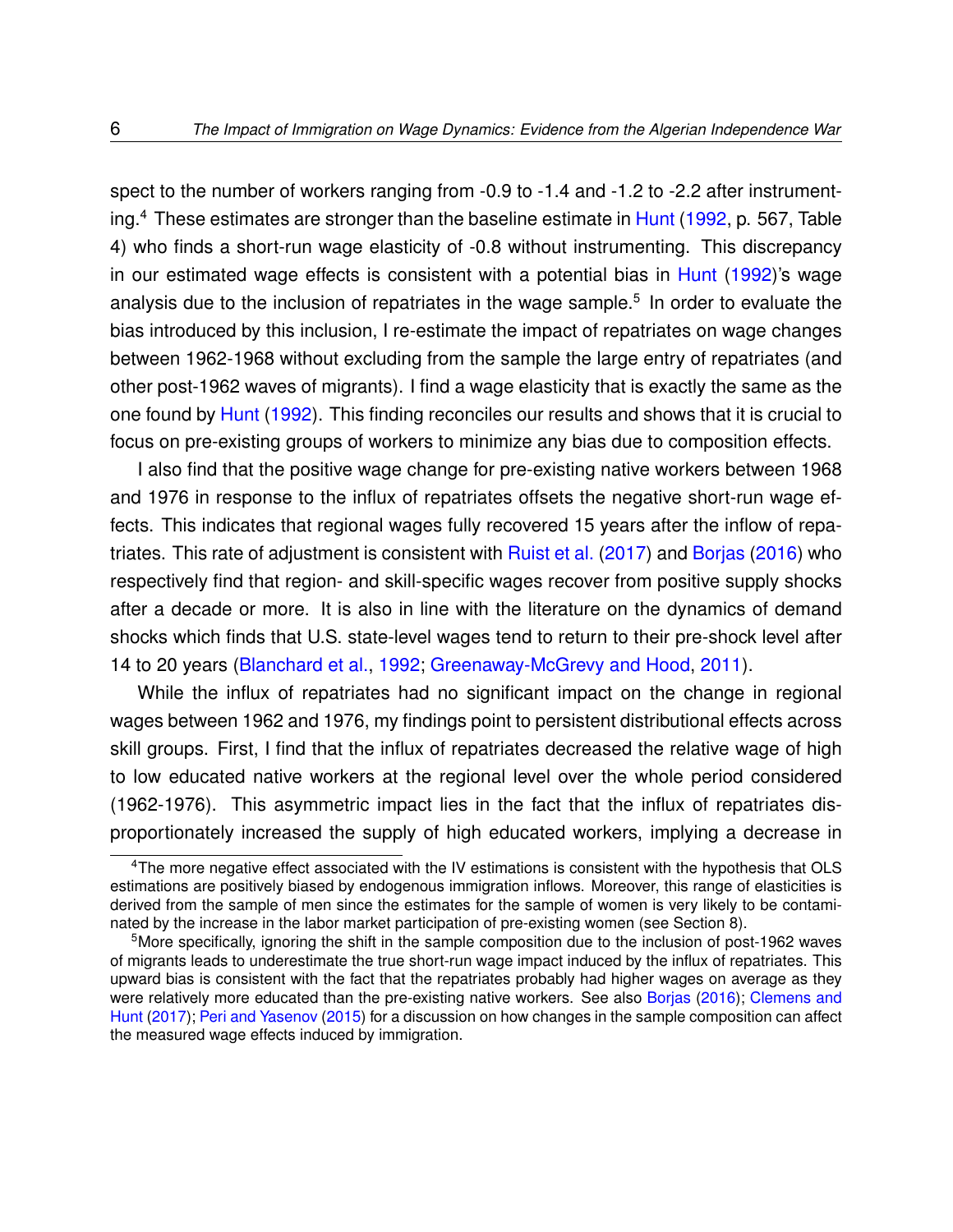spect to the number of workers ranging from -0.9 to -1.4 and -1.2 to -2.2 after instrumenting.[4] These estimates are stronger than the baseline estimate in Hunt (1992, p. 567, Table 4) who finds a short-run wage elasticity of -0.8 without instrumenting. This discrepancy in our estimated wage effects is consistent with a potential bias in Hunt (1992)'s wage analysis due to the inclusion of repatriates in the wage sample.[5] In order to evaluate the bias introduced by this inclusion, I re-estimate the impact of repatriates on wage changes between 1962-1968 without excluding from the sample the large entry of repatriates (and other post-1962 waves of migrants). I find a wage elasticity that is exactly the same as the one found by Hunt (1992). This finding reconciles our results and shows that it is crucial to focus on pre-existing groups of workers to minimize any bias due to composition effects.

I also find that the positive wage change for pre-existing native workers between 1968 and 1976 in response to the influx of repatriates offsets the negative short-run wage effects. This indicates that regional wages fully recovered 15 years after the inflow of repatriates. This rate of adjustment is consistent with Ruist et al. (2017) and Borjas (2016) who respectively find that region- and skill-specific wages recover from positive supply shocks after a decade or more. It is also in line with the literature on the dynamics of demand shocks which finds that U.S. state-level wages tend to return to their pre-shock level after 14 to 20 years (Blanchard et al., 1992; Greenaway-McGrevy and Hood, 2011).

While the influx of repatriates had no significant impact on the change in regional wages between 1962 and 1976, my findings point to persistent distributional effects across skill groups. First, I find that the influx of repatriates decreased the relative wage of high to low educated native workers at the regional level over the whole period considered (1962-1976). This asymmetric impact lies in the fact that the influx of repatriates disproportionately increased the supply of high educated workers, implying a decrease in

[4] The more negative effect associated with the IV estimations is consistent with the hypothesis that OLS estimations are positively biased by endogenous immigration inflows. Moreover, this range of elasticities is derived from the sample of men since the estimates for the sample of women is very likely to be contaminated by the increase in the labor market participation of pre-existing women (see Section 8).

[5] More specifically, ignoring the shift in the sample composition due to the inclusion of post-1962 waves of migrants leads to underestimate the true short-run wage impact induced by the influx of repatriates. This upward bias is consistent with the fact that the repatriates probably had higher wages on average as they were relatively more educated than the pre-existing native workers. See also Borjas (2016); Clemens and Hunt (2017); Peri and Yasenov (2015) for a discussion on how changes in the sample composition can affect the measured wage effects induced by immigration.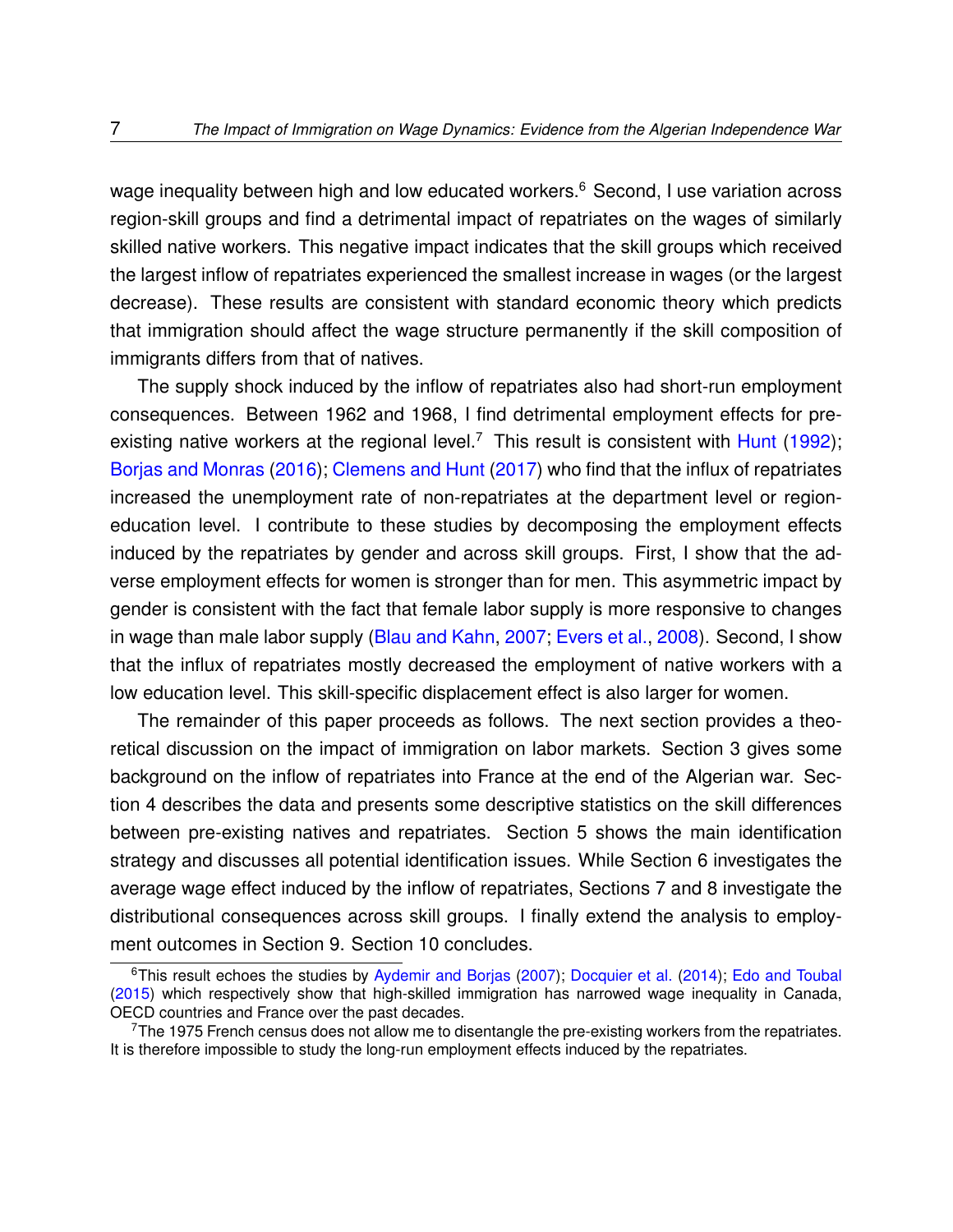wage inequality between high and low educated workers.[6] Second, I use variation across region-skill groups and find a detrimental impact of repatriates on the wages of similarly skilled native workers. This negative impact indicates that the skill groups which received the largest inflow of repatriates experienced the smallest increase in wages (or the largest decrease). These results are consistent with standard economic theory which predicts that immigration should affect the wage structure permanently if the skill composition of immigrants differs from that of natives.

The supply shock induced by the inflow of repatriates also had short-run employment consequences. Between 1962 and 1968, I find detrimental employment effects for pre-existing native workers at the regional level.[7] This result is consistent with Hunt (1992); Borjas and Monras (2016); Clemens and Hunt (2017) who find that the influx of repatriates increased the unemployment rate of non-repatriates at the department level or region-education level. I contribute to these studies by decomposing the employment effects induced by the repatriates by gender and across skill groups. First, I show that the adverse employment effects for women is stronger than for men. This asymmetric impact by gender is consistent with the fact that female labor supply is more responsive to changes in wage than male labor supply (Blau and Kahn, 2007; Evers et al., 2008). Second, I show that the influx of repatriates mostly decreased the employment of native workers with a low education level. This skill-specific displacement effect is also larger for women.

The remainder of this paper proceeds as follows. The next section provides a theoretical discussion on the impact of immigration on labor markets. Section 3 gives some background on the inflow of repatriates into France at the end of the Algerian war. Section 4 describes the data and presents some descriptive statistics on the skill differences between pre-existing natives and repatriates. Section 5 shows the main identification strategy and discusses all potential identification issues. While Section 6 investigates the average wage effect induced by the inflow of repatriates, Sections 7 and 8 investigate the distributional consequences across skill groups. I finally extend the analysis to employment outcomes in Section 9. Section 10 concludes.

[6] This result echoes the studies by Aydemir and Borjas (2007); Docquier et al. (2014); Edo and Toubal (2015) which respectively show that high-skilled immigration has narrowed wage inequality in Canada, OECD countries and France over the past decades.

[7] The 1975 French census does not allow me to disentangle the pre-existing workers from the repatriates. It is therefore impossible to study the long-run employment effects induced by the repatriates.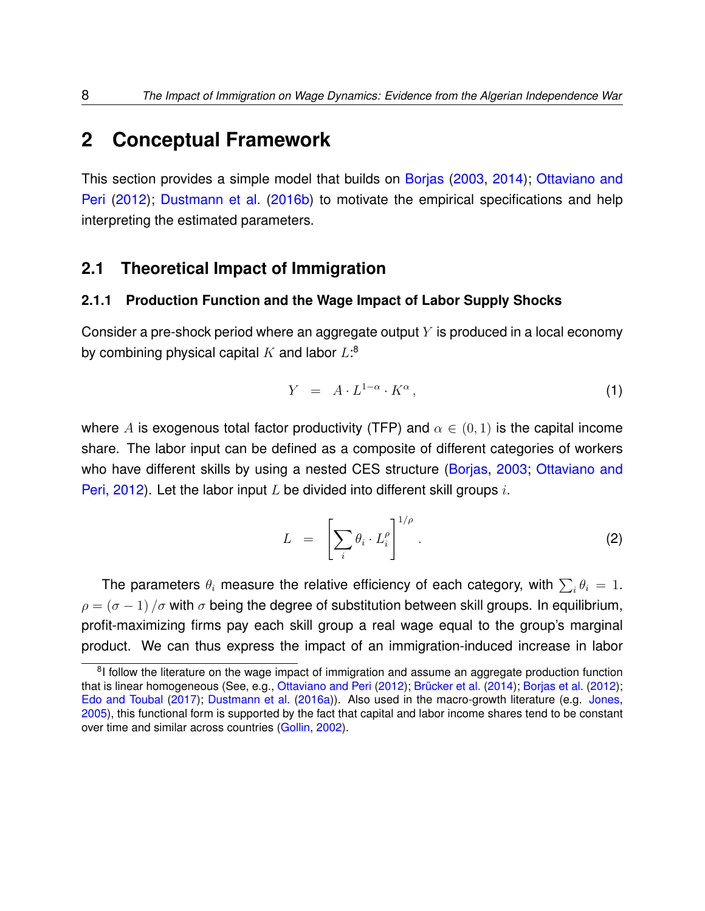# 2 Conceptual Framework

This section provides a simple model that builds on Borjas (2003, 2014); Ottaviano and Peri (2012); Dustmann et al. (2016b) to motivate the empirical specifications and help interpreting the estimated parameters.

## 2.1 Theoretical Impact of Immigration

### 2.1.1 Production Function and the Wage Impact of Labor Supply Shocks

Consider a pre-shock period where an aggregate output $Y$ is produced in a local economy by combining physical capital $K$ and labor $L$:[8]

$$Y \;=\; A \cdot L^{1-\alpha} \cdot K^{\alpha}\,, \tag{1}$$

where $A$ is exogenous total factor productivity (TFP) and $\alpha \in (0,1)$ is the capital income share. The labor input can be defined as a composite of different categories of workers who have different skills by using a nested CES structure (Borjas, 2003; Ottaviano and Peri, 2012). Let the labor input $L$ be divided into different skill groups $i$.

$$L \;=\; \left[\sum_i \theta_i \cdot L_i^{\rho}\right]^{1/\rho}. \tag{2}$$

The parameters $\theta_i$ measure the relative efficiency of each category, with $\sum_i \theta_i = 1$. $\rho = (\sigma - 1)/\sigma$ with $\sigma$ being the degree of substitution between skill groups. In equilibrium, profit-maximizing firms pay each skill group a real wage equal to the group's marginal product. We can thus express the impact of an immigration-induced increase in labor

[8] I follow the literature on the wage impact of immigration and assume an aggregate production function that is linear homogeneous (See, e.g., Ottaviano and Peri (2012); Brücker et al. (2014); Borjas et al. (2012); Edo and Toubal (2017); Dustmann et al. (2016a)). Also used in the macro-growth literature (e.g. Jones, 2005), this functional form is supported by the fact that capital and labor income shares tend to be constant over time and similar across countries (Gollin, 2002).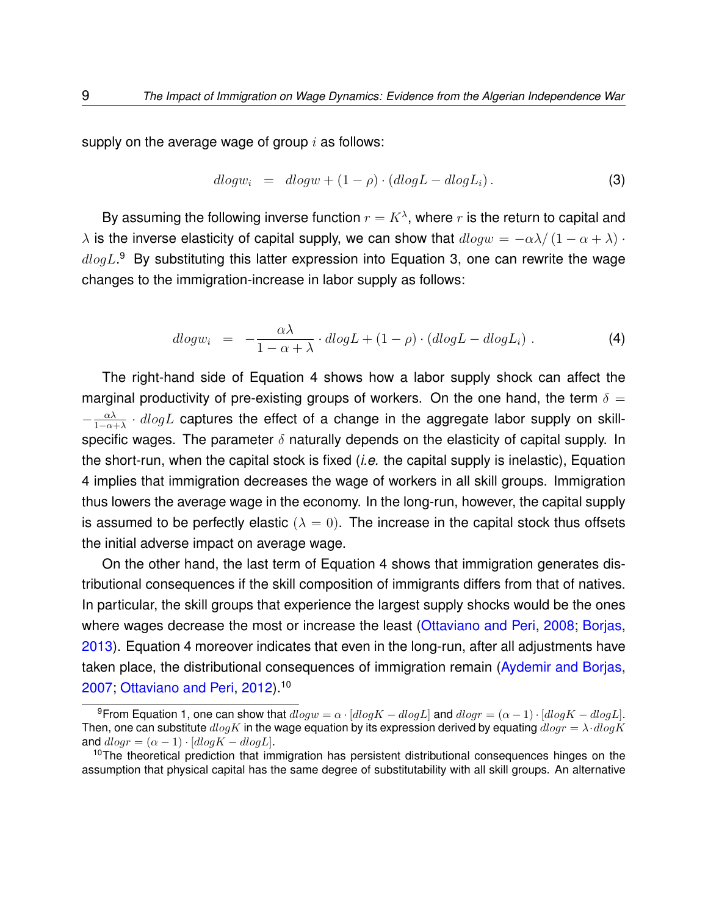supply on the average wage of group $i$ as follows:

$$dlogw_i \quad = \quad dlogw + (1-\rho) \cdot (dlogL - dlogL_i) \, . \tag{3}$$

By assuming the following inverse function $r = K^{\lambda}$, where $r$ is the return to capital and $\lambda$ is the inverse elasticity of capital supply, we can show that $dlogw = -\alpha\lambda / (1-\alpha+\lambda) \cdot dlogL$.[9] By substituting this latter expression into Equation 3, one can rewrite the wage changes to the immigration-increase in labor supply as follows:

$$dlogw_i \quad = \quad -\frac{\alpha\lambda}{1-\alpha+\lambda} \cdot dlogL + (1-\rho) \cdot (dlogL - dlogL_i) \, . \tag{4}$$

The right-hand side of Equation 4 shows how a labor supply shock can affect the marginal productivity of pre-existing groups of workers. On the one hand, the term $\delta = -\frac{\alpha\lambda}{1-\alpha+\lambda} \cdot dlogL$ captures the effect of a change in the aggregate labor supply on skill-specific wages. The parameter $\delta$ naturally depends on the elasticity of capital supply. In the short-run, when the capital stock is fixed (*i.e.* the capital supply is inelastic), Equation 4 implies that immigration decreases the wage of workers in all skill groups. Immigration thus lowers the average wage in the economy. In the long-run, however, the capital supply is assumed to be perfectly elastic ($\lambda = 0$). The increase in the capital stock thus offsets the initial adverse impact on average wage.

On the other hand, the last term of Equation 4 shows that immigration generates distributional consequences if the skill composition of immigrants differs from that of natives. In particular, the skill groups that experience the largest supply shocks would be the ones where wages decrease the most or increase the least (Ottaviano and Peri, 2008; Borjas, 2013). Equation 4 moreover indicates that even in the long-run, after all adjustments have taken place, the distributional consequences of immigration remain (Aydemir and Borjas, 2007; Ottaviano and Peri, 2012).[10]

[9] From Equation 1, one can show that $dlogw = \alpha \cdot [dlogK - dlogL]$ and $dlogr = (\alpha - 1) \cdot [dlogK - dlogL]$. Then, one can substitute $dlogK$ in the wage equation by its expression derived by equating $dlogr = \lambda \cdot dlogK$ and $dlogr = (\alpha - 1) \cdot [dlogK - dlogL]$.

[10] The theoretical prediction that immigration has persistent distributional consequences hinges on the assumption that physical capital has the same degree of substitutability with all skill groups. An alternative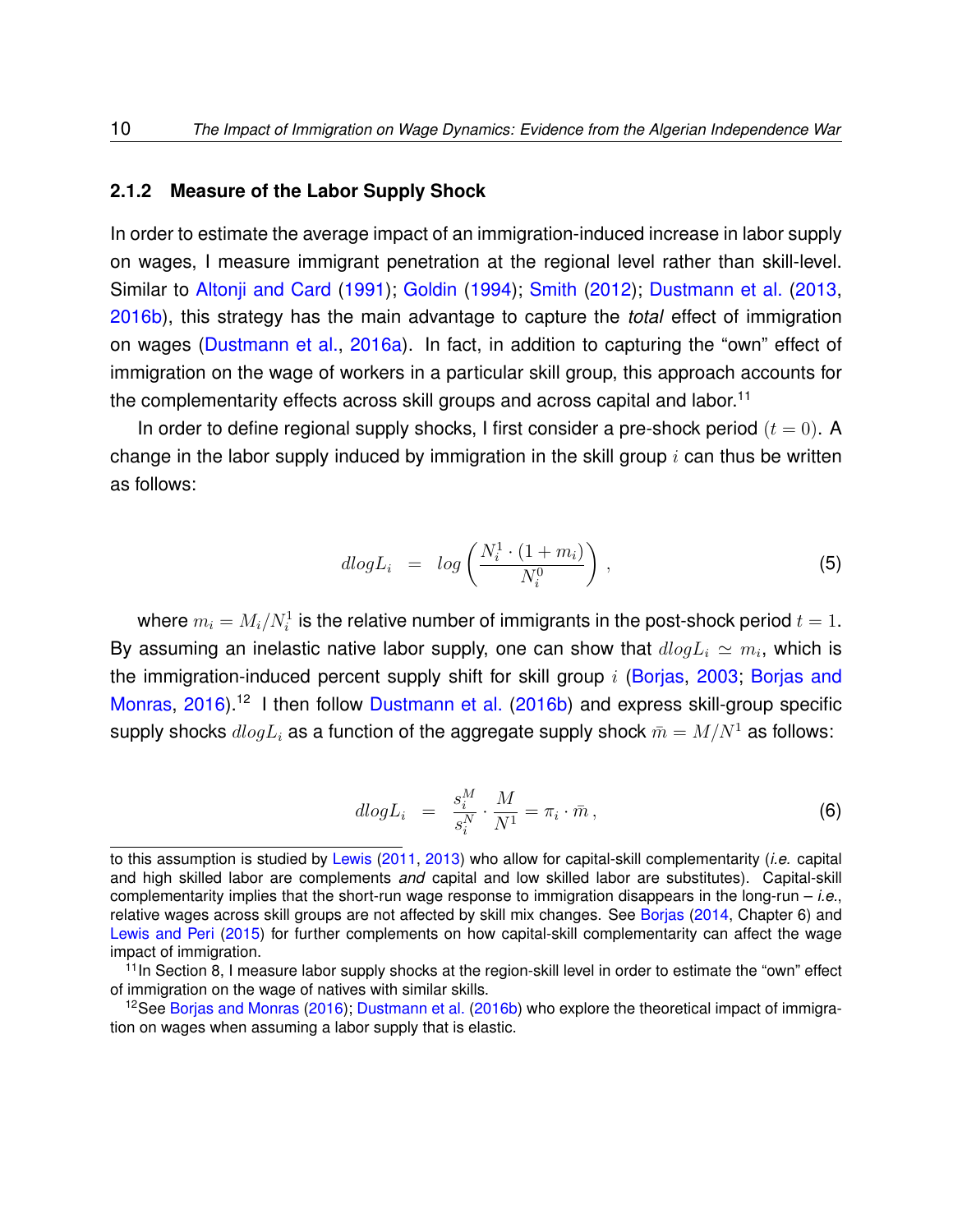### 2.1.2 Measure of the Labor Supply Shock

In order to estimate the average impact of an immigration-induced increase in labor supply on wages, I measure immigrant penetration at the regional level rather than skill-level. Similar to Altonji and Card (1991); Goldin (1994); Smith (2012); Dustmann et al. (2013, 2016b), this strategy has the main advantage to capture the *total* effect of immigration on wages (Dustmann et al., 2016a). In fact, in addition to capturing the "own" effect of immigration on the wage of workers in a particular skill group, this approach accounts for the complementarity effects across skill groups and across capital and labor.[11]

In order to define regional supply shocks, I first consider a pre-shock period $(t = 0)$. A change in the labor supply induced by immigration in the skill group $i$ can thus be written as follows:

$$dlogL_i \;\; = \;\; log\left(\frac{N_i^1 \cdot (1 + m_i)}{N_i^0}\right), \tag{5}$$

where $m_i = M_i/N_i^1$ is the relative number of immigrants in the post-shock period $t = 1$. By assuming an inelastic native labor supply, one can show that $dlogL_i \simeq m_i$, which is the immigration-induced percent supply shift for skill group $i$ (Borjas, 2003; Borjas and Monras, 2016).[12] I then follow Dustmann et al. (2016b) and express skill-group specific supply shocks $dlogL_i$ as a function of the aggregate supply shock $\bar{m} = M/N^1$ as follows:

$$dlogL_i \;\; = \;\; \frac{s_i^M}{s_i^N} \cdot \frac{M}{N^1} = \pi_i \cdot \bar{m}\,, \tag{6}$$

to this assumption is studied by Lewis (2011, 2013) who allow for capital-skill complementarity (*i.e.* capital and high skilled labor are complements *and* capital and low skilled labor are substitutes). Capital-skill complementarity implies that the short-run wage response to immigration disappears in the long-run – *i.e.*, relative wages across skill groups are not affected by skill mix changes. See Borjas (2014, Chapter 6) and Lewis and Peri (2015) for further complements on how capital-skill complementarity can affect the wage impact of immigration.

[11] In Section 8, I measure labor supply shocks at the region-skill level in order to estimate the "own" effect of immigration on the wage of natives with similar skills.

[12] See Borjas and Monras (2016); Dustmann et al. (2016b) who explore the theoretical impact of immigration on wages when assuming a labor supply that is elastic.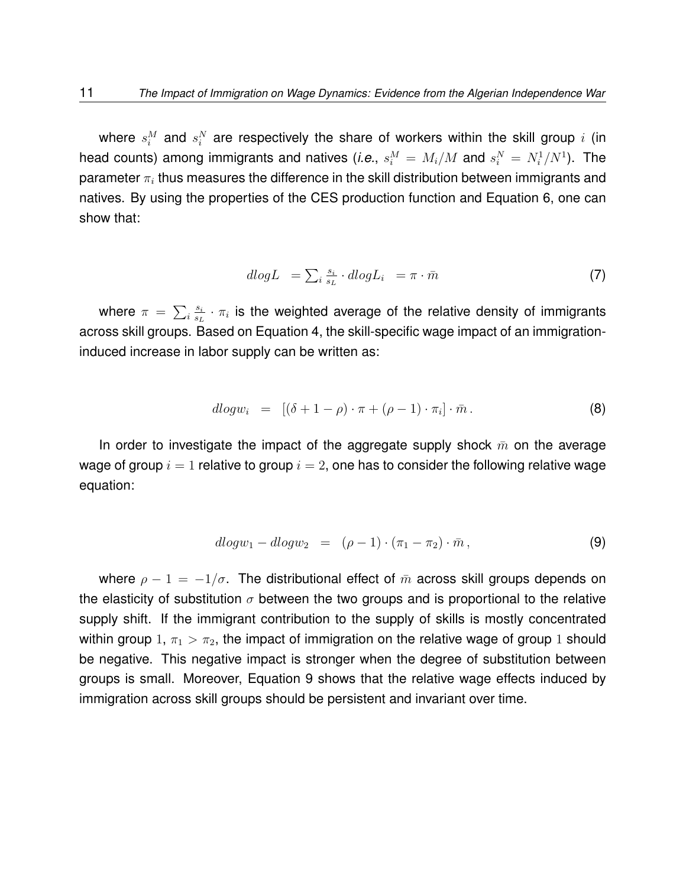where $s_i^M$ and $s_i^N$ are respectively the share of workers within the skill group $i$ (in head counts) among immigrants and natives (*i.e.*, $s_i^M = M_i/M$ and $s_i^N = N_i^1/N^1$). The parameter $\pi_i$ thus measures the difference in the skill distribution between immigrants and natives. By using the properties of the CES production function and Equation 6, one can show that:

$$dlogL \;\; = \sum_i \frac{s_i}{s_L} \cdot dlogL_i \;\; = \pi \cdot \bar{m} \tag{7}$$

where $\pi = \sum_i \frac{s_i}{s_L} \cdot \pi_i$ is the weighted average of the relative density of immigrants across skill groups. Based on Equation 4, the skill-specific wage impact of an immigration-induced increase in labor supply can be written as:

$$dlogw_i \;\; = \;\; [(\delta + 1 - \rho) \cdot \pi + (\rho - 1) \cdot \pi_i] \cdot \bar{m}\,. \tag{8}$$

In order to investigate the impact of the aggregate supply shock $\bar{m}$ on the average wage of group $i = 1$ relative to group $i = 2$, one has to consider the following relative wage equation:

$$dlogw_1 - dlogw_2 \;\; = \;\; (\rho - 1) \cdot (\pi_1 - \pi_2) \cdot \bar{m}\,, \tag{9}$$

where $\rho - 1 = -1/\sigma$. The distributional effect of $\bar{m}$ across skill groups depends on the elasticity of substitution $\sigma$ between the two groups and is proportional to the relative supply shift. If the immigrant contribution to the supply of skills is mostly concentrated within group $1$, $\pi_1 > \pi_2$, the impact of immigration on the relative wage of group $1$ should be negative. This negative impact is stronger when the degree of substitution between groups is small. Moreover, Equation 9 shows that the relative wage effects induced by immigration across skill groups should be persistent and invariant over time.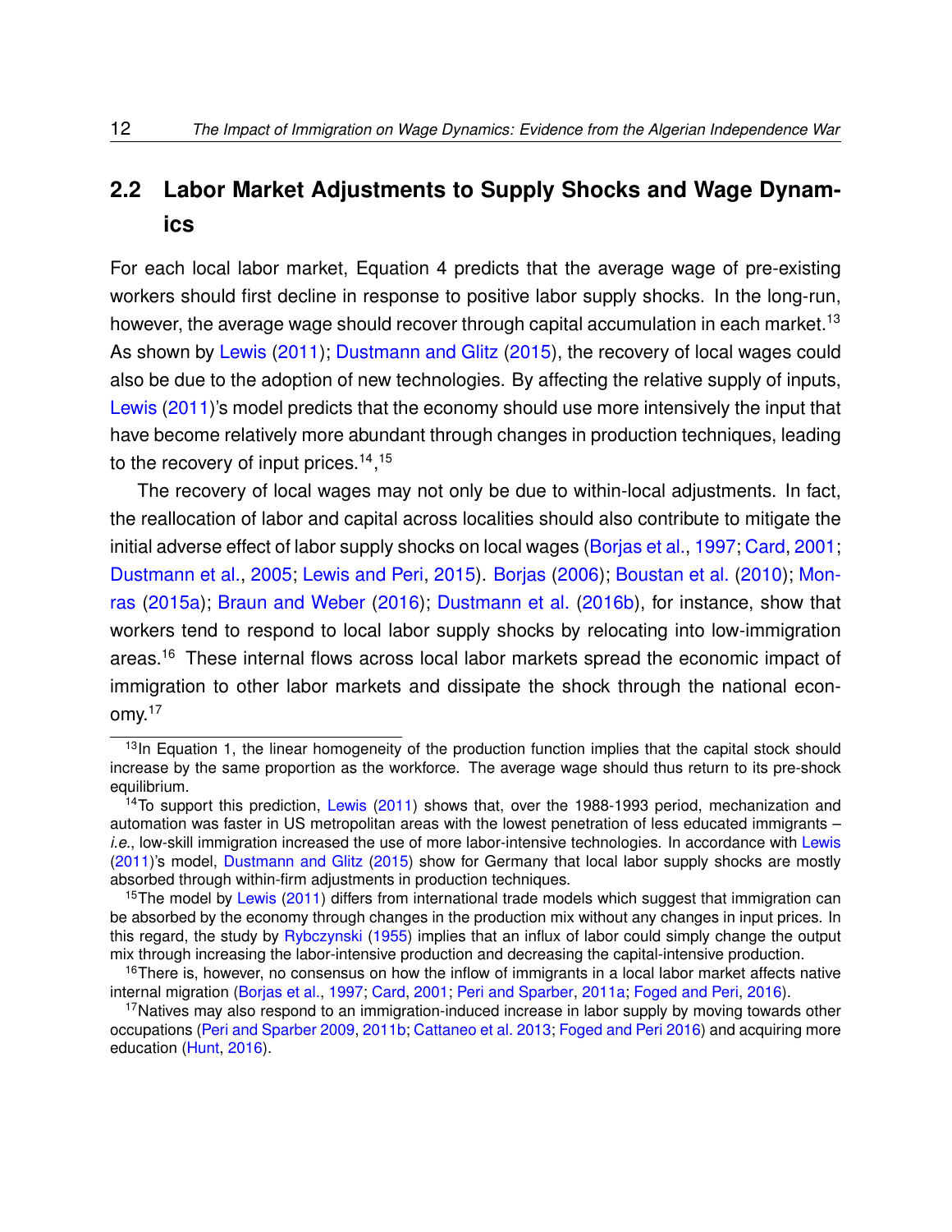## 2.2 Labor Market Adjustments to Supply Shocks and Wage Dynamics

For each local labor market, Equation 4 predicts that the average wage of pre-existing workers should first decline in response to positive labor supply shocks. In the long-run, however, the average wage should recover through capital accumulation in each market.[13] As shown by Lewis (2011); Dustmann and Glitz (2015), the recovery of local wages could also be due to the adoption of new technologies. By affecting the relative supply of inputs, Lewis (2011)'s model predicts that the economy should use more intensively the input that have become relatively more abundant through changes in production techniques, leading to the recovery of input prices.[14],[15]

The recovery of local wages may not only be due to within-local adjustments. In fact, the reallocation of labor and capital across localities should also contribute to mitigate the initial adverse effect of labor supply shocks on local wages (Borjas et al., 1997; Card, 2001; Dustmann et al., 2005; Lewis and Peri, 2015). Borjas (2006); Boustan et al. (2010); Monras (2015a); Braun and Weber (2016); Dustmann et al. (2016b), for instance, show that workers tend to respond to local labor supply shocks by relocating into low-immigration areas.[16] These internal flows across local labor markets spread the economic impact of immigration to other labor markets and dissipate the shock through the national economy.[17]

---

[13] In Equation 1, the linear homogeneity of the production function implies that the capital stock should increase by the same proportion as the workforce. The average wage should thus return to its pre-shock equilibrium.

[14] To support this prediction, Lewis (2011) shows that, over the 1988-1993 period, mechanization and automation was faster in US metropolitan areas with the lowest penetration of less educated immigrants – *i.e.*, low-skill immigration increased the use of more labor-intensive technologies. In accordance with Lewis (2011)'s model, Dustmann and Glitz (2015) show for Germany that local labor supply shocks are mostly absorbed through within-firm adjustments in production techniques.

[15] The model by Lewis (2011) differs from international trade models which suggest that immigration can be absorbed by the economy through changes in the production mix without any changes in input prices. In this regard, the study by Rybczynski (1955) implies that an influx of labor could simply change the output mix through increasing the labor-intensive production and decreasing the capital-intensive production.

[16] There is, however, no consensus on how the inflow of immigrants in a local labor market affects native internal migration (Borjas et al., 1997; Card, 2001; Peri and Sparber, 2011a; Foged and Peri, 2016).

[17] Natives may also respond to an immigration-induced increase in labor supply by moving towards other occupations (Peri and Sparber 2009, 2011b; Cattaneo et al. 2013; Foged and Peri 2016) and acquiring more education (Hunt, 2016).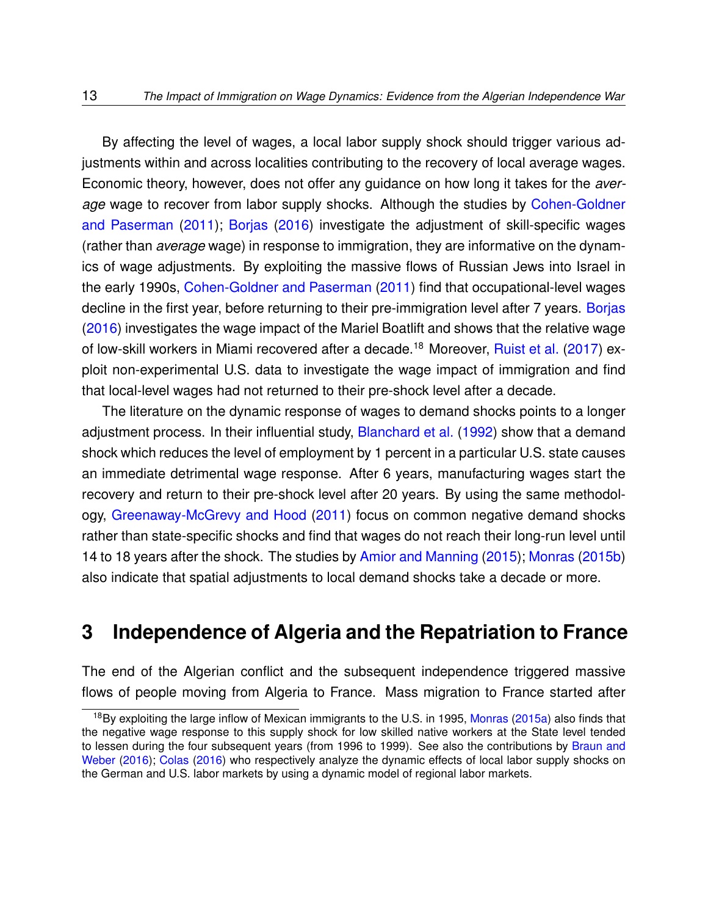By affecting the level of wages, a local labor supply shock should trigger various adjustments within and across localities contributing to the recovery of local average wages. Economic theory, however, does not offer any guidance on how long it takes for the *average* wage to recover from labor supply shocks. Although the studies by Cohen-Goldner and Paserman (2011); Borjas (2016) investigate the adjustment of skill-specific wages (rather than *average* wage) in response to immigration, they are informative on the dynamics of wage adjustments. By exploiting the massive flows of Russian Jews into Israel in the early 1990s, Cohen-Goldner and Paserman (2011) find that occupational-level wages decline in the first year, before returning to their pre-immigration level after 7 years. Borjas (2016) investigates the wage impact of the Mariel Boatlift and shows that the relative wage of low-skill workers in Miami recovered after a decade.[18] Moreover, Ruist et al. (2017) exploit non-experimental U.S. data to investigate the wage impact of immigration and find that local-level wages had not returned to their pre-shock level after a decade.

The literature on the dynamic response of wages to demand shocks points to a longer adjustment process. In their influential study, Blanchard et al. (1992) show that a demand shock which reduces the level of employment by 1 percent in a particular U.S. state causes an immediate detrimental wage response. After 6 years, manufacturing wages start the recovery and return to their pre-shock level after 20 years. By using the same methodology, Greenaway-McGrevy and Hood (2011) focus on common negative demand shocks rather than state-specific shocks and find that wages do not reach their long-run level until 14 to 18 years after the shock. The studies by Amior and Manning (2015); Monras (2015b) also indicate that spatial adjustments to local demand shocks take a decade or more.

# 3 Independence of Algeria and the Repatriation to France

The end of the Algerian conflict and the subsequent independence triggered massive flows of people moving from Algeria to France. Mass migration to France started after

[18] By exploiting the large inflow of Mexican immigrants to the U.S. in 1995, Monras (2015a) also finds that the negative wage response to this supply shock for low skilled native workers at the State level tended to lessen during the four subsequent years (from 1996 to 1999). See also the contributions by Braun and Weber (2016); Colas (2016) who respectively analyze the dynamic effects of local labor supply shocks on the German and U.S. labor markets by using a dynamic model of regional labor markets.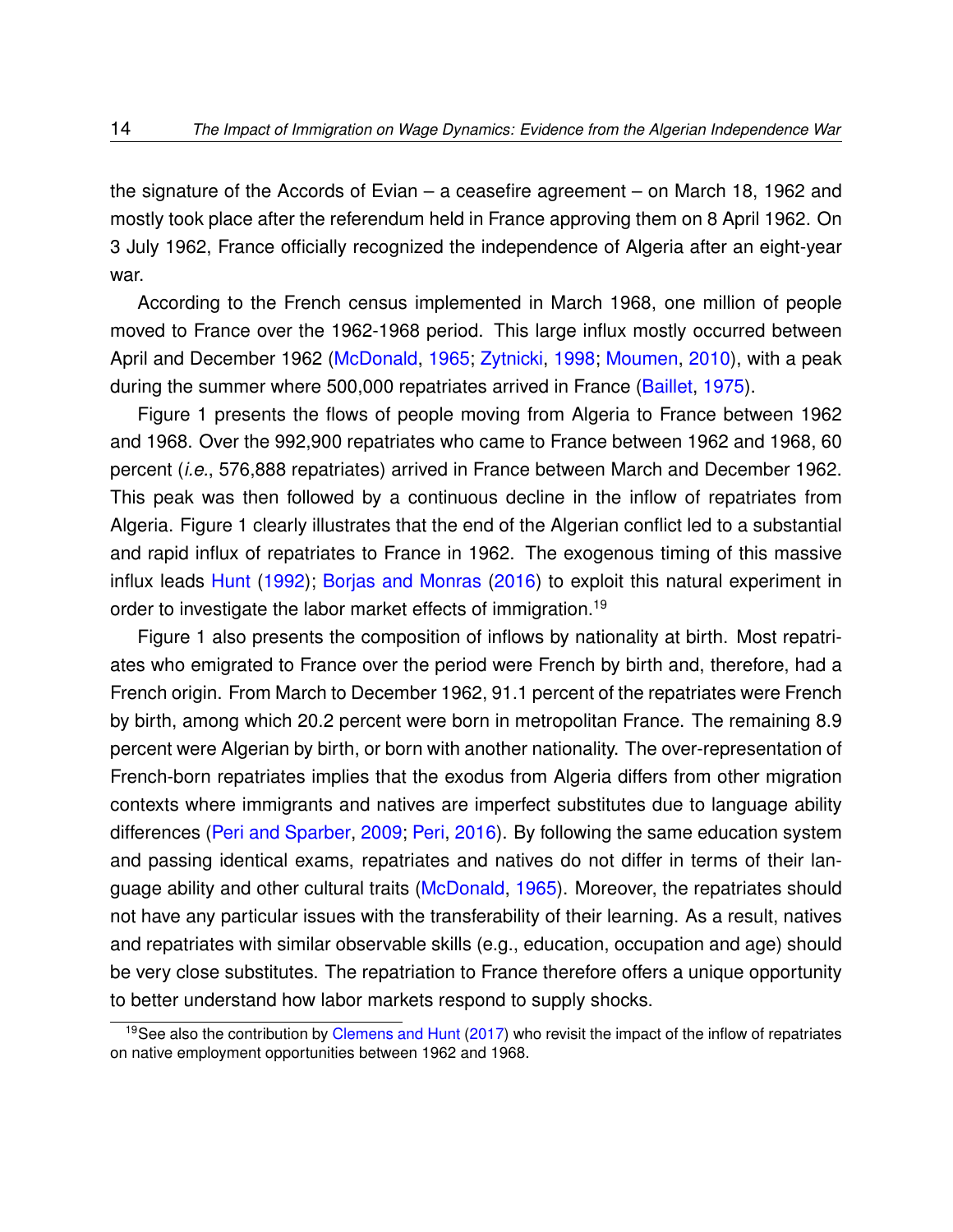the signature of the Accords of Evian – a ceasefire agreement – on March 18, 1962 and mostly took place after the referendum held in France approving them on 8 April 1962. On 3 July 1962, France officially recognized the independence of Algeria after an eight-year war.

According to the French census implemented in March 1968, one million of people moved to France over the 1962-1968 period. This large influx mostly occurred between April and December 1962 (McDonald, 1965; Zytnicki, 1998; Moumen, 2010), with a peak during the summer where 500,000 repatriates arrived in France (Baillet, 1975).

Figure 1 presents the flows of people moving from Algeria to France between 1962 and 1968. Over the 992,900 repatriates who came to France between 1962 and 1968, 60 percent (*i.e.*, 576,888 repatriates) arrived in France between March and December 1962. This peak was then followed by a continuous decline in the inflow of repatriates from Algeria. Figure 1 clearly illustrates that the end of the Algerian conflict led to a substantial and rapid influx of repatriates to France in 1962. The exogenous timing of this massive influx leads Hunt (1992); Borjas and Monras (2016) to exploit this natural experiment in order to investigate the labor market effects of immigration.[19]

Figure 1 also presents the composition of inflows by nationality at birth. Most repatriates who emigrated to France over the period were French by birth and, therefore, had a French origin. From March to December 1962, 91.1 percent of the repatriates were French by birth, among which 20.2 percent were born in metropolitan France. The remaining 8.9 percent were Algerian by birth, or born with another nationality. The over-representation of French-born repatriates implies that the exodus from Algeria differs from other migration contexts where immigrants and natives are imperfect substitutes due to language ability differences (Peri and Sparber, 2009; Peri, 2016). By following the same education system and passing identical exams, repatriates and natives do not differ in terms of their language ability and other cultural traits (McDonald, 1965). Moreover, the repatriates should not have any particular issues with the transferability of their learning. As a result, natives and repatriates with similar observable skills (e.g., education, occupation and age) should be very close substitutes. The repatriation to France therefore offers a unique opportunity to better understand how labor markets respond to supply shocks.

[19] See also the contribution by Clemens and Hunt (2017) who revisit the impact of the inflow of repatriates on native employment opportunities between 1962 and 1968.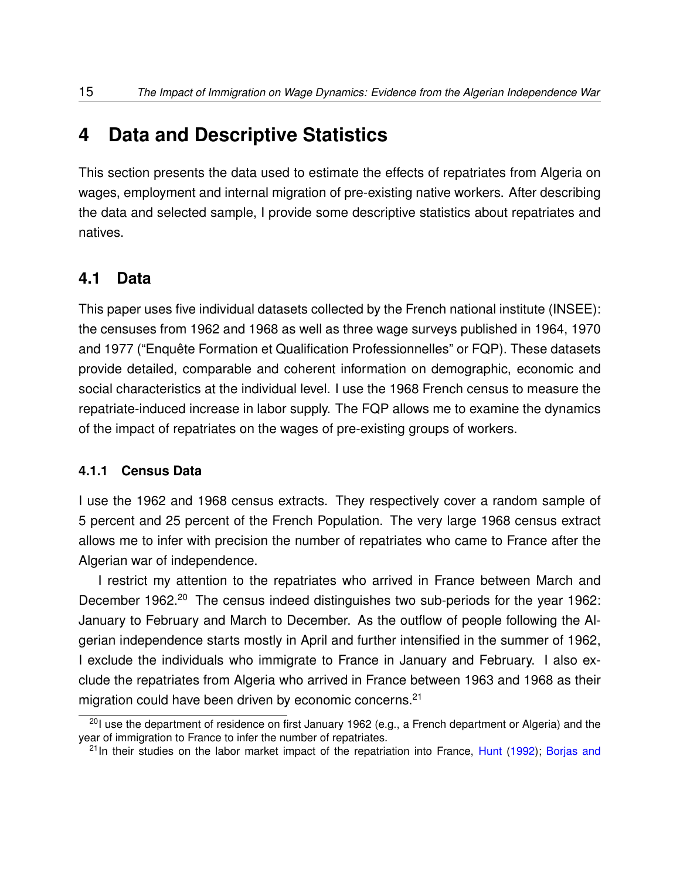# 4 Data and Descriptive Statistics

This section presents the data used to estimate the effects of repatriates from Algeria on wages, employment and internal migration of pre-existing native workers. After describing the data and selected sample, I provide some descriptive statistics about repatriates and natives.

## 4.1 Data

This paper uses five individual datasets collected by the French national institute (INSEE): the censuses from 1962 and 1968 as well as three wage surveys published in 1964, 1970 and 1977 ("Enquête Formation et Qualification Professionnelles" or FQP). These datasets provide detailed, comparable and coherent information on demographic, economic and social characteristics at the individual level. I use the 1968 French census to measure the repatriate-induced increase in labor supply. The FQP allows me to examine the dynamics of the impact of repatriates on the wages of pre-existing groups of workers.

### 4.1.1 Census Data

I use the 1962 and 1968 census extracts. They respectively cover a random sample of 5 percent and 25 percent of the French Population. The very large 1968 census extract allows me to infer with precision the number of repatriates who came to France after the Algerian war of independence.

I restrict my attention to the repatriates who arrived in France between March and December 1962.[20] The census indeed distinguishes two sub-periods for the year 1962: January to February and March to December. As the outflow of people following the Algerian independence starts mostly in April and further intensified in the summer of 1962, I exclude the individuals who immigrate to France in January and February. I also exclude the repatriates from Algeria who arrived in France between 1963 and 1968 as their migration could have been driven by economic concerns.[21]

[20] I use the department of residence on first January 1962 (e.g., a French department or Algeria) and the year of immigration to France to infer the number of repatriates.

[21] In their studies on the labor market impact of the repatriation into France, Hunt (1992); Borjas and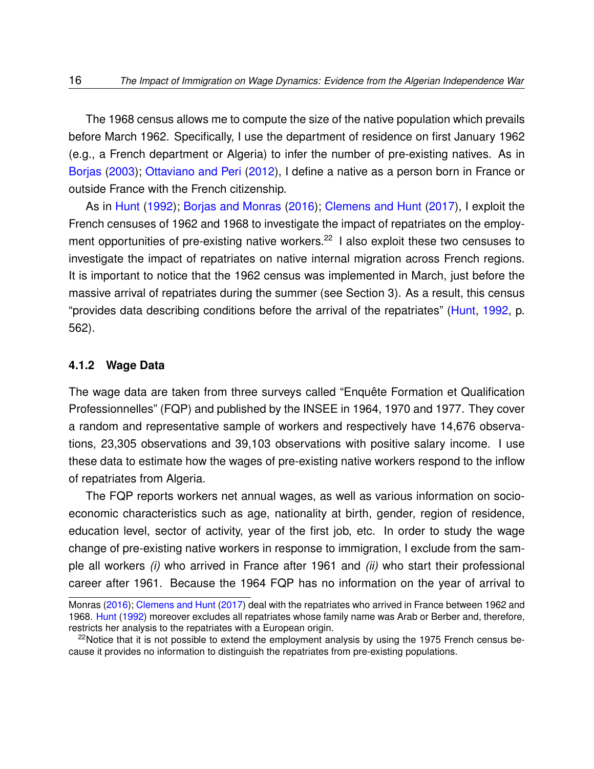The 1968 census allows me to compute the size of the native population which prevails before March 1962. Specifically, I use the department of residence on first January 1962 (e.g., a French department or Algeria) to infer the number of pre-existing natives. As in Borjas (2003); Ottaviano and Peri (2012), I define a native as a person born in France or outside France with the French citizenship.

As in Hunt (1992); Borjas and Monras (2016); Clemens and Hunt (2017), I exploit the French censuses of 1962 and 1968 to investigate the impact of repatriates on the employment opportunities of pre-existing native workers.[22] I also exploit these two censuses to investigate the impact of repatriates on native internal migration across French regions. It is important to notice that the 1962 census was implemented in March, just before the massive arrival of repatriates during the summer (see Section 3). As a result, this census "provides data describing conditions before the arrival of the repatriates" (Hunt, 1992, p. 562).

### 4.1.2 Wage Data

The wage data are taken from three surveys called "Enquête Formation et Qualification Professionnelles" (FQP) and published by the INSEE in 1964, 1970 and 1977. They cover a random and representative sample of workers and respectively have 14,676 observations, 23,305 observations and 39,103 observations with positive salary income. I use these data to estimate how the wages of pre-existing native workers respond to the inflow of repatriates from Algeria.

The FQP reports workers net annual wages, as well as various information on socio-economic characteristics such as age, nationality at birth, gender, region of residence, education level, sector of activity, year of the first job, etc. In order to study the wage change of pre-existing native workers in response to immigration, I exclude from the sample all workers *(i)* who arrived in France after 1961 and *(ii)* who start their professional career after 1961. Because the 1964 FQP has no information on the year of arrival to

Monras (2016); Clemens and Hunt (2017) deal with the repatriates who arrived in France between 1962 and 1968. Hunt (1992) moreover excludes all repatriates whose family name was Arab or Berber and, therefore, restricts her analysis to the repatriates with a European origin.

[22] Notice that it is not possible to extend the employment analysis by using the 1975 French census because it provides no information to distinguish the repatriates from pre-existing populations.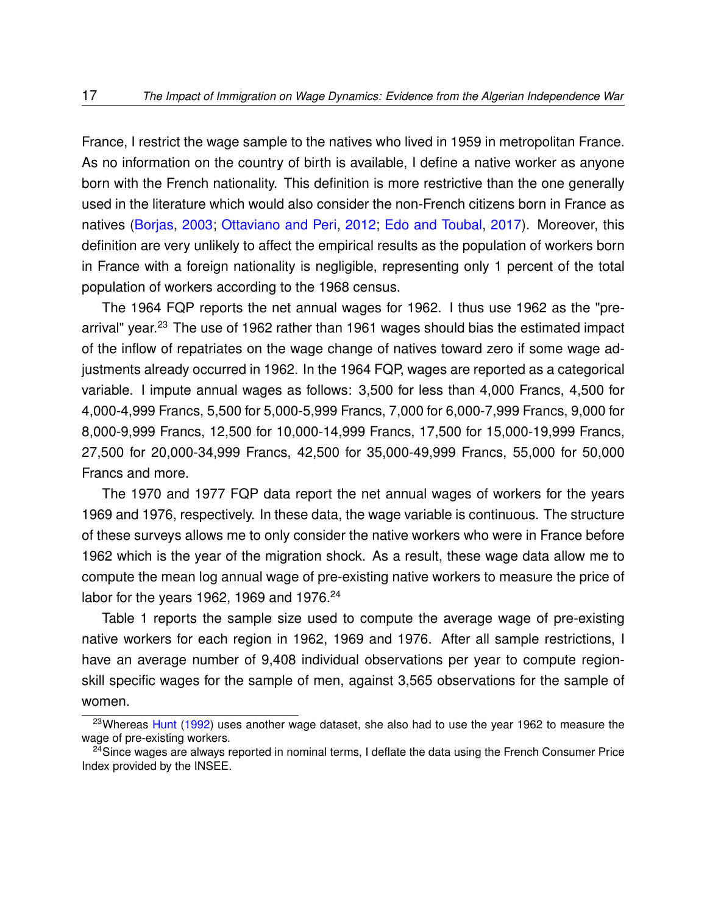France, I restrict the wage sample to the natives who lived in 1959 in metropolitan France. As no information on the country of birth is available, I define a native worker as anyone born with the French nationality. This definition is more restrictive than the one generally used in the literature which would also consider the non-French citizens born in France as natives (Borjas, 2003; Ottaviano and Peri, 2012; Edo and Toubal, 2017). Moreover, this definition are very unlikely to affect the empirical results as the population of workers born in France with a foreign nationality is negligible, representing only 1 percent of the total population of workers according to the 1968 census.

The 1964 FQP reports the net annual wages for 1962. I thus use 1962 as the "pre-arrival" year.[23] The use of 1962 rather than 1961 wages should bias the estimated impact of the inflow of repatriates on the wage change of natives toward zero if some wage adjustments already occurred in 1962. In the 1964 FQP, wages are reported as a categorical variable. I impute annual wages as follows: 3,500 for less than 4,000 Francs, 4,500 for 4,000-4,999 Francs, 5,500 for 5,000-5,999 Francs, 7,000 for 6,000-7,999 Francs, 9,000 for 8,000-9,999 Francs, 12,500 for 10,000-14,999 Francs, 17,500 for 15,000-19,999 Francs, 27,500 for 20,000-34,999 Francs, 42,500 for 35,000-49,999 Francs, 55,000 for 50,000 Francs and more.

The 1970 and 1977 FQP data report the net annual wages of workers for the years 1969 and 1976, respectively. In these data, the wage variable is continuous. The structure of these surveys allows me to only consider the native workers who were in France before 1962 which is the year of the migration shock. As a result, these wage data allow me to compute the mean log annual wage of pre-existing native workers to measure the price of labor for the years 1962, 1969 and 1976.[24]

Table 1 reports the sample size used to compute the average wage of pre-existing native workers for each region in 1962, 1969 and 1976. After all sample restrictions, I have an average number of 9,408 individual observations per year to compute region-skill specific wages for the sample of men, against 3,565 observations for the sample of women.

[23] Whereas Hunt (1992) uses another wage dataset, she also had to use the year 1962 to measure the wage of pre-existing workers.

[24] Since wages are always reported in nominal terms, I deflate the data using the French Consumer Price Index provided by the INSEE.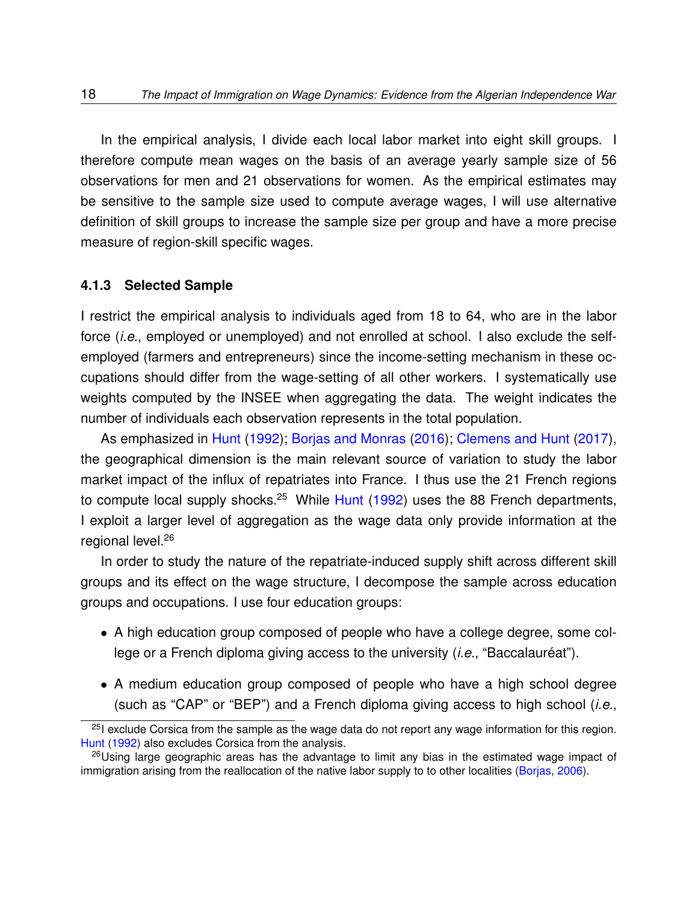In the empirical analysis, I divide each local labor market into eight skill groups. I therefore compute mean wages on the basis of an average yearly sample size of 56 observations for men and 21 observations for women. As the empirical estimates may be sensitive to the sample size used to compute average wages, I will use alternative definition of skill groups to increase the sample size per group and have a more precise measure of region-skill specific wages.

### 4.1.3 Selected Sample

I restrict the empirical analysis to individuals aged from 18 to 64, who are in the labor force (*i.e.*, employed or unemployed) and not enrolled at school. I also exclude the self-employed (farmers and entrepreneurs) since the income-setting mechanism in these occupations should differ from the wage-setting of all other workers. I systematically use weights computed by the INSEE when aggregating the data. The weight indicates the number of individuals each observation represents in the total population.

As emphasized in Hunt (1992); Borjas and Monras (2016); Clemens and Hunt (2017), the geographical dimension is the main relevant source of variation to study the labor market impact of the influx of repatriates into France. I thus use the 21 French regions to compute local supply shocks.[25] While Hunt (1992) uses the 88 French departments, I exploit a larger level of aggregation as the wage data only provide information at the regional level.[26]

In order to study the nature of the repatriate-induced supply shift across different skill groups and its effect on the wage structure, I decompose the sample across education groups and occupations. I use four education groups:

- A high education group composed of people who have a college degree, some college or a French diploma giving access to the university (*i.e.*, "Baccalauréat").
- A medium education group composed of people who have a high school degree (such as "CAP" or "BEP") and a French diploma giving access to high school (*i.e.*,

[25] I exclude Corsica from the sample as the wage data do not report any wage information for this region. Hunt (1992) also excludes Corsica from the analysis.

[26] Using large geographic areas has the advantage to limit any bias in the estimated wage impact of immigration arising from the reallocation of the native labor supply to to other localities (Borjas, 2006).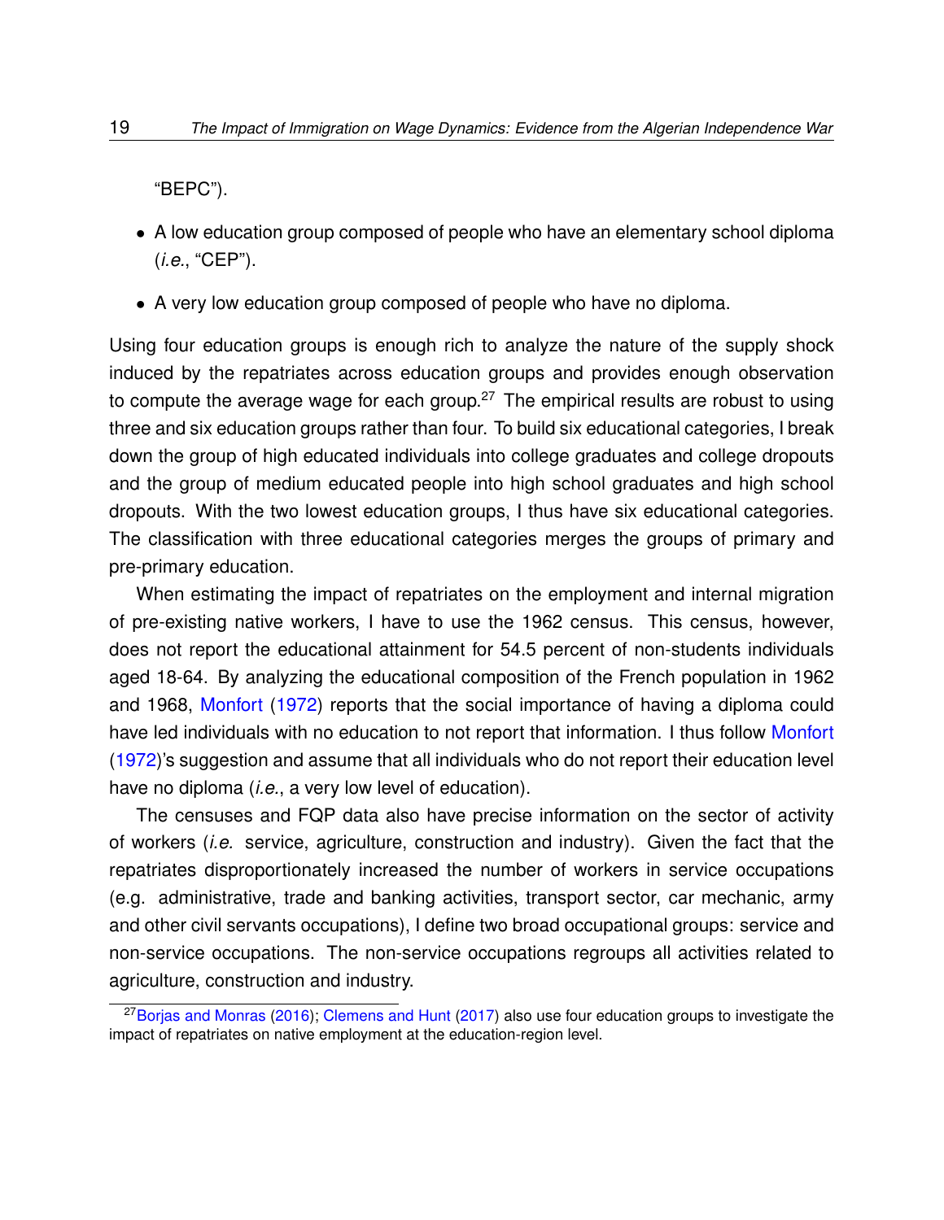"BEPC").

- A low education group composed of people who have an elementary school diploma (*i.e.*, "CEP").
- A very low education group composed of people who have no diploma.

Using four education groups is enough rich to analyze the nature of the supply shock induced by the repatriates across education groups and provides enough observation to compute the average wage for each group.[27] The empirical results are robust to using three and six education groups rather than four. To build six educational categories, I break down the group of high educated individuals into college graduates and college dropouts and the group of medium educated people into high school graduates and high school dropouts. With the two lowest education groups, I thus have six educational categories. The classification with three educational categories merges the groups of primary and pre-primary education.

When estimating the impact of repatriates on the employment and internal migration of pre-existing native workers, I have to use the 1962 census. This census, however, does not report the educational attainment for 54.5 percent of non-students individuals aged 18-64. By analyzing the educational composition of the French population in 1962 and 1968, Monfort (1972) reports that the social importance of having a diploma could have led individuals with no education to not report that information. I thus follow Monfort (1972)'s suggestion and assume that all individuals who do not report their education level have no diploma (*i.e.*, a very low level of education).

The censuses and FQP data also have precise information on the sector of activity of workers (*i.e.* service, agriculture, construction and industry). Given the fact that the repatriates disproportionately increased the number of workers in service occupations (e.g. administrative, trade and banking activities, transport sector, car mechanic, army and other civil servants occupations), I define two broad occupational groups: service and non-service occupations. The non-service occupations regroups all activities related to agriculture, construction and industry.

[27] Borjas and Monras (2016); Clemens and Hunt (2017) also use four education groups to investigate the impact of repatriates on native employment at the education-region level.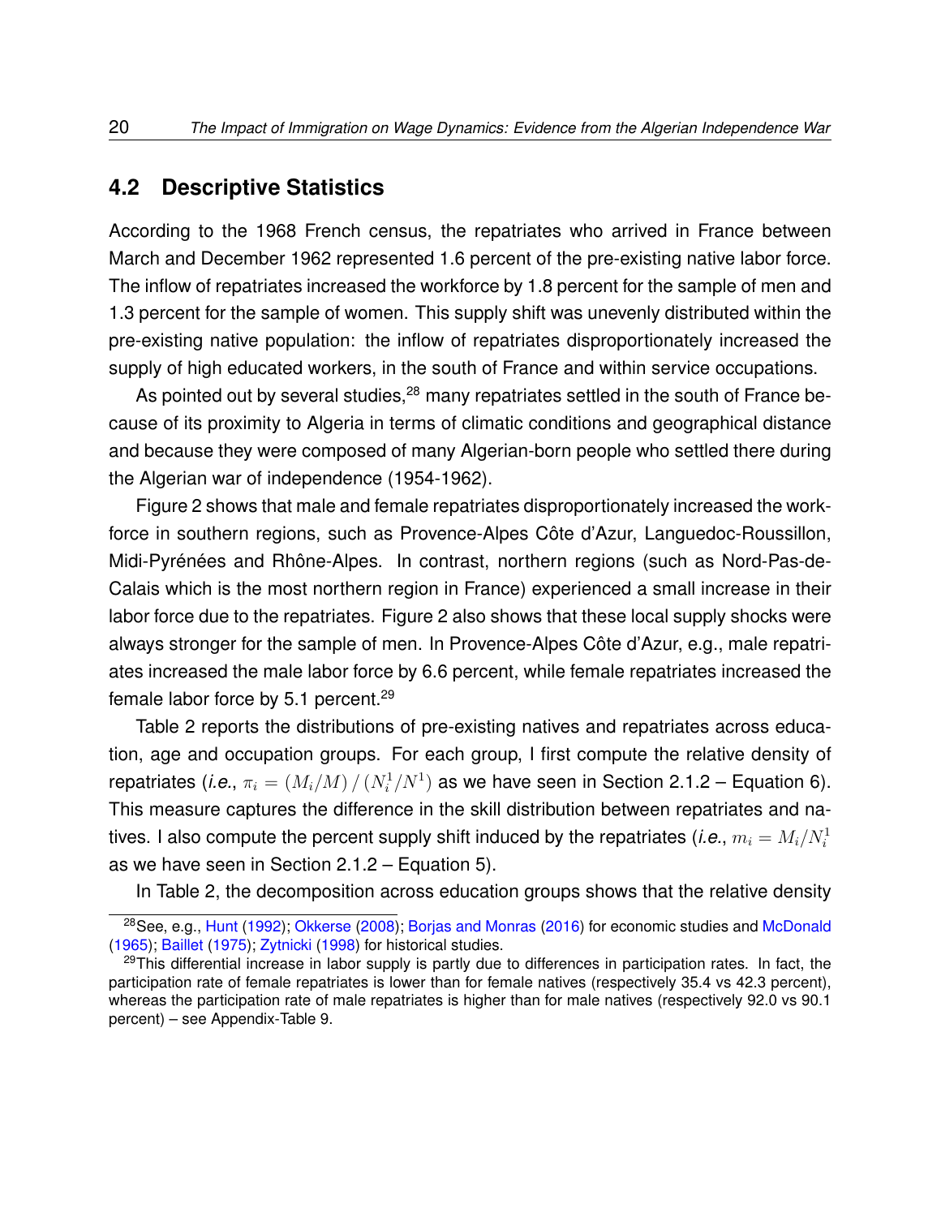## 4.2 Descriptive Statistics

According to the 1968 French census, the repatriates who arrived in France between March and December 1962 represented 1.6 percent of the pre-existing native labor force. The inflow of repatriates increased the workforce by 1.8 percent for the sample of men and 1.3 percent for the sample of women. This supply shift was unevenly distributed within the pre-existing native population: the inflow of repatriates disproportionately increased the supply of high educated workers, in the south of France and within service occupations.

As pointed out by several studies,[28] many repatriates settled in the south of France because of its proximity to Algeria in terms of climatic conditions and geographical distance and because they were composed of many Algerian-born people who settled there during the Algerian war of independence (1954-1962).

Figure 2 shows that male and female repatriates disproportionately increased the workforce in southern regions, such as Provence-Alpes Côte d'Azur, Languedoc-Roussillon, Midi-Pyrénées and Rhône-Alpes. In contrast, northern regions (such as Nord-Pas-de-Calais which is the most northern region in France) experienced a small increase in their labor force due to the repatriates. Figure 2 also shows that these local supply shocks were always stronger for the sample of men. In Provence-Alpes Côte d'Azur, e.g., male repatriates increased the male labor force by 6.6 percent, while female repatriates increased the female labor force by 5.1 percent.[29]

Table 2 reports the distributions of pre-existing natives and repatriates across education, age and occupation groups. For each group, I first compute the relative density of repatriates (*i.e.*, $\pi_i = (M_i/M) \,/\, (N_i^1/N^1)$ as we have seen in Section 2.1.2 – Equation 6). This measure captures the difference in the skill distribution between repatriates and natives. I also compute the percent supply shift induced by the repatriates (*i.e.*, $m_i = M_i/N_i^1$ as we have seen in Section 2.1.2 – Equation 5).

In Table 2, the decomposition across education groups shows that the relative density

[28] See, e.g., Hunt (1992); Okkerse (2008); Borjas and Monras (2016) for economic studies and McDonald (1965); Baillet (1975); Zytnicki (1998) for historical studies.

[29] This differential increase in labor supply is partly due to differences in participation rates. In fact, the participation rate of female repatriates is lower than for female natives (respectively 35.4 vs 42.3 percent), whereas the participation rate of male repatriates is higher than for male natives (respectively 92.0 vs 90.1 percent) – see Appendix-Table 9.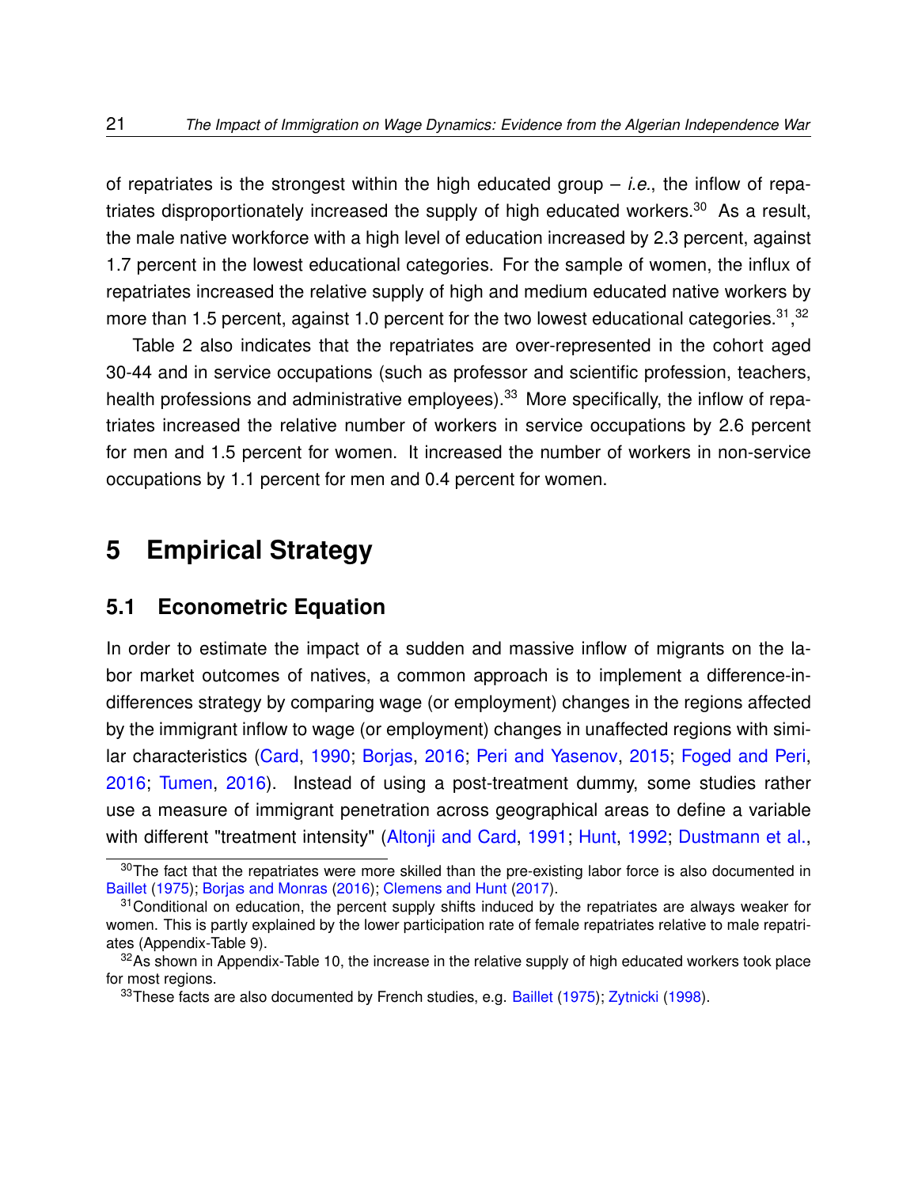of repatriates is the strongest within the high educated group – *i.e.*, the inflow of repatriates disproportionately increased the supply of high educated workers.[30] As a result, the male native workforce with a high level of education increased by 2.3 percent, against 1.7 percent in the lowest educational categories. For the sample of women, the influx of repatriates increased the relative supply of high and medium educated native workers by more than 1.5 percent, against 1.0 percent for the two lowest educational categories.[31],[32]

Table 2 also indicates that the repatriates are over-represented in the cohort aged 30-44 and in service occupations (such as professor and scientific profession, teachers, health professions and administrative employees).[33] More specifically, the inflow of repatriates increased the relative number of workers in service occupations by 2.6 percent for men and 1.5 percent for women. It increased the number of workers in non-service occupations by 1.1 percent for men and 0.4 percent for women.

# 5 Empirical Strategy

## 5.1 Econometric Equation

In order to estimate the impact of a sudden and massive inflow of migrants on the labor market outcomes of natives, a common approach is to implement a difference-in-differences strategy by comparing wage (or employment) changes in the regions affected by the immigrant inflow to wage (or employment) changes in unaffected regions with similar characteristics (Card, 1990; Borjas, 2016; Peri and Yasenov, 2015; Foged and Peri, 2016; Tumen, 2016). Instead of using a post-treatment dummy, some studies rather use a measure of immigrant penetration across geographical areas to define a variable with different "treatment intensity" (Altonji and Card, 1991; Hunt, 1992; Dustmann et al.,

---

[30] The fact that the repatriates were more skilled than the pre-existing labor force is also documented in Baillet (1975); Borjas and Monras (2016); Clemens and Hunt (2017).

[31] Conditional on education, the percent supply shifts induced by the repatriates are always weaker for women. This is partly explained by the lower participation rate of female repatriates relative to male repatriates (Appendix-Table 9).

[32] As shown in Appendix-Table 10, the increase in the relative supply of high educated workers took place for most regions.

[33] These facts are also documented by French studies, e.g. Baillet (1975); Zytnicki (1998).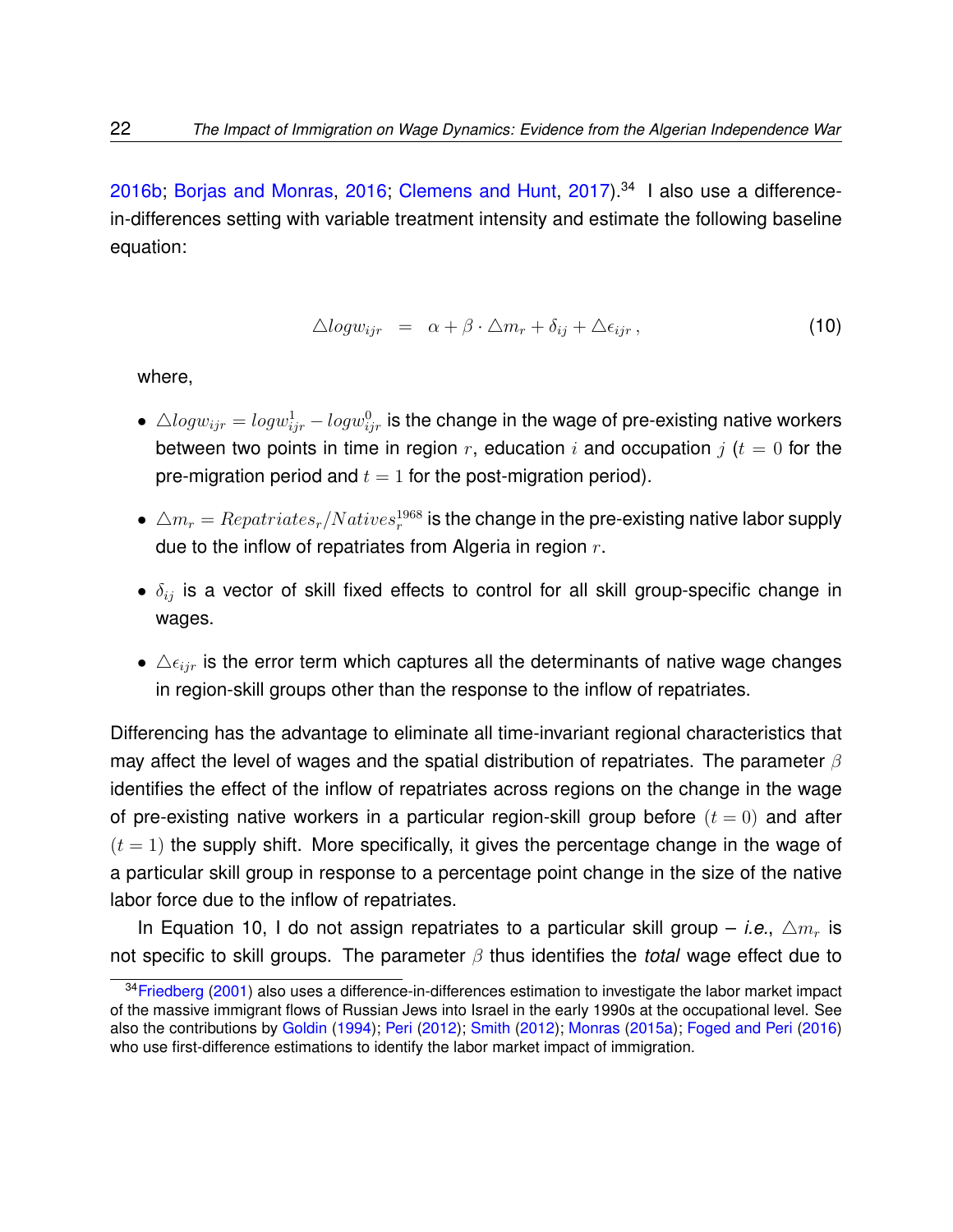2016b; Borjas and Monras, 2016; Clemens and Hunt, 2017).[34] I also use a difference-in-differences setting with variable treatment intensity and estimate the following baseline equation:

$$\triangle logw_{ijr} \;=\; \alpha + \beta \cdot \triangle m_r + \delta_{ij} + \triangle \epsilon_{ijr}\,, \tag{10}$$

where,

- $\triangle logw_{ijr} = logw^1_{ijr} - logw^0_{ijr}$ is the change in the wage of pre-existing native workers between two points in time in region $r$, education $i$ and occupation $j$ ($t = 0$ for the pre-migration period and $t = 1$ for the post-migration period).
- $\triangle m_r = Repatriates_r / Natives^{1968}_r$ is the change in the pre-existing native labor supply due to the inflow of repatriates from Algeria in region $r$.
- $\delta_{ij}$ is a vector of skill fixed effects to control for all skill group-specific change in wages.
- $\triangle \epsilon_{ijr}$ is the error term which captures all the determinants of native wage changes in region-skill groups other than the response to the inflow of repatriates.

Differencing has the advantage to eliminate all time-invariant regional characteristics that may affect the level of wages and the spatial distribution of repatriates. The parameter $\beta$ identifies the effect of the inflow of repatriates across regions on the change in the wage of pre-existing native workers in a particular region-skill group before $(t = 0)$ and after $(t = 1)$ the supply shift. More specifically, it gives the percentage change in the wage of a particular skill group in response to a percentage point change in the size of the native labor force due to the inflow of repatriates.

In Equation 10, I do not assign repatriates to a particular skill group – *i.e.*, $\triangle m_r$ is not specific to skill groups. The parameter $\beta$ thus identifies the *total* wage effect due to

[34] Friedberg (2001) also uses a difference-in-differences estimation to investigate the labor market impact of the massive immigrant flows of Russian Jews into Israel in the early 1990s at the occupational level. See also the contributions by Goldin (1994); Peri (2012); Smith (2012); Monras (2015a); Foged and Peri (2016) who use first-difference estimations to identify the labor market impact of immigration.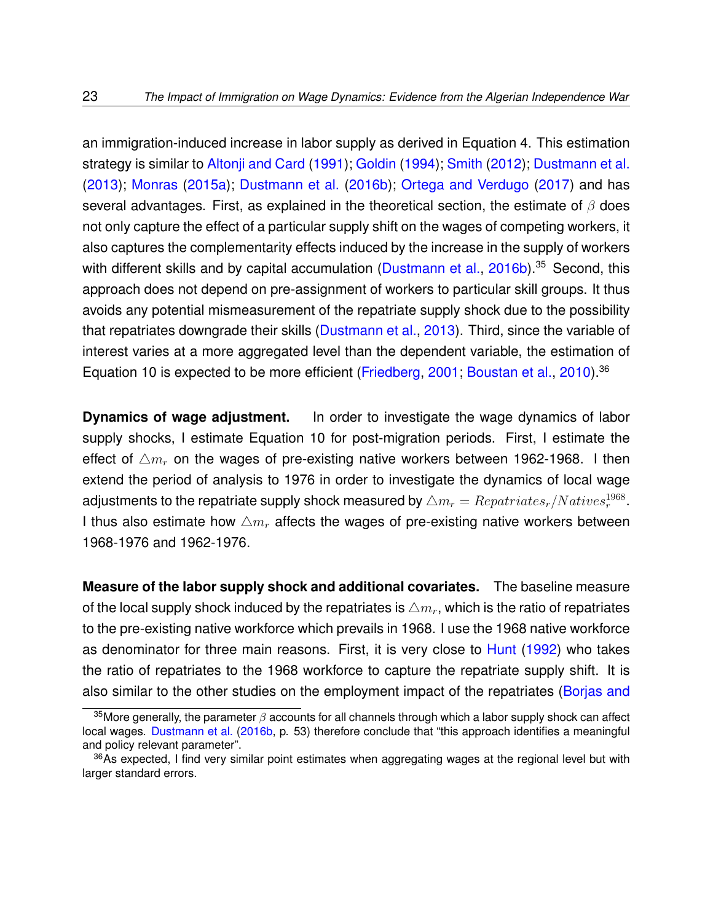an immigration-induced increase in labor supply as derived in Equation 4. This estimation strategy is similar to Altonji and Card (1991); Goldin (1994); Smith (2012); Dustmann et al. (2013); Monras (2015a); Dustmann et al. (2016b); Ortega and Verdugo (2017) and has several advantages. First, as explained in the theoretical section, the estimate of $\beta$ does not only capture the effect of a particular supply shift on the wages of competing workers, it also captures the complementarity effects induced by the increase in the supply of workers with different skills and by capital accumulation (Dustmann et al., 2016b).[35] Second, this approach does not depend on pre-assignment of workers to particular skill groups. It thus avoids any potential mismeasurement of the repatriate supply shock due to the possibility that repatriates downgrade their skills (Dustmann et al., 2013). Third, since the variable of interest varies at a more aggregated level than the dependent variable, the estimation of Equation 10 is expected to be more efficient (Friedberg, 2001; Boustan et al., 2010).[36]

**Dynamics of wage adjustment.** In order to investigate the wage dynamics of labor supply shocks, I estimate Equation 10 for post-migration periods. First, I estimate the effect of $\triangle m_r$ on the wages of pre-existing native workers between 1962-1968. I then extend the period of analysis to 1976 in order to investigate the dynamics of local wage adjustments to the repatriate supply shock measured by $\triangle m_r = Repatriates_r / Natives_r^{1968}$. I thus also estimate how $\triangle m_r$ affects the wages of pre-existing native workers between 1968-1976 and 1962-1976.

**Measure of the labor supply shock and additional covariates.** The baseline measure of the local supply shock induced by the repatriates is $\triangle m_r$, which is the ratio of repatriates to the pre-existing native workforce which prevails in 1968. I use the 1968 native workforce as denominator for three main reasons. First, it is very close to Hunt (1992) who takes the ratio of repatriates to the 1968 workforce to capture the repatriate supply shift. It is also similar to the other studies on the employment impact of the repatriates (Borjas and

[35] More generally, the parameter $\beta$ accounts for all channels through which a labor supply shock can affect local wages. Dustmann et al. (2016b, p. 53) therefore conclude that "this approach identifies a meaningful and policy relevant parameter".

[36] As expected, I find very similar point estimates when aggregating wages at the regional level but with larger standard errors.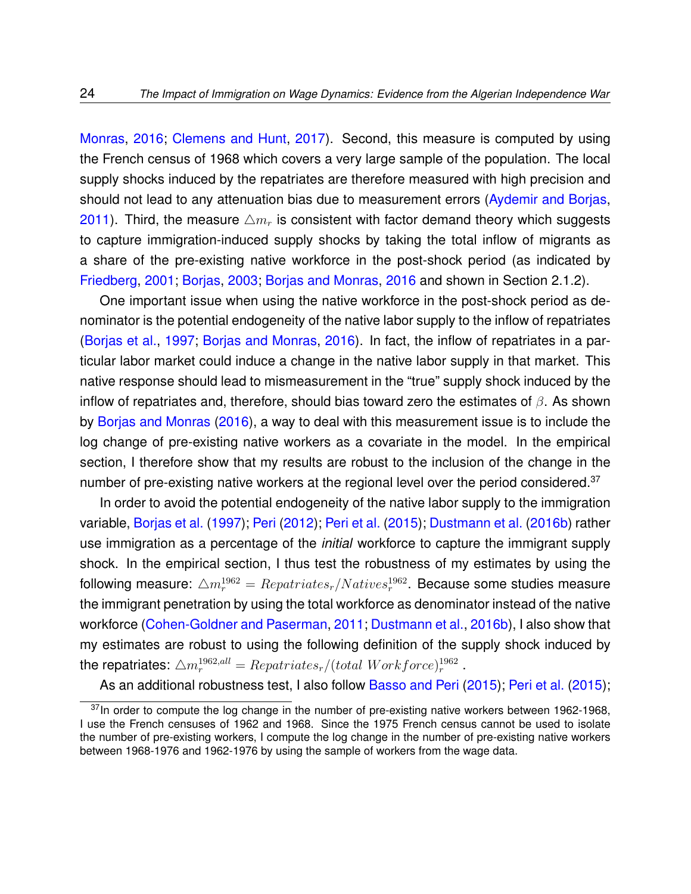Monras, 2016; Clemens and Hunt, 2017). Second, this measure is computed by using the French census of 1968 which covers a very large sample of the population. The local supply shocks induced by the repatriates are therefore measured with high precision and should not lead to any attenuation bias due to measurement errors (Aydemir and Borjas, 2011). Third, the measure $\triangle m_r$ is consistent with factor demand theory which suggests to capture immigration-induced supply shocks by taking the total inflow of migrants as a share of the pre-existing native workforce in the post-shock period (as indicated by Friedberg, 2001; Borjas, 2003; Borjas and Monras, 2016 and shown in Section 2.1.2).

One important issue when using the native workforce in the post-shock period as denominator is the potential endogeneity of the native labor supply to the inflow of repatriates (Borjas et al., 1997; Borjas and Monras, 2016). In fact, the inflow of repatriates in a particular labor market could induce a change in the native labor supply in that market. This native response should lead to mismeasurement in the "true" supply shock induced by the inflow of repatriates and, therefore, should bias toward zero the estimates of $\beta$. As shown by Borjas and Monras (2016), a way to deal with this measurement issue is to include the log change of pre-existing native workers as a covariate in the model. In the empirical section, I therefore show that my results are robust to the inclusion of the change in the number of pre-existing native workers at the regional level over the period considered.[37]

In order to avoid the potential endogeneity of the native labor supply to the immigration variable, Borjas et al. (1997); Peri (2012); Peri et al. (2015); Dustmann et al. (2016b) rather use immigration as a percentage of the *initial* workforce to capture the immigrant supply shock. In the empirical section, I thus test the robustness of my estimates by using the following measure: $\triangle m_r^{1962} = Repatriates_r / Natives_r^{1962}$. Because some studies measure the immigrant penetration by using the total workforce as denominator instead of the native workforce (Cohen-Goldner and Paserman, 2011; Dustmann et al., 2016b), I also show that my estimates are robust to using the following definition of the supply shock induced by the repatriates: $\triangle m_r^{1962,all} = Repatriates_r / (total\ Workforce)_r^{1962}$ .

As an additional robustness test, I also follow Basso and Peri (2015); Peri et al. (2015);

[37] In order to compute the log change in the number of pre-existing native workers between 1962-1968, I use the French censuses of 1962 and 1968. Since the 1975 French census cannot be used to isolate the number of pre-existing workers, I compute the log change in the number of pre-existing native workers between 1968-1976 and 1962-1976 by using the sample of workers from the wage data.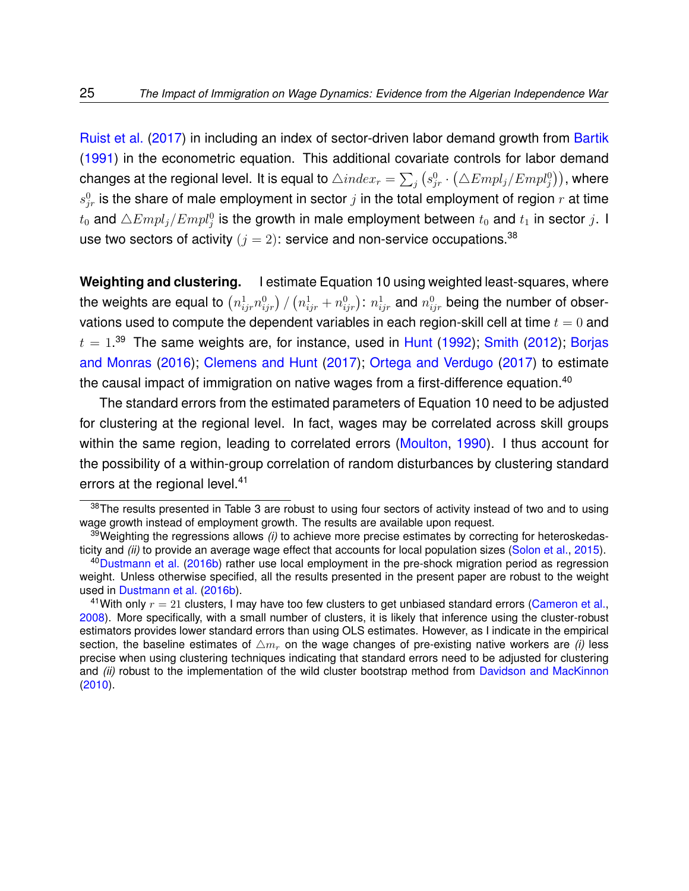Ruist et al. (2017) in including an index of sector-driven labor demand growth from Bartik (1991) in the econometric equation. This additional covariate controls for labor demand changes at the regional level. It is equal to $\triangle index_r = \sum_j \left(s^0_{jr} \cdot \left(\triangle Empl_j / Empl^0_j\right)\right)$, where $s^0_{jr}$ is the share of male employment in sector $j$ in the total employment of region $r$ at time $t_0$ and $\triangle Empl_j / Empl^0_j$ is the growth in male employment between $t_0$ and $t_1$ in sector $j$. I use two sectors of activity $(j = 2)$: service and non-service occupations.[38]

**Weighting and clustering.** I estimate Equation 10 using weighted least-squares, where the weights are equal to $\left(n^1_{ijr} n^0_{ijr}\right) / \left(n^1_{ijr} + n^0_{ijr}\right)$: $n^1_{ijr}$ and $n^0_{ijr}$ being the number of observations used to compute the dependent variables in each region-skill cell at time $t = 0$ and $t = 1$.[39] The same weights are, for instance, used in Hunt (1992); Smith (2012); Borjas and Monras (2016); Clemens and Hunt (2017); Ortega and Verdugo (2017) to estimate the causal impact of immigration on native wages from a first-difference equation.[40]

The standard errors from the estimated parameters of Equation 10 need to be adjusted for clustering at the regional level. In fact, wages may be correlated across skill groups within the same region, leading to correlated errors (Moulton, 1990). I thus account for the possibility of a within-group correlation of random disturbances by clustering standard errors at the regional level.[41]

---

[38] The results presented in Table 3 are robust to using four sectors of activity instead of two and to using wage growth instead of employment growth. The results are available upon request.

[39] Weighting the regressions allows *(i)* to achieve more precise estimates by correcting for heteroskedasticity and *(ii)* to provide an average wage effect that accounts for local population sizes (Solon et al., 2015).

[40] Dustmann et al. (2016b) rather use local employment in the pre-shock migration period as regression weight. Unless otherwise specified, all the results presented in the present paper are robust to the weight used in Dustmann et al. (2016b).

[41] With only $r = 21$ clusters, I may have too few clusters to get unbiased standard errors (Cameron et al., 2008). More specifically, with a small number of clusters, it is likely that inference using the cluster-robust estimators provides lower standard errors than using OLS estimates. However, as I indicate in the empirical section, the baseline estimates of $\triangle m_r$ on the wage changes of pre-existing native workers are *(i)* less precise when using clustering techniques indicating that standard errors need to be adjusted for clustering and *(ii)* robust to the implementation of the wild cluster bootstrap method from Davidson and MacKinnon (2010).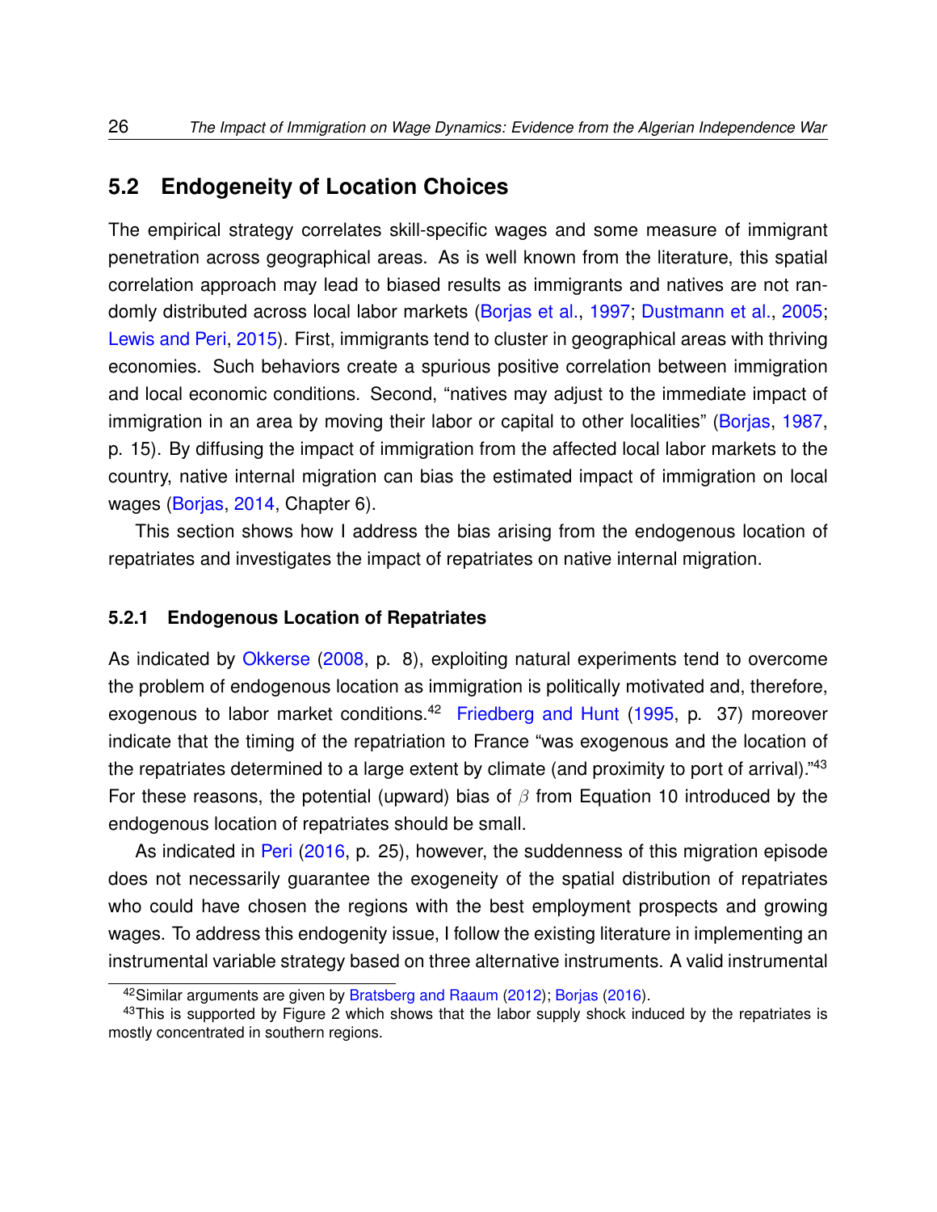## 5.2 Endogeneity of Location Choices

The empirical strategy correlates skill-specific wages and some measure of immigrant penetration across geographical areas. As is well known from the literature, this spatial correlation approach may lead to biased results as immigrants and natives are not randomly distributed across local labor markets (Borjas et al., 1997; Dustmann et al., 2005; Lewis and Peri, 2015). First, immigrants tend to cluster in geographical areas with thriving economies. Such behaviors create a spurious positive correlation between immigration and local economic conditions. Second, "natives may adjust to the immediate impact of immigration in an area by moving their labor or capital to other localities" (Borjas, 1987, p. 15). By diffusing the impact of immigration from the affected local labor markets to the country, native internal migration can bias the estimated impact of immigration on local wages (Borjas, 2014, Chapter 6).

This section shows how I address the bias arising from the endogenous location of repatriates and investigates the impact of repatriates on native internal migration.

### 5.2.1 Endogenous Location of Repatriates

As indicated by Okkerse (2008, p. 8), exploiting natural experiments tend to overcome the problem of endogenous location as immigration is politically motivated and, therefore, exogenous to labor market conditions.[42] Friedberg and Hunt (1995, p. 37) moreover indicate that the timing of the repatriation to France "was exogenous and the location of the repatriates determined to a large extent by climate (and proximity to port of arrival)."[43] For these reasons, the potential (upward) bias of $\beta$ from Equation 10 introduced by the endogenous location of repatriates should be small.

As indicated in Peri (2016, p. 25), however, the suddenness of this migration episode does not necessarily guarantee the exogeneity of the spatial distribution of repatriates who could have chosen the regions with the best employment prospects and growing wages. To address this endogenity issue, I follow the existing literature in implementing an instrumental variable strategy based on three alternative instruments. A valid instrumental

[42] Similar arguments are given by Bratsberg and Raaum (2012); Borjas (2016).

[43] This is supported by Figure 2 which shows that the labor supply shock induced by the repatriates is mostly concentrated in southern regions.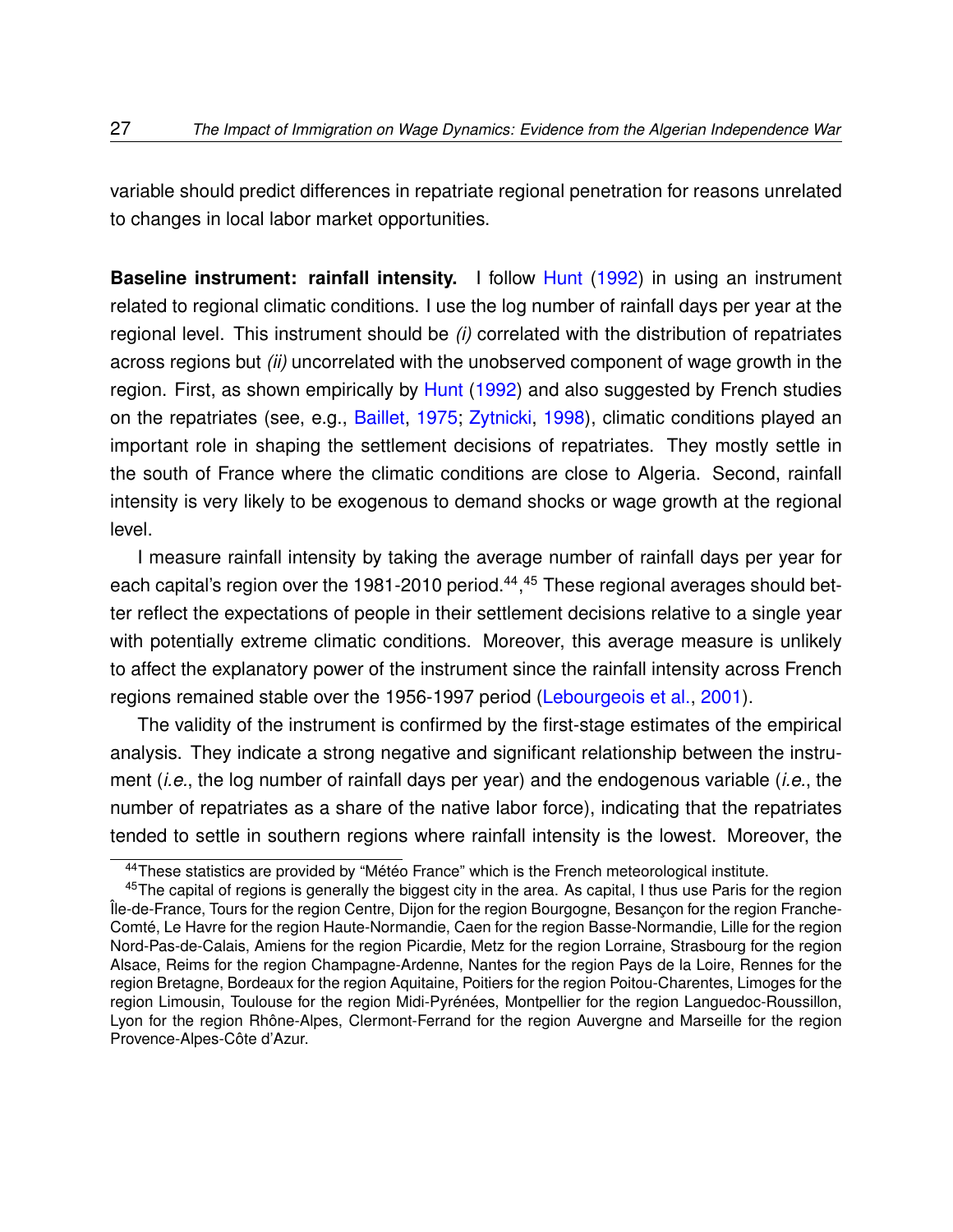variable should predict differences in repatriate regional penetration for reasons unrelated to changes in local labor market opportunities.

**Baseline instrument: rainfall intensity.** I follow Hunt (1992) in using an instrument related to regional climatic conditions. I use the log number of rainfall days per year at the regional level. This instrument should be *(i)* correlated with the distribution of repatriates across regions but *(ii)* uncorrelated with the unobserved component of wage growth in the region. First, as shown empirically by Hunt (1992) and also suggested by French studies on the repatriates (see, e.g., Baillet, 1975; Zytnicki, 1998), climatic conditions played an important role in shaping the settlement decisions of repatriates. They mostly settle in the south of France where the climatic conditions are close to Algeria. Second, rainfall intensity is very likely to be exogenous to demand shocks or wage growth at the regional level.

I measure rainfall intensity by taking the average number of rainfall days per year for each capital's region over the 1981-2010 period.[44],[45] These regional averages should better reflect the expectations of people in their settlement decisions relative to a single year with potentially extreme climatic conditions. Moreover, this average measure is unlikely to affect the explanatory power of the instrument since the rainfall intensity across French regions remained stable over the 1956-1997 period (Lebourgeois et al., 2001).

The validity of the instrument is confirmed by the first-stage estimates of the empirical analysis. They indicate a strong negative and significant relationship between the instrument (*i.e.*, the log number of rainfall days per year) and the endogenous variable (*i.e.*, the number of repatriates as a share of the native labor force), indicating that the repatriates tended to settle in southern regions where rainfall intensity is the lowest. Moreover, the

[44] These statistics are provided by "Météo France" which is the French meteorological institute.

[45] The capital of regions is generally the biggest city in the area. As capital, I thus use Paris for the region Île-de-France, Tours for the region Centre, Dijon for the region Bourgogne, Besançon for the region Franche-Comté, Le Havre for the region Haute-Normandie, Caen for the region Basse-Normandie, Lille for the region Nord-Pas-de-Calais, Amiens for the region Picardie, Metz for the region Lorraine, Strasbourg for the region Alsace, Reims for the region Champagne-Ardenne, Nantes for the region Pays de la Loire, Rennes for the region Bretagne, Bordeaux for the region Aquitaine, Poitiers for the region Poitou-Charentes, Limoges for the region Limousin, Toulouse for the region Midi-Pyrénées, Montpellier for the region Languedoc-Roussillon, Lyon for the region Rhône-Alpes, Clermont-Ferrand for the region Auvergne and Marseille for the region Provence-Alpes-Côte d'Azur.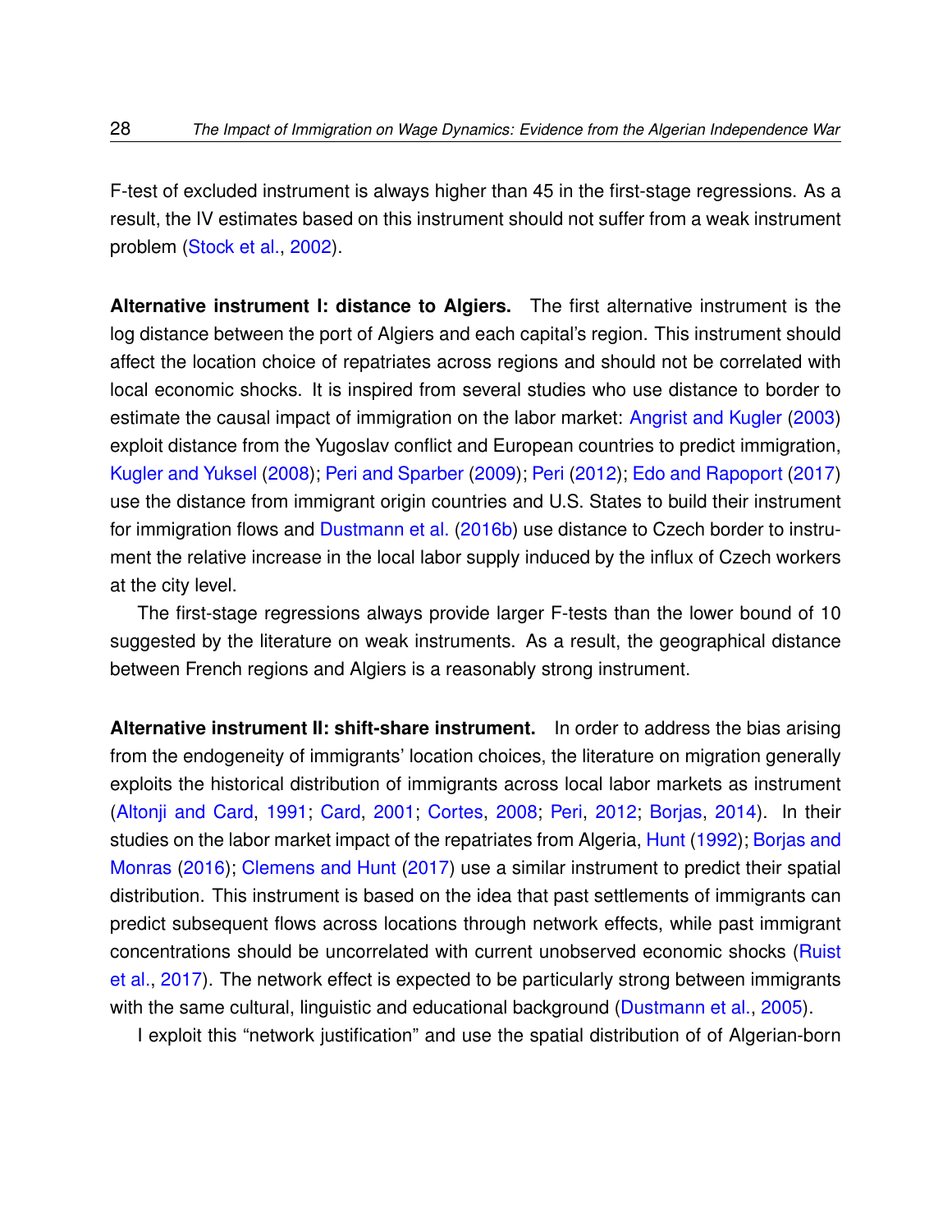F-test of excluded instrument is always higher than 45 in the first-stage regressions. As a result, the IV estimates based on this instrument should not suffer from a weak instrument problem (Stock et al., 2002).

**Alternative instrument I: distance to Algiers.** The first alternative instrument is the log distance between the port of Algiers and each capital's region. This instrument should affect the location choice of repatriates across regions and should not be correlated with local economic shocks. It is inspired from several studies who use distance to border to estimate the causal impact of immigration on the labor market: Angrist and Kugler (2003) exploit distance from the Yugoslav conflict and European countries to predict immigration, Kugler and Yuksel (2008); Peri and Sparber (2009); Peri (2012); Edo and Rapoport (2017) use the distance from immigrant origin countries and U.S. States to build their instrument for immigration flows and Dustmann et al. (2016b) use distance to Czech border to instrument the relative increase in the local labor supply induced by the influx of Czech workers at the city level.

The first-stage regressions always provide larger F-tests than the lower bound of 10 suggested by the literature on weak instruments. As a result, the geographical distance between French regions and Algiers is a reasonably strong instrument.

**Alternative instrument II: shift-share instrument.** In order to address the bias arising from the endogeneity of immigrants' location choices, the literature on migration generally exploits the historical distribution of immigrants across local labor markets as instrument (Altonji and Card, 1991; Card, 2001; Cortes, 2008; Peri, 2012; Borjas, 2014). In their studies on the labor market impact of the repatriates from Algeria, Hunt (1992); Borjas and Monras (2016); Clemens and Hunt (2017) use a similar instrument to predict their spatial distribution. This instrument is based on the idea that past settlements of immigrants can predict subsequent flows across locations through network effects, while past immigrant concentrations should be uncorrelated with current unobserved economic shocks (Ruist et al., 2017). The network effect is expected to be particularly strong between immigrants with the same cultural, linguistic and educational background (Dustmann et al., 2005).

I exploit this "network justification" and use the spatial distribution of of Algerian-born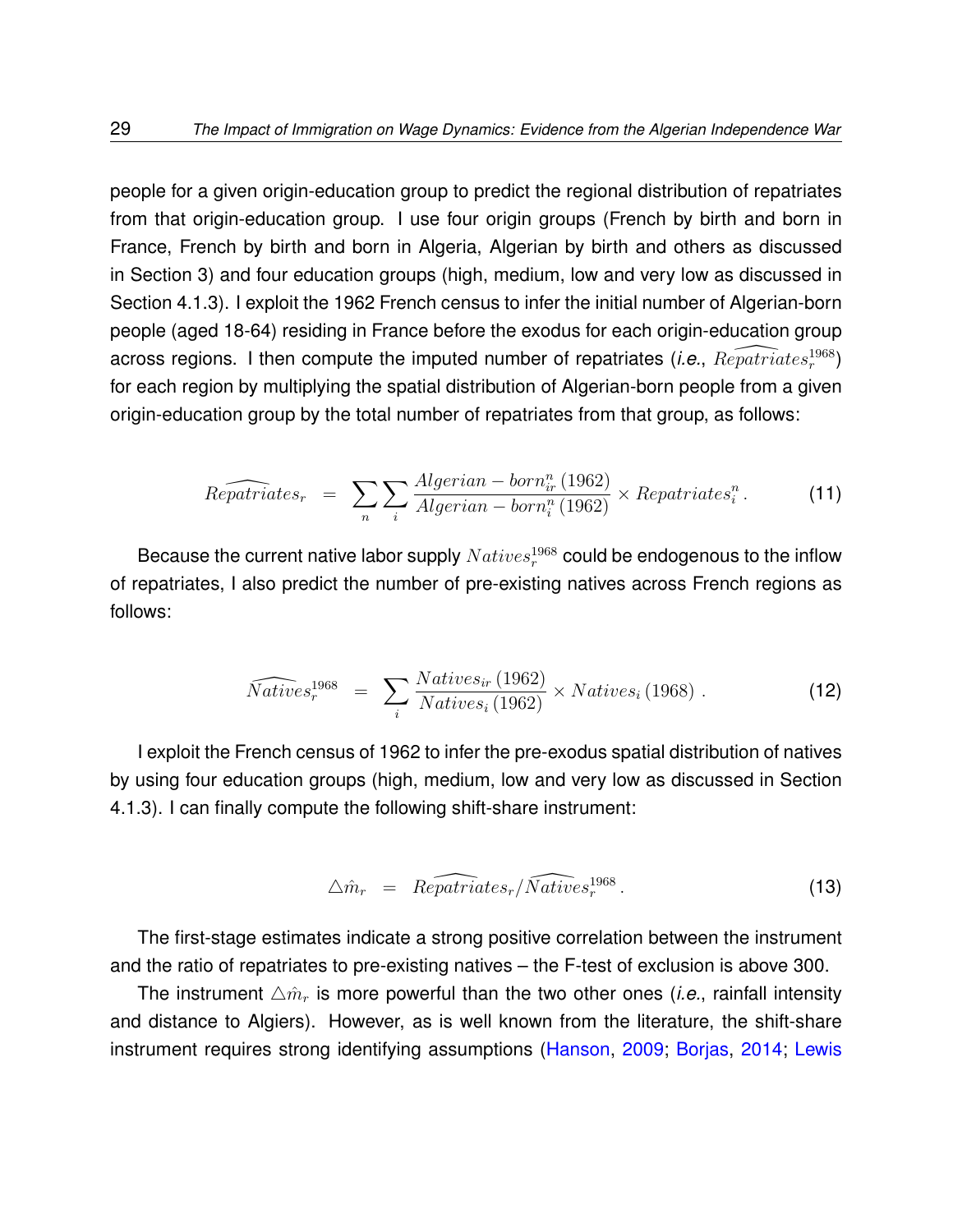people for a given origin-education group to predict the regional distribution of repatriates from that origin-education group. I use four origin groups (French by birth and born in France, French by birth and born in Algeria, Algerian by birth and others as discussed in Section 3) and four education groups (high, medium, low and very low as discussed in Section 4.1.3). I exploit the 1962 French census to infer the initial number of Algerian-born people (aged 18-64) residing in France before the exodus for each origin-education group across regions. I then compute the imputed number of repatriates (*i.e.*, $\widehat{Repatriates}_r^{1968}$) for each region by multiplying the spatial distribution of Algerian-born people from a given origin-education group by the total number of repatriates from that group, as follows:

$$\widehat{Repatriates}_r \;=\; \sum_n \sum_i \frac{Algerian-born_{ir}^n\,(1962)}{Algerian-born_i^n\,(1962)} \times Repatriates_i^n\,. \tag{11}$$

Because the current native labor supply $Natives_r^{1968}$ could be endogenous to the inflow of repatriates, I also predict the number of pre-existing natives across French regions as follows:

$$\widehat{Natives}_r^{1968} \;=\; \sum_i \frac{Natives_{ir}\,(1962)}{Natives_i\,(1962)} \times Natives_i\,(1968)\;. \tag{12}$$

I exploit the French census of 1962 to infer the pre-exodus spatial distribution of natives by using four education groups (high, medium, low and very low as discussed in Section 4.1.3). I can finally compute the following shift-share instrument:

$$\triangle\hat{m}_r \;=\; \widehat{Repatriates}_r / \widehat{Natives}_r^{1968}\,. \tag{13}$$

The first-stage estimates indicate a strong positive correlation between the instrument and the ratio of repatriates to pre-existing natives – the F-test of exclusion is above 300.

The instrument $\triangle\hat{m}_r$ is more powerful than the two other ones (*i.e.*, rainfall intensity and distance to Algiers). However, as is well known from the literature, the shift-share instrument requires strong identifying assumptions (Hanson, 2009; Borjas, 2014; Lewis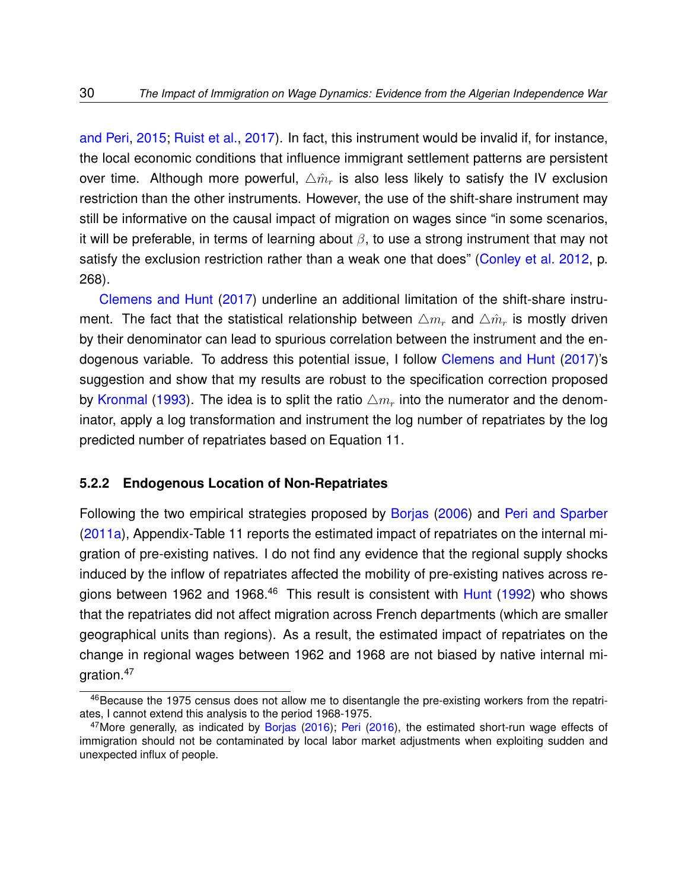and Peri, 2015; Ruist et al., 2017). In fact, this instrument would be invalid if, for instance, the local economic conditions that influence immigrant settlement patterns are persistent over time. Although more powerful, $\triangle\hat{m}_r$ is also less likely to satisfy the IV exclusion restriction than the other instruments. However, the use of the shift-share instrument may still be informative on the causal impact of migration on wages since "in some scenarios, it will be preferable, in terms of learning about $\beta$, to use a strong instrument that may not satisfy the exclusion restriction rather than a weak one that does" (Conley et al. 2012, p. 268).

Clemens and Hunt (2017) underline an additional limitation of the shift-share instrument. The fact that the statistical relationship between $\triangle m_r$ and $\triangle\hat{m}_r$ is mostly driven by their denominator can lead to spurious correlation between the instrument and the endogenous variable. To address this potential issue, I follow Clemens and Hunt (2017)'s suggestion and show that my results are robust to the specification correction proposed by Kronmal (1993). The idea is to split the ratio $\triangle m_r$ into the numerator and the denominator, apply a log transformation and instrument the log number of repatriates by the log predicted number of repatriates based on Equation 11.

### 5.2.2 Endogenous Location of Non-Repatriates

Following the two empirical strategies proposed by Borjas (2006) and Peri and Sparber (2011a), Appendix-Table 11 reports the estimated impact of repatriates on the internal migration of pre-existing natives. I do not find any evidence that the regional supply shocks induced by the inflow of repatriates affected the mobility of pre-existing natives across regions between 1962 and 1968.[46] This result is consistent with Hunt (1992) who shows that the repatriates did not affect migration across French departments (which are smaller geographical units than regions). As a result, the estimated impact of repatriates on the change in regional wages between 1962 and 1968 are not biased by native internal migration.[47]

[46] Because the 1975 census does not allow me to disentangle the pre-existing workers from the repatriates, I cannot extend this analysis to the period 1968-1975.

[47] More generally, as indicated by Borjas (2016); Peri (2016), the estimated short-run wage effects of immigration should not be contaminated by local labor market adjustments when exploiting sudden and unexpected influx of people.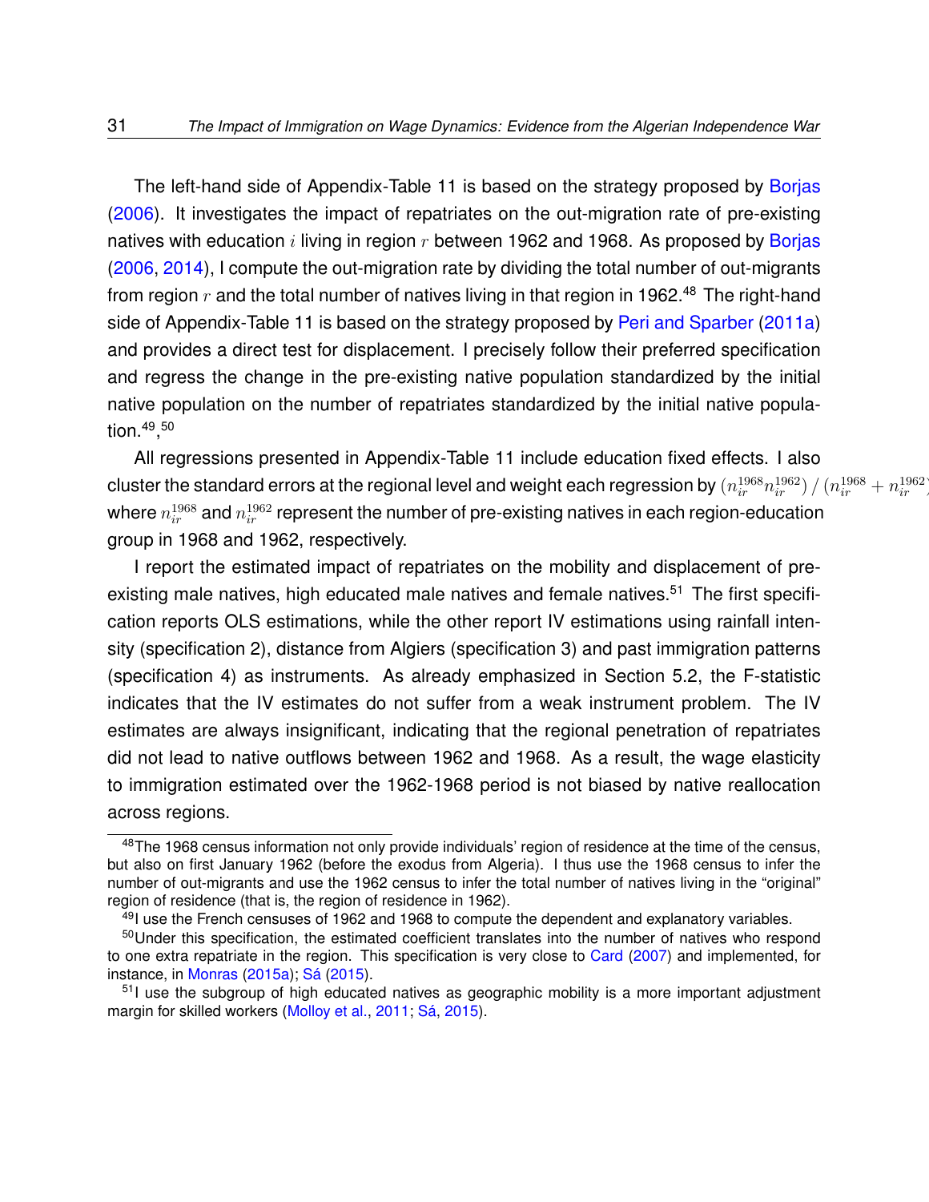The left-hand side of Appendix-Table 11 is based on the strategy proposed by Borjas (2006). It investigates the impact of repatriates on the out-migration rate of pre-existing natives with education $i$ living in region $r$ between 1962 and 1968. As proposed by Borjas (2006, 2014), I compute the out-migration rate by dividing the total number of out-migrants from region $r$ and the total number of natives living in that region in 1962.[48] The right-hand side of Appendix-Table 11 is based on the strategy proposed by Peri and Sparber (2011a) and provides a direct test for displacement. I precisely follow their preferred specification and regress the change in the pre-existing native population standardized by the initial native population on the number of repatriates standardized by the initial native population.[49],[50]

All regressions presented in Appendix-Table 11 include education fixed effects. I also cluster the standard errors at the regional level and weight each regression by $(n_{ir}^{1968} n_{ir}^{1962}) / (n_{ir}^{1968} + n_{ir}^{1962})$, where $n_{ir}^{1968}$ and $n_{ir}^{1962}$ represent the number of pre-existing natives in each region-education group in 1968 and 1962, respectively.

I report the estimated impact of repatriates on the mobility and displacement of pre-existing male natives, high educated male natives and female natives.[51] The first specification reports OLS estimations, while the other report IV estimations using rainfall intensity (specification 2), distance from Algiers (specification 3) and past immigration patterns (specification 4) as instruments. As already emphasized in Section 5.2, the F-statistic indicates that the IV estimates do not suffer from a weak instrument problem. The IV estimates are always insignificant, indicating that the regional penetration of repatriates did not lead to native outflows between 1962 and 1968. As a result, the wage elasticity to immigration estimated over the 1962-1968 period is not biased by native reallocation across regions.

---

[48] The 1968 census information not only provide individuals' region of residence at the time of the census, but also on first January 1962 (before the exodus from Algeria). I thus use the 1968 census to infer the number of out-migrants and use the 1962 census to infer the total number of natives living in the "original" region of residence (that is, the region of residence in 1962).

[49] I use the French censuses of 1962 and 1968 to compute the dependent and explanatory variables.

[50] Under this specification, the estimated coefficient translates into the number of natives who respond to one extra repatriate in the region. This specification is very close to Card (2007) and implemented, for instance, in Monras (2015a); Sá (2015).

[51] I use the subgroup of high educated natives as geographic mobility is a more important adjustment margin for skilled workers (Molloy et al., 2011; Sá, 2015).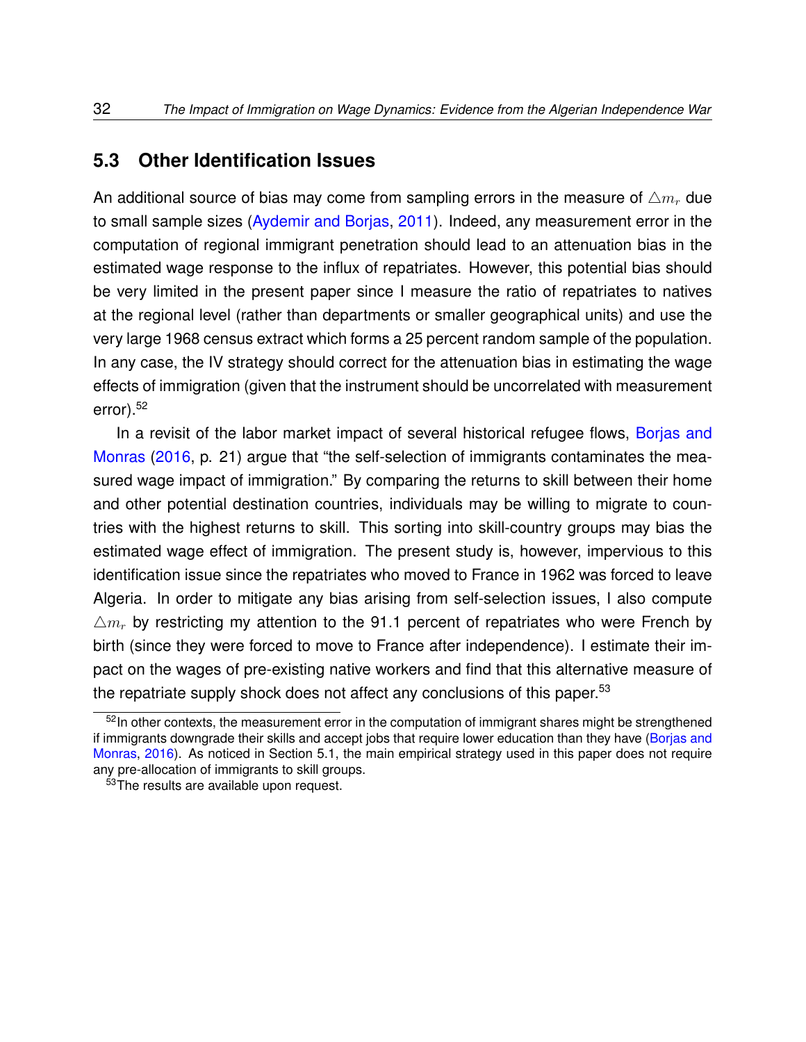## 5.3 Other Identification Issues

An additional source of bias may come from sampling errors in the measure of $\triangle m_r$ due to small sample sizes (Aydemir and Borjas, 2011). Indeed, any measurement error in the computation of regional immigrant penetration should lead to an attenuation bias in the estimated wage response to the influx of repatriates. However, this potential bias should be very limited in the present paper since I measure the ratio of repatriates to natives at the regional level (rather than departments or smaller geographical units) and use the very large 1968 census extract which forms a 25 percent random sample of the population. In any case, the IV strategy should correct for the attenuation bias in estimating the wage effects of immigration (given that the instrument should be uncorrelated with measurement error).[52]

In a revisit of the labor market impact of several historical refugee flows, Borjas and Monras (2016, p. 21) argue that "the self-selection of immigrants contaminates the measured wage impact of immigration." By comparing the returns to skill between their home and other potential destination countries, individuals may be willing to migrate to countries with the highest returns to skill. This sorting into skill-country groups may bias the estimated wage effect of immigration. The present study is, however, impervious to this identification issue since the repatriates who moved to France in 1962 was forced to leave Algeria. In order to mitigate any bias arising from self-selection issues, I also compute $\triangle m_r$ by restricting my attention to the 91.1 percent of repatriates who were French by birth (since they were forced to move to France after independence). I estimate their impact on the wages of pre-existing native workers and find that this alternative measure of the repatriate supply shock does not affect any conclusions of this paper.[53]

[52] In other contexts, the measurement error in the computation of immigrant shares might be strengthened if immigrants downgrade their skills and accept jobs that require lower education than they have (Borjas and Monras, 2016). As noticed in Section 5.1, the main empirical strategy used in this paper does not require any pre-allocation of immigrants to skill groups.

[53] The results are available upon request.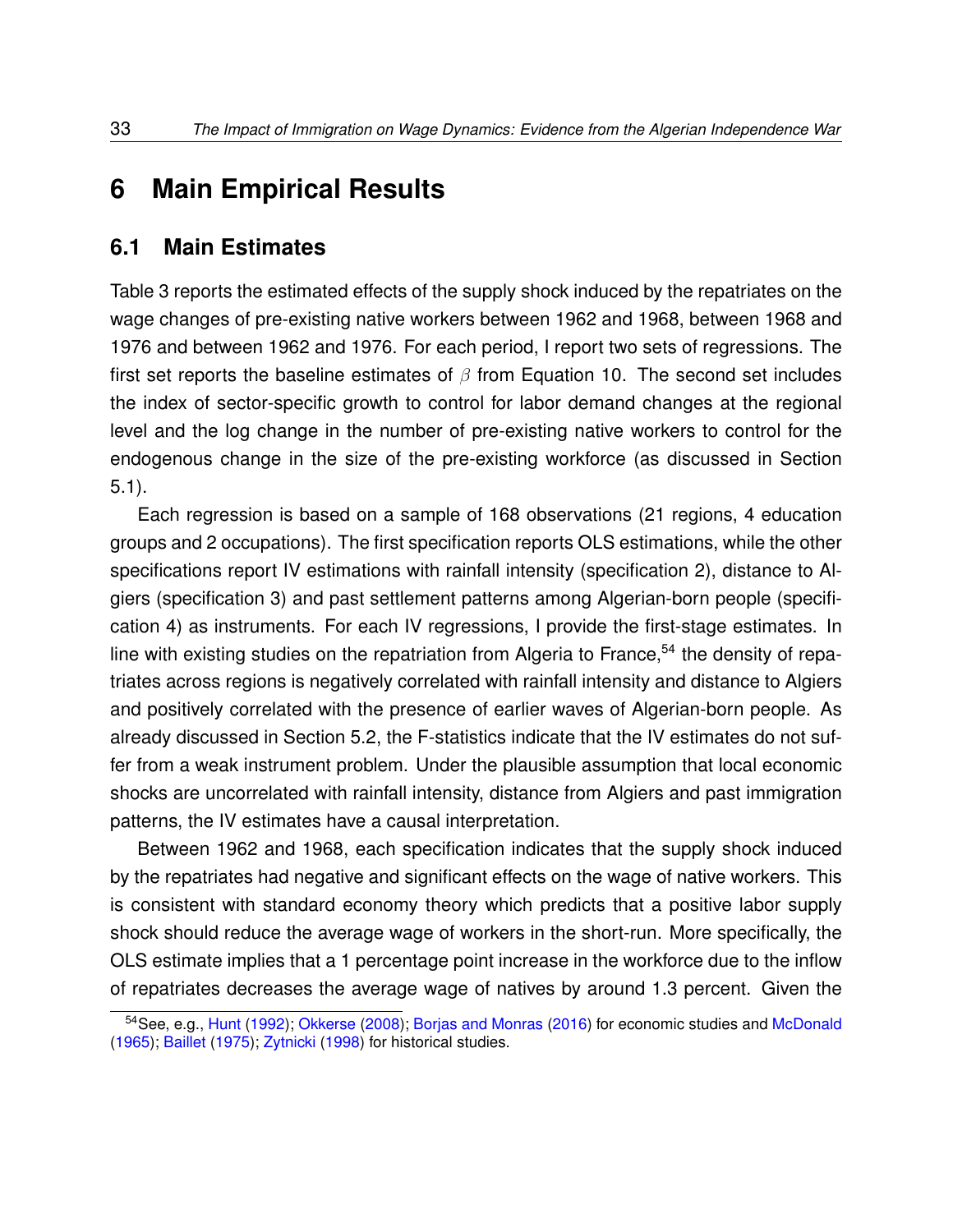# 6 Main Empirical Results

## 6.1 Main Estimates

Table 3 reports the estimated effects of the supply shock induced by the repatriates on the wage changes of pre-existing native workers between 1962 and 1968, between 1968 and 1976 and between 1962 and 1976. For each period, I report two sets of regressions. The first set reports the baseline estimates of $\beta$ from Equation 10. The second set includes the index of sector-specific growth to control for labor demand changes at the regional level and the log change in the number of pre-existing native workers to control for the endogenous change in the size of the pre-existing workforce (as discussed in Section 5.1).

Each regression is based on a sample of 168 observations (21 regions, 4 education groups and 2 occupations). The first specification reports OLS estimations, while the other specifications report IV estimations with rainfall intensity (specification 2), distance to Algiers (specification 3) and past settlement patterns among Algerian-born people (specification 4) as instruments. For each IV regressions, I provide the first-stage estimates. In line with existing studies on the repatriation from Algeria to France,[54] the density of repatriates across regions is negatively correlated with rainfall intensity and distance to Algiers and positively correlated with the presence of earlier waves of Algerian-born people. As already discussed in Section 5.2, the F-statistics indicate that the IV estimates do not suffer from a weak instrument problem. Under the plausible assumption that local economic shocks are uncorrelated with rainfall intensity, distance from Algiers and past immigration patterns, the IV estimates have a causal interpretation.

Between 1962 and 1968, each specification indicates that the supply shock induced by the repatriates had negative and significant effects on the wage of native workers. This is consistent with standard economy theory which predicts that a positive labor supply shock should reduce the average wage of workers in the short-run. More specifically, the OLS estimate implies that a 1 percentage point increase in the workforce due to the inflow of repatriates decreases the average wage of natives by around 1.3 percent. Given the

[54] See, e.g., Hunt (1992); Okkerse (2008); Borjas and Monras (2016) for economic studies and McDonald (1965); Baillet (1975); Zytnicki (1998) for historical studies.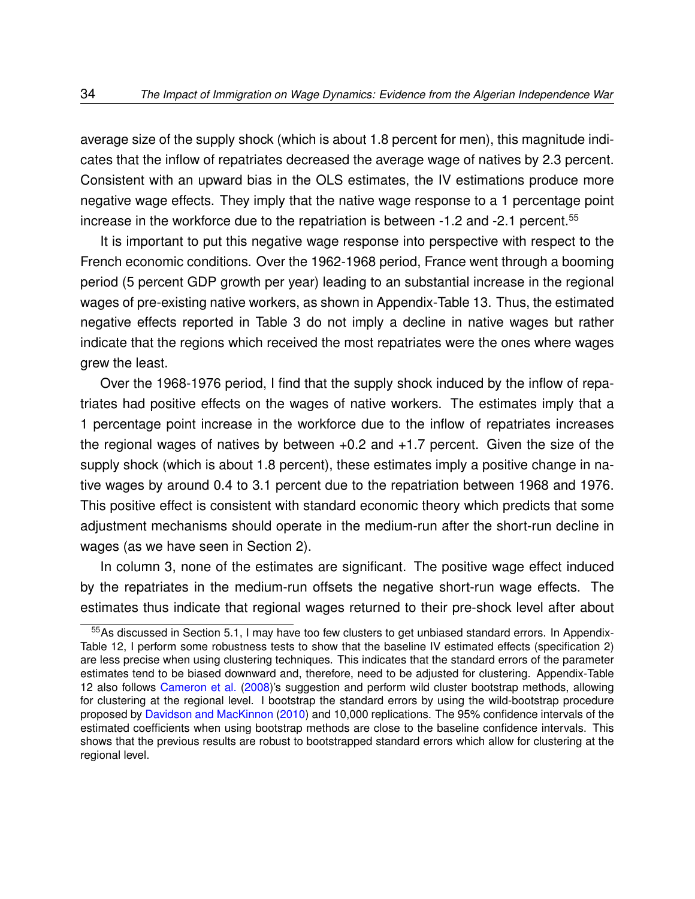average size of the supply shock (which is about 1.8 percent for men), this magnitude indicates that the inflow of repatriates decreased the average wage of natives by 2.3 percent. Consistent with an upward bias in the OLS estimates, the IV estimations produce more negative wage effects. They imply that the native wage response to a 1 percentage point increase in the workforce due to the repatriation is between -1.2 and -2.1 percent.[55]

It is important to put this negative wage response into perspective with respect to the French economic conditions. Over the 1962-1968 period, France went through a booming period (5 percent GDP growth per year) leading to an substantial increase in the regional wages of pre-existing native workers, as shown in Appendix-Table 13. Thus, the estimated negative effects reported in Table 3 do not imply a decline in native wages but rather indicate that the regions which received the most repatriates were the ones where wages grew the least.

Over the 1968-1976 period, I find that the supply shock induced by the inflow of repatriates had positive effects on the wages of native workers. The estimates imply that a 1 percentage point increase in the workforce due to the inflow of repatriates increases the regional wages of natives by between +0.2 and +1.7 percent. Given the size of the supply shock (which is about 1.8 percent), these estimates imply a positive change in native wages by around 0.4 to 3.1 percent due to the repatriation between 1968 and 1976. This positive effect is consistent with standard economic theory which predicts that some adjustment mechanisms should operate in the medium-run after the short-run decline in wages (as we have seen in Section 2).

In column 3, none of the estimates are significant. The positive wage effect induced by the repatriates in the medium-run offsets the negative short-run wage effects. The estimates thus indicate that regional wages returned to their pre-shock level after about

[55] As discussed in Section 5.1, I may have too few clusters to get unbiased standard errors. In Appendix-Table 12, I perform some robustness tests to show that the baseline IV estimated effects (specification 2) are less precise when using clustering techniques. This indicates that the standard errors of the parameter estimates tend to be biased downward and, therefore, need to be adjusted for clustering. Appendix-Table 12 also follows Cameron et al. (2008)'s suggestion and perform wild cluster bootstrap methods, allowing for clustering at the regional level. I bootstrap the standard errors by using the wild-bootstrap procedure proposed by Davidson and MacKinnon (2010) and 10,000 replications. The 95% confidence intervals of the estimated coefficients when using bootstrap methods are close to the baseline confidence intervals. This shows that the previous results are robust to bootstrapped standard errors which allow for clustering at the regional level.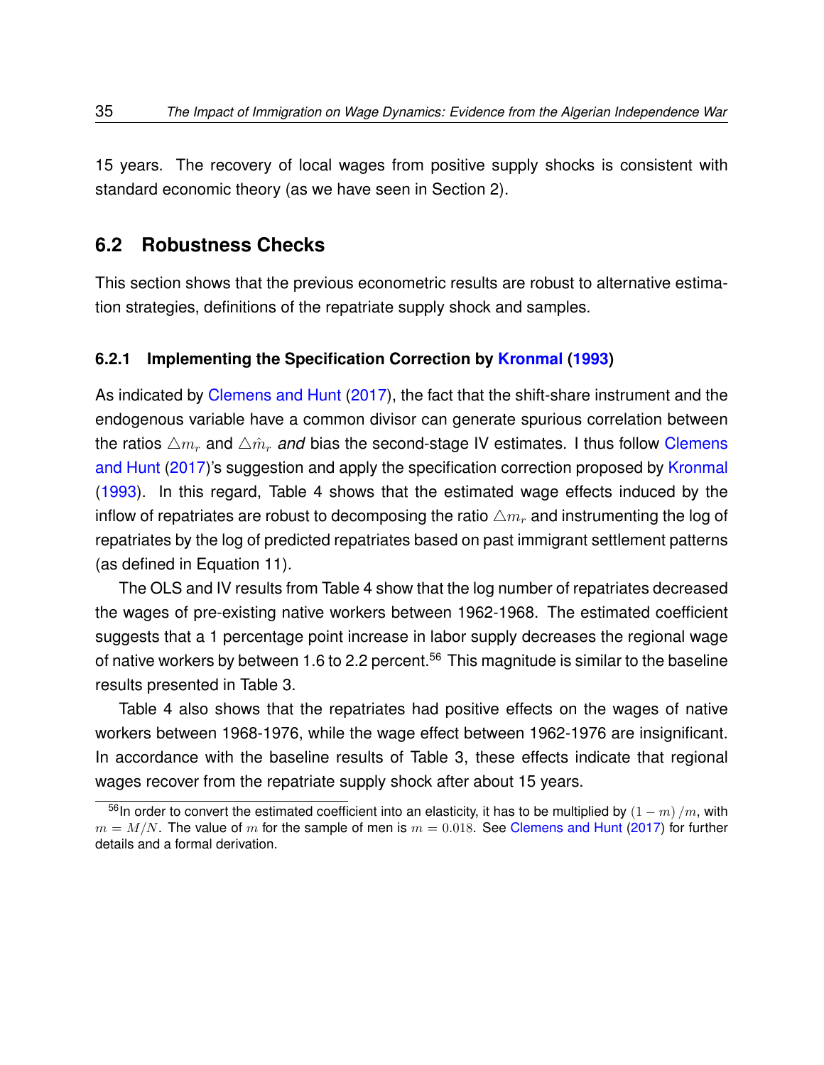15 years. The recovery of local wages from positive supply shocks is consistent with standard economic theory (as we have seen in Section 2).

## 6.2 Robustness Checks

This section shows that the previous econometric results are robust to alternative estimation strategies, definitions of the repatriate supply shock and samples.

### 6.2.1 Implementing the Specification Correction by Kronmal (1993)

As indicated by Clemens and Hunt (2017), the fact that the shift-share instrument and the endogenous variable have a common divisor can generate spurious correlation between the ratios $\triangle m_r$ and $\triangle \hat{m}_r$ *and* bias the second-stage IV estimates. I thus follow Clemens and Hunt (2017)'s suggestion and apply the specification correction proposed by Kronmal (1993). In this regard, Table 4 shows that the estimated wage effects induced by the inflow of repatriates are robust to decomposing the ratio $\triangle m_r$ and instrumenting the log of repatriates by the log of predicted repatriates based on past immigrant settlement patterns (as defined in Equation 11).

The OLS and IV results from Table 4 show that the log number of repatriates decreased the wages of pre-existing native workers between 1962-1968. The estimated coefficient suggests that a 1 percentage point increase in labor supply decreases the regional wage of native workers by between 1.6 to 2.2 percent.[56] This magnitude is similar to the baseline results presented in Table 3.

Table 4 also shows that the repatriates had positive effects on the wages of native workers between 1968-1976, while the wage effect between 1962-1976 are insignificant. In accordance with the baseline results of Table 3, these effects indicate that regional wages recover from the repatriate supply shock after about 15 years.

[56] In order to convert the estimated coefficient into an elasticity, it has to be multiplied by $(1-m)/m$, with $m = M/N$. The value of $m$ for the sample of men is $m = 0.018$. See Clemens and Hunt (2017) for further details and a formal derivation.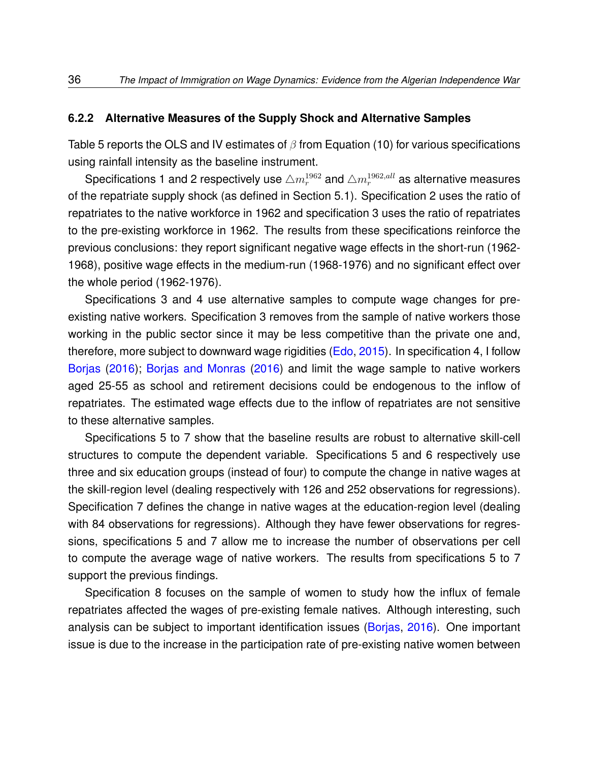### 6.2.2 Alternative Measures of the Supply Shock and Alternative Samples

Table 5 reports the OLS and IV estimates of $\beta$ from Equation (10) for various specifications using rainfall intensity as the baseline instrument.

Specifications 1 and 2 respectively use $\triangle m_r^{1962}$ and $\triangle m_r^{1962,all}$ as alternative measures of the repatriate supply shock (as defined in Section 5.1). Specification 2 uses the ratio of repatriates to the native workforce in 1962 and specification 3 uses the ratio of repatriates to the pre-existing workforce in 1962. The results from these specifications reinforce the previous conclusions: they report significant negative wage effects in the short-run (1962-1968), positive wage effects in the medium-run (1968-1976) and no significant effect over the whole period (1962-1976).

Specifications 3 and 4 use alternative samples to compute wage changes for pre-existing native workers. Specification 3 removes from the sample of native workers those working in the public sector since it may be less competitive than the private one and, therefore, more subject to downward wage rigidities (Edo, 2015). In specification 4, I follow Borjas (2016); Borjas and Monras (2016) and limit the wage sample to native workers aged 25-55 as school and retirement decisions could be endogenous to the inflow of repatriates. The estimated wage effects due to the inflow of repatriates are not sensitive to these alternative samples.

Specifications 5 to 7 show that the baseline results are robust to alternative skill-cell structures to compute the dependent variable. Specifications 5 and 6 respectively use three and six education groups (instead of four) to compute the change in native wages at the skill-region level (dealing respectively with 126 and 252 observations for regressions). Specification 7 defines the change in native wages at the education-region level (dealing with 84 observations for regressions). Although they have fewer observations for regressions, specifications 5 and 7 allow me to increase the number of observations per cell to compute the average wage of native workers. The results from specifications 5 to 7 support the previous findings.

Specification 8 focuses on the sample of women to study how the influx of female repatriates affected the wages of pre-existing female natives. Although interesting, such analysis can be subject to important identification issues (Borjas, 2016). One important issue is due to the increase in the participation rate of pre-existing native women between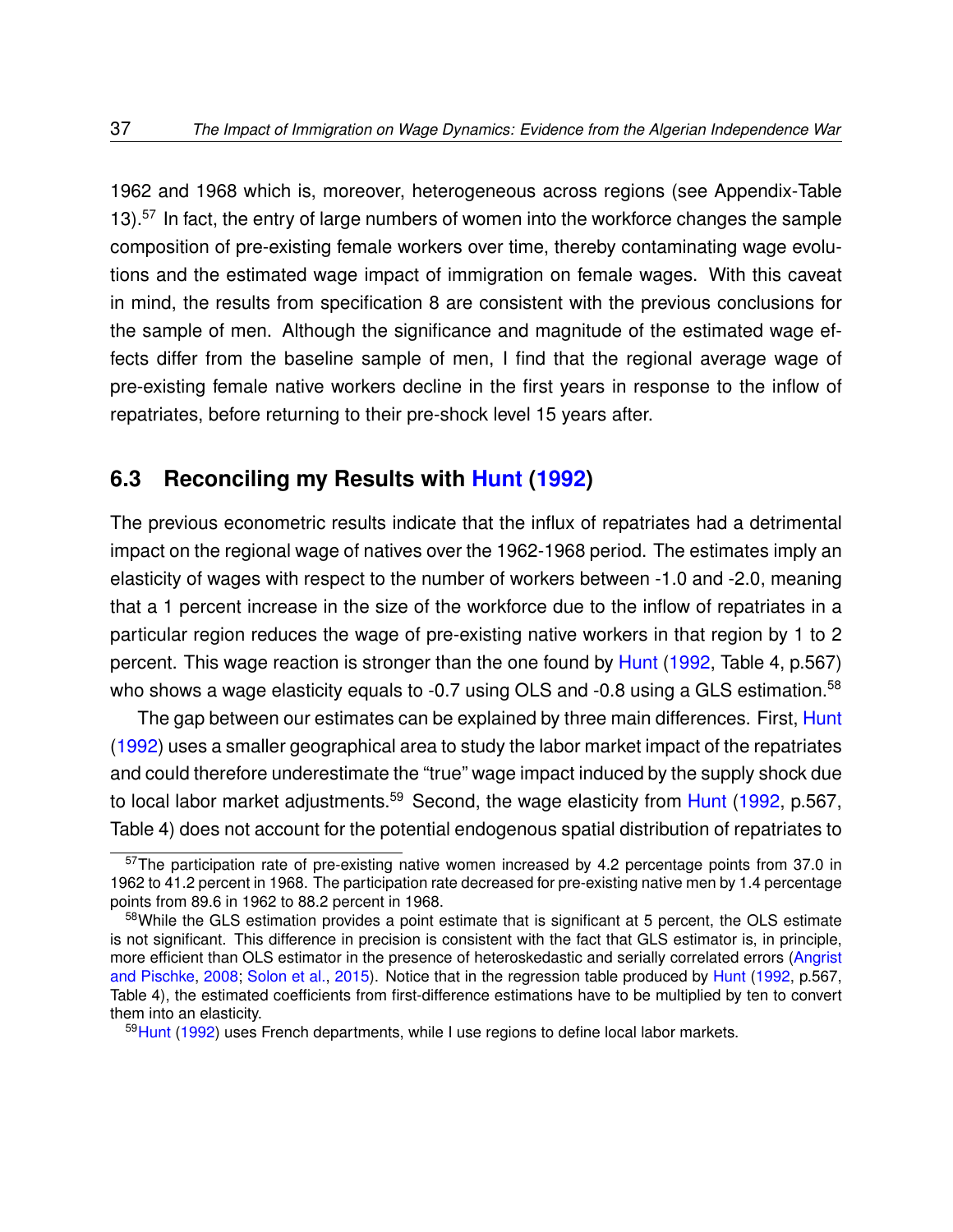1962 and 1968 which is, moreover, heterogeneous across regions (see Appendix-Table 13).[57] In fact, the entry of large numbers of women into the workforce changes the sample composition of pre-existing female workers over time, thereby contaminating wage evolutions and the estimated wage impact of immigration on female wages. With this caveat in mind, the results from specification 8 are consistent with the previous conclusions for the sample of men. Although the significance and magnitude of the estimated wage effects differ from the baseline sample of men, I find that the regional average wage of pre-existing female native workers decline in the first years in response to the inflow of repatriates, before returning to their pre-shock level 15 years after.

## 6.3 Reconciling my Results with Hunt (1992)

The previous econometric results indicate that the influx of repatriates had a detrimental impact on the regional wage of natives over the 1962-1968 period. The estimates imply an elasticity of wages with respect to the number of workers between -1.0 and -2.0, meaning that a 1 percent increase in the size of the workforce due to the inflow of repatriates in a particular region reduces the wage of pre-existing native workers in that region by 1 to 2 percent. This wage reaction is stronger than the one found by Hunt (1992, Table 4, p.567) who shows a wage elasticity equals to -0.7 using OLS and -0.8 using a GLS estimation.[58]

The gap between our estimates can be explained by three main differences. First, Hunt (1992) uses a smaller geographical area to study the labor market impact of the repatriates and could therefore underestimate the "true" wage impact induced by the supply shock due to local labor market adjustments.[59] Second, the wage elasticity from Hunt (1992, p.567, Table 4) does not account for the potential endogenous spatial distribution of repatriates to

---

[57] The participation rate of pre-existing native women increased by 4.2 percentage points from 37.0 in 1962 to 41.2 percent in 1968. The participation rate decreased for pre-existing native men by 1.4 percentage points from 89.6 in 1962 to 88.2 percent in 1968.

[58] While the GLS estimation provides a point estimate that is significant at 5 percent, the OLS estimate is not significant. This difference in precision is consistent with the fact that GLS estimator is, in principle, more efficient than OLS estimator in the presence of heteroskedastic and serially correlated errors (Angrist and Pischke, 2008; Solon et al., 2015). Notice that in the regression table produced by Hunt (1992, p.567, Table 4), the estimated coefficients from first-difference estimations have to be multiplied by ten to convert them into an elasticity.

[59] Hunt (1992) uses French departments, while I use regions to define local labor markets.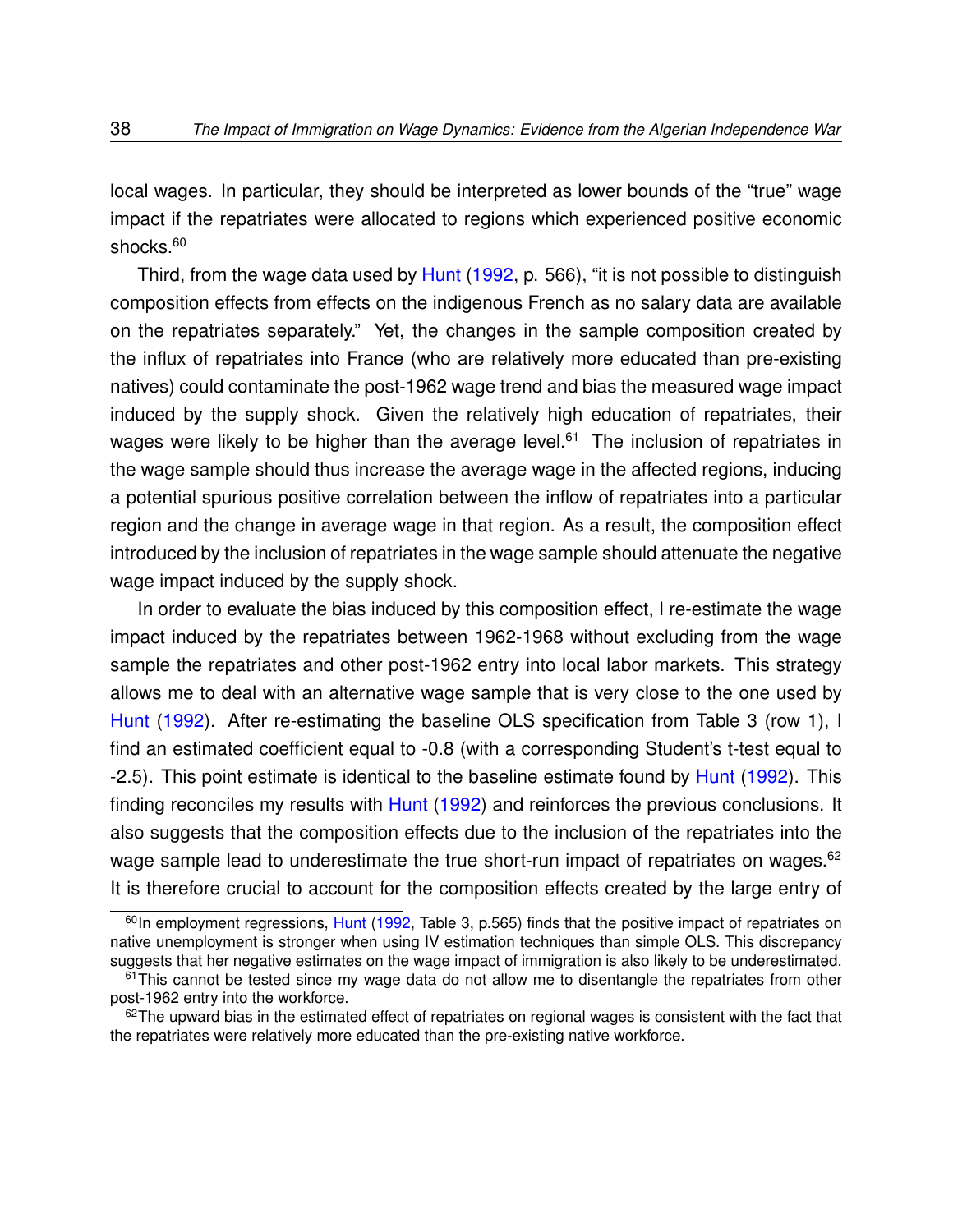local wages. In particular, they should be interpreted as lower bounds of the "true" wage impact if the repatriates were allocated to regions which experienced positive economic shocks.[60]

Third, from the wage data used by Hunt (1992, p. 566), "it is not possible to distinguish composition effects from effects on the indigenous French as no salary data are available on the repatriates separately." Yet, the changes in the sample composition created by the influx of repatriates into France (who are relatively more educated than pre-existing natives) could contaminate the post-1962 wage trend and bias the measured wage impact induced by the supply shock. Given the relatively high education of repatriates, their wages were likely to be higher than the average level.[61] The inclusion of repatriates in the wage sample should thus increase the average wage in the affected regions, inducing a potential spurious positive correlation between the inflow of repatriates into a particular region and the change in average wage in that region. As a result, the composition effect introduced by the inclusion of repatriates in the wage sample should attenuate the negative wage impact induced by the supply shock.

In order to evaluate the bias induced by this composition effect, I re-estimate the wage impact induced by the repatriates between 1962-1968 without excluding from the wage sample the repatriates and other post-1962 entry into local labor markets. This strategy allows me to deal with an alternative wage sample that is very close to the one used by Hunt (1992). After re-estimating the baseline OLS specification from Table 3 (row 1), I find an estimated coefficient equal to -0.8 (with a corresponding Student's t-test equal to -2.5). This point estimate is identical to the baseline estimate found by Hunt (1992). This finding reconciles my results with Hunt (1992) and reinforces the previous conclusions. It also suggests that the composition effects due to the inclusion of the repatriates into the wage sample lead to underestimate the true short-run impact of repatriates on wages.[62] It is therefore crucial to account for the composition effects created by the large entry of

[60] In employment regressions, Hunt (1992, Table 3, p.565) finds that the positive impact of repatriates on native unemployment is stronger when using IV estimation techniques than simple OLS. This discrepancy suggests that her negative estimates on the wage impact of immigration is also likely to be underestimated.

[61] This cannot be tested since my wage data do not allow me to disentangle the repatriates from other post-1962 entry into the workforce.

[62] The upward bias in the estimated effect of repatriates on regional wages is consistent with the fact that the repatriates were relatively more educated than the pre-existing native workforce.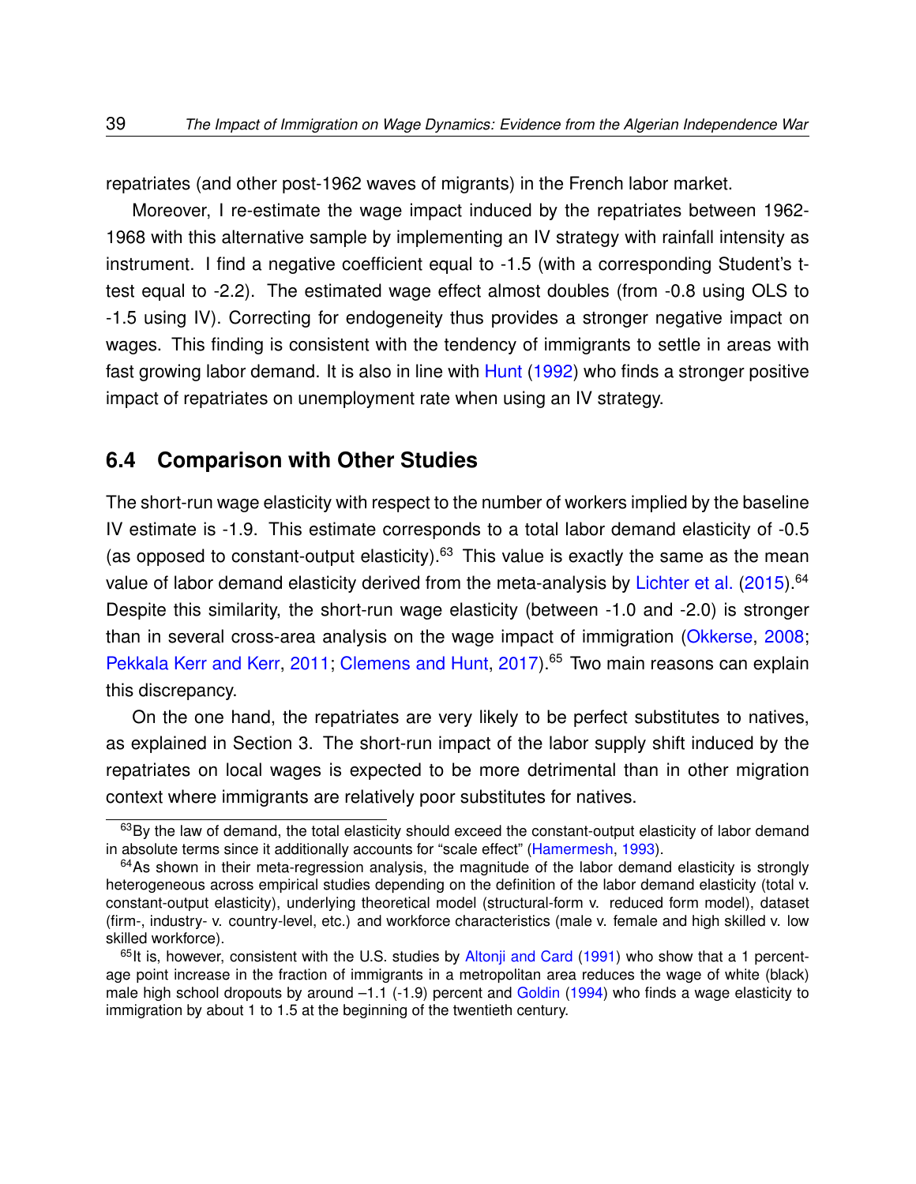repatriates (and other post-1962 waves of migrants) in the French labor market.

Moreover, I re-estimate the wage impact induced by the repatriates between 1962-1968 with this alternative sample by implementing an IV strategy with rainfall intensity as instrument. I find a negative coefficient equal to -1.5 (with a corresponding Student's t-test equal to -2.2). The estimated wage effect almost doubles (from -0.8 using OLS to -1.5 using IV). Correcting for endogeneity thus provides a stronger negative impact on wages. This finding is consistent with the tendency of immigrants to settle in areas with fast growing labor demand. It is also in line with Hunt (1992) who finds a stronger positive impact of repatriates on unemployment rate when using an IV strategy.

## 6.4 Comparison with Other Studies

The short-run wage elasticity with respect to the number of workers implied by the baseline IV estimate is -1.9. This estimate corresponds to a total labor demand elasticity of -0.5 (as opposed to constant-output elasticity).[63] This value is exactly the same as the mean value of labor demand elasticity derived from the meta-analysis by Lichter et al. (2015).[64] Despite this similarity, the short-run wage elasticity (between -1.0 and -2.0) is stronger than in several cross-area analysis on the wage impact of immigration (Okkerse, 2008; Pekkala Kerr and Kerr, 2011; Clemens and Hunt, 2017).[65] Two main reasons can explain this discrepancy.

On the one hand, the repatriates are very likely to be perfect substitutes to natives, as explained in Section 3. The short-run impact of the labor supply shift induced by the repatriates on local wages is expected to be more detrimental than in other migration context where immigrants are relatively poor substitutes for natives.

[63] By the law of demand, the total elasticity should exceed the constant-output elasticity of labor demand in absolute terms since it additionally accounts for "scale effect" (Hamermesh, 1993).

[64] As shown in their meta-regression analysis, the magnitude of the labor demand elasticity is strongly heterogeneous across empirical studies depending on the definition of the labor demand elasticity (total v. constant-output elasticity), underlying theoretical model (structural-form v. reduced form model), dataset (firm-, industry- v. country-level, etc.) and workforce characteristics (male v. female and high skilled v. low skilled workforce).

[65] It is, however, consistent with the U.S. studies by Altonji and Card (1991) who show that a 1 percentage point increase in the fraction of immigrants in a metropolitan area reduces the wage of white (black) male high school dropouts by around –1.1 (-1.9) percent and Goldin (1994) who finds a wage elasticity to immigration by about 1 to 1.5 at the beginning of the twentieth century.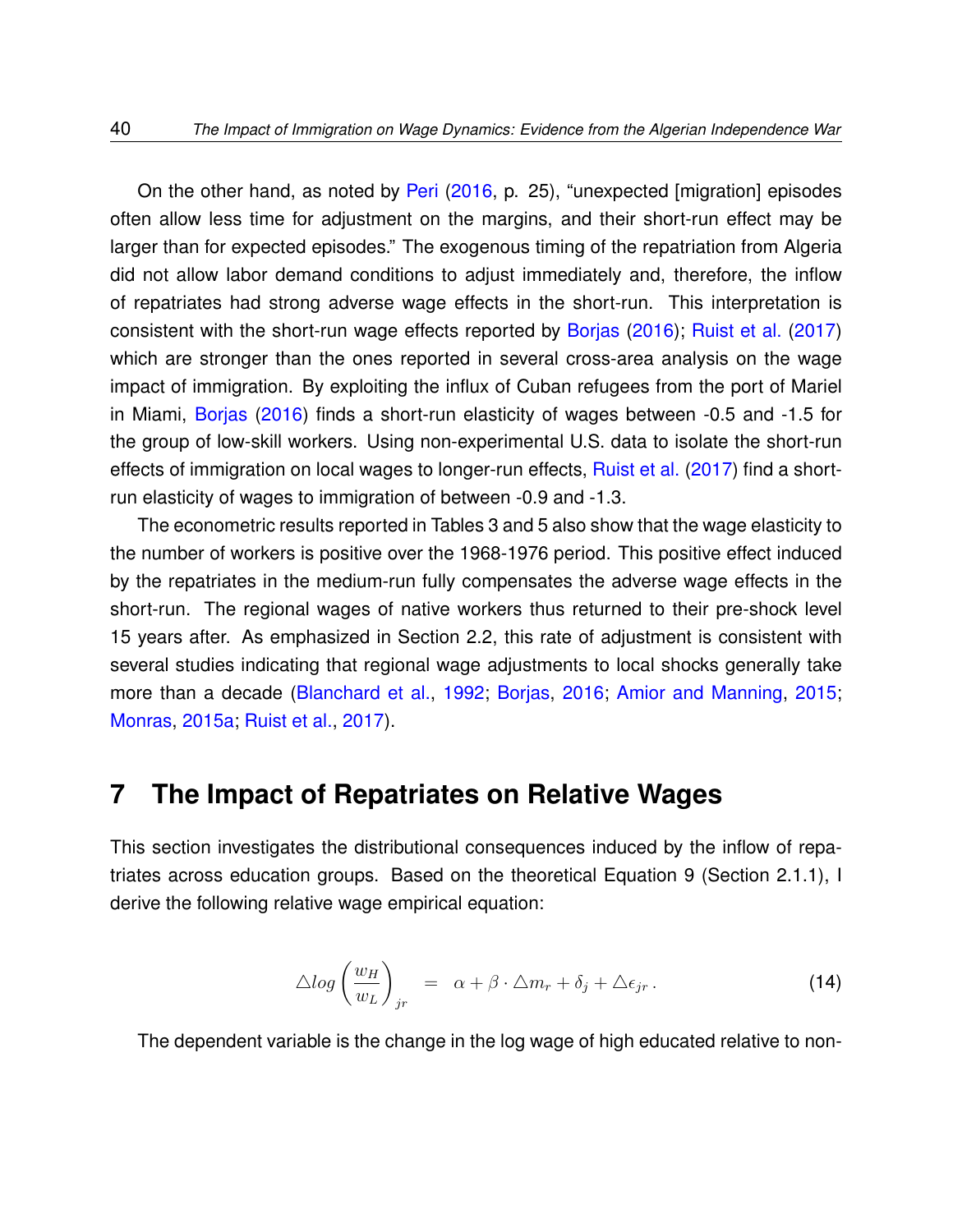On the other hand, as noted by Peri (2016, p. 25), "unexpected [migration] episodes often allow less time for adjustment on the margins, and their short-run effect may be larger than for expected episodes." The exogenous timing of the repatriation from Algeria did not allow labor demand conditions to adjust immediately and, therefore, the inflow of repatriates had strong adverse wage effects in the short-run. This interpretation is consistent with the short-run wage effects reported by Borjas (2016); Ruist et al. (2017) which are stronger than the ones reported in several cross-area analysis on the wage impact of immigration. By exploiting the influx of Cuban refugees from the port of Mariel in Miami, Borjas (2016) finds a short-run elasticity of wages between -0.5 and -1.5 for the group of low-skill workers. Using non-experimental U.S. data to isolate the short-run effects of immigration on local wages to longer-run effects, Ruist et al. (2017) find a short-run elasticity of wages to immigration of between -0.9 and -1.3.

The econometric results reported in Tables 3 and 5 also show that the wage elasticity to the number of workers is positive over the 1968-1976 period. This positive effect induced by the repatriates in the medium-run fully compensates the adverse wage effects in the short-run. The regional wages of native workers thus returned to their pre-shock level 15 years after. As emphasized in Section 2.2, this rate of adjustment is consistent with several studies indicating that regional wage adjustments to local shocks generally take more than a decade (Blanchard et al., 1992; Borjas, 2016; Amior and Manning, 2015; Monras, 2015a; Ruist et al., 2017).

# 7 The Impact of Repatriates on Relative Wages

This section investigates the distributional consequences induced by the inflow of repatriates across education groups. Based on the theoretical Equation 9 (Section 2.1.1), I derive the following relative wage empirical equation:

$$\triangle log\left(\frac{w_H}{w_L}\right)_{jr} = \alpha + \beta \cdot \triangle m_r + \delta_j + \triangle \epsilon_{jr}\,. \tag{14}$$

The dependent variable is the change in the log wage of high educated relative to non-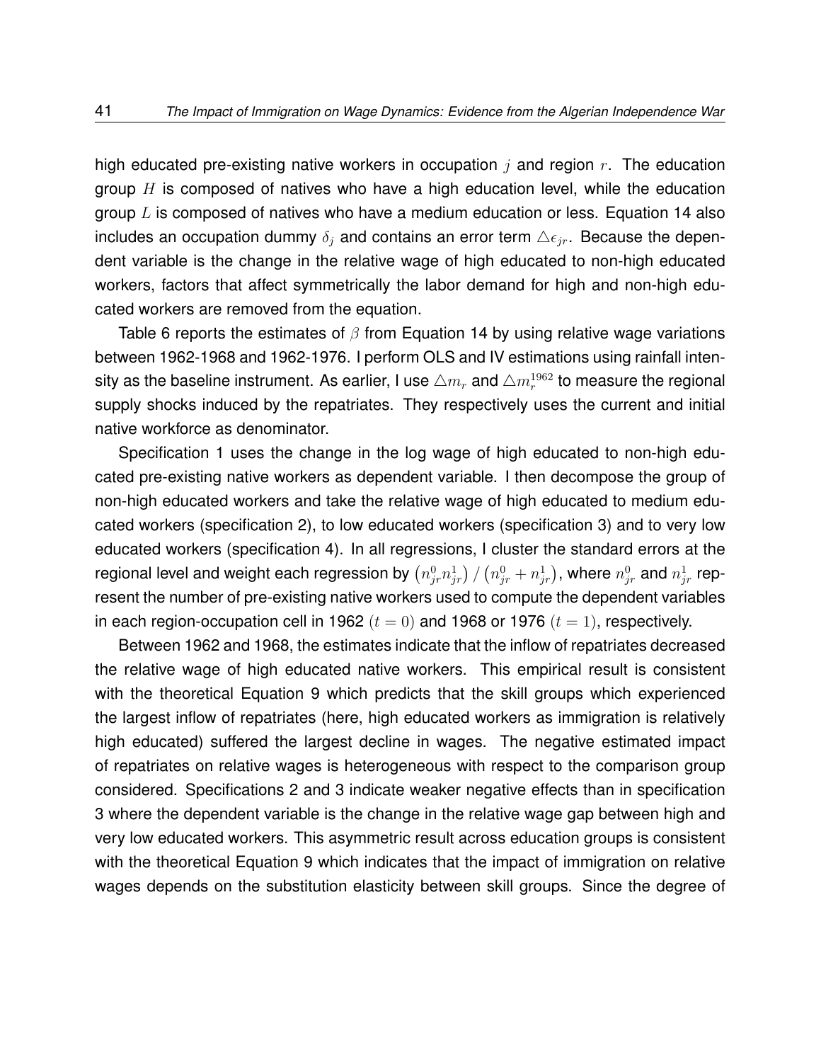high educated pre-existing native workers in occupation $j$ and region $r$. The education group $H$ is composed of natives who have a high education level, while the education group $L$ is composed of natives who have a medium education or less. Equation 14 also includes an occupation dummy $\delta_j$ and contains an error term $\triangle\epsilon_{jr}$. Because the dependent variable is the change in the relative wage of high educated to non-high educated workers, factors that affect symmetrically the labor demand for high and non-high educated workers are removed from the equation.

Table 6 reports the estimates of $\beta$ from Equation 14 by using relative wage variations between 1962-1968 and 1962-1976. I perform OLS and IV estimations using rainfall intensity as the baseline instrument. As earlier, I use $\triangle m_r$ and $\triangle m_r^{1962}$ to measure the regional supply shocks induced by the repatriates. They respectively uses the current and initial native workforce as denominator.

Specification 1 uses the change in the log wage of high educated to non-high educated pre-existing native workers as dependent variable. I then decompose the group of non-high educated workers and take the relative wage of high educated to medium educated workers (specification 2), to low educated workers (specification 3) and to very low educated workers (specification 4). In all regressions, I cluster the standard errors at the regional level and weight each regression by $\left(n_{jr}^0 n_{jr}^1\right) / \left(n_{jr}^0 + n_{jr}^1\right)$, where $n_{jr}^0$ and $n_{jr}^1$ represent the number of pre-existing native workers used to compute the dependent variables in each region-occupation cell in 1962 $(t = 0)$ and 1968 or 1976 $(t = 1)$, respectively.

Between 1962 and 1968, the estimates indicate that the inflow of repatriates decreased the relative wage of high educated native workers. This empirical result is consistent with the theoretical Equation 9 which predicts that the skill groups which experienced the largest inflow of repatriates (here, high educated workers as immigration is relatively high educated) suffered the largest decline in wages. The negative estimated impact of repatriates on relative wages is heterogeneous with respect to the comparison group considered. Specifications 2 and 3 indicate weaker negative effects than in specification 3 where the dependent variable is the change in the relative wage gap between high and very low educated workers. This asymmetric result across education groups is consistent with the theoretical Equation 9 which indicates that the impact of immigration on relative wages depends on the substitution elasticity between skill groups. Since the degree of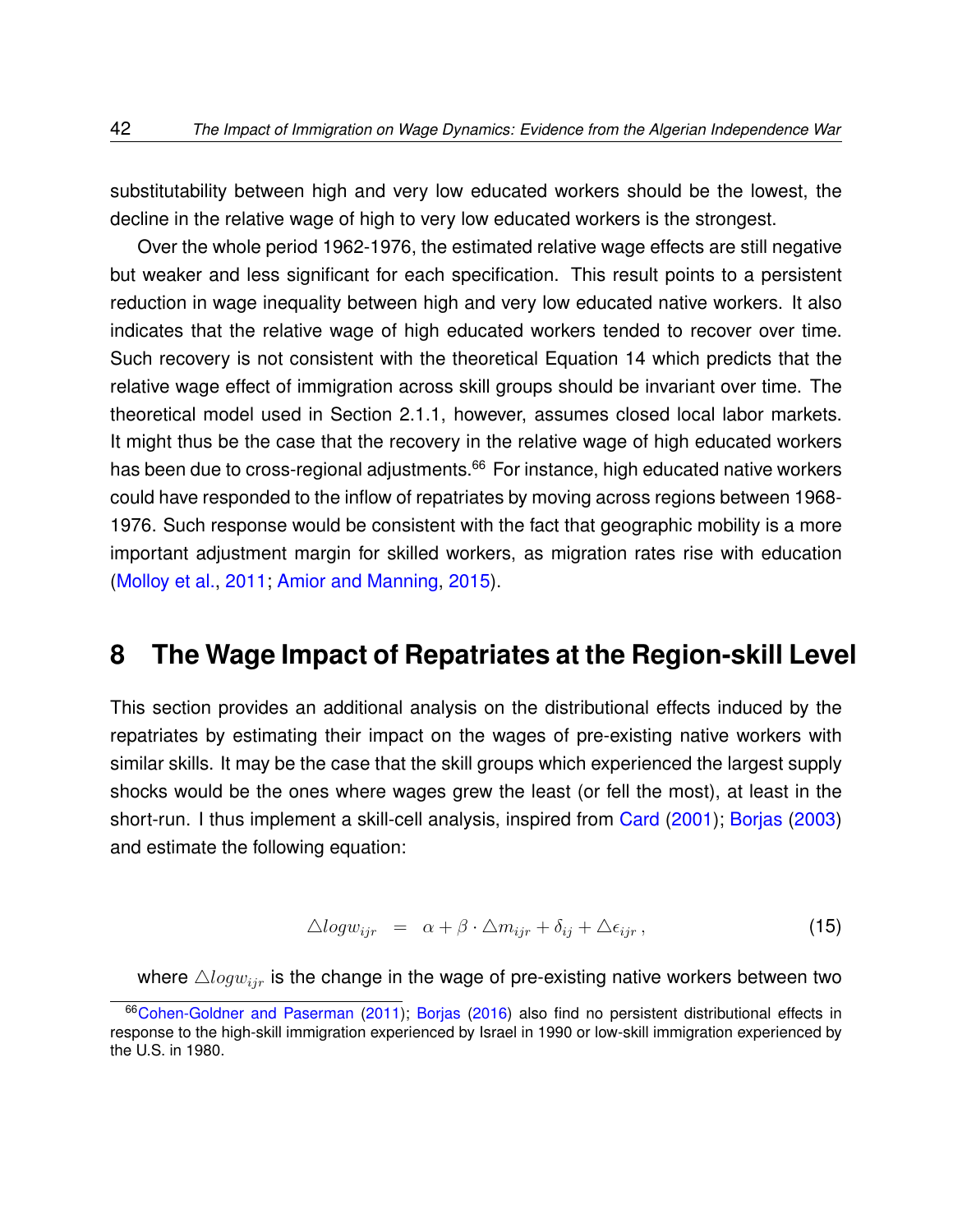substitutability between high and very low educated workers should be the lowest, the decline in the relative wage of high to very low educated workers is the strongest.

Over the whole period 1962-1976, the estimated relative wage effects are still negative but weaker and less significant for each specification. This result points to a persistent reduction in wage inequality between high and very low educated native workers. It also indicates that the relative wage of high educated workers tended to recover over time. Such recovery is not consistent with the theoretical Equation 14 which predicts that the relative wage effect of immigration across skill groups should be invariant over time. The theoretical model used in Section 2.1.1, however, assumes closed local labor markets. It might thus be the case that the recovery in the relative wage of high educated workers has been due to cross-regional adjustments.[66] For instance, high educated native workers could have responded to the inflow of repatriates by moving across regions between 1968-1976. Such response would be consistent with the fact that geographic mobility is a more important adjustment margin for skilled workers, as migration rates rise with education (Molloy et al., 2011; Amior and Manning, 2015).

# 8 The Wage Impact of Repatriates at the Region-skill Level

This section provides an additional analysis on the distributional effects induced by the repatriates by estimating their impact on the wages of pre-existing native workers with similar skills. It may be the case that the skill groups which experienced the largest supply shocks would be the ones where wages grew the least (or fell the most), at least in the short-run. I thus implement a skill-cell analysis, inspired from Card (2001); Borjas (2003) and estimate the following equation:

$$\triangle logw_{ijr} \quad = \quad \alpha + \beta \cdot \triangle m_{ijr} + \delta_{ij} + \triangle \epsilon_{ijr} \,, \tag{15}$$

where $\triangle logw_{ijr}$ is the change in the wage of pre-existing native workers between two

[66] Cohen-Goldner and Paserman (2011); Borjas (2016) also find no persistent distributional effects in response to the high-skill immigration experienced by Israel in 1990 or low-skill immigration experienced by the U.S. in 1980.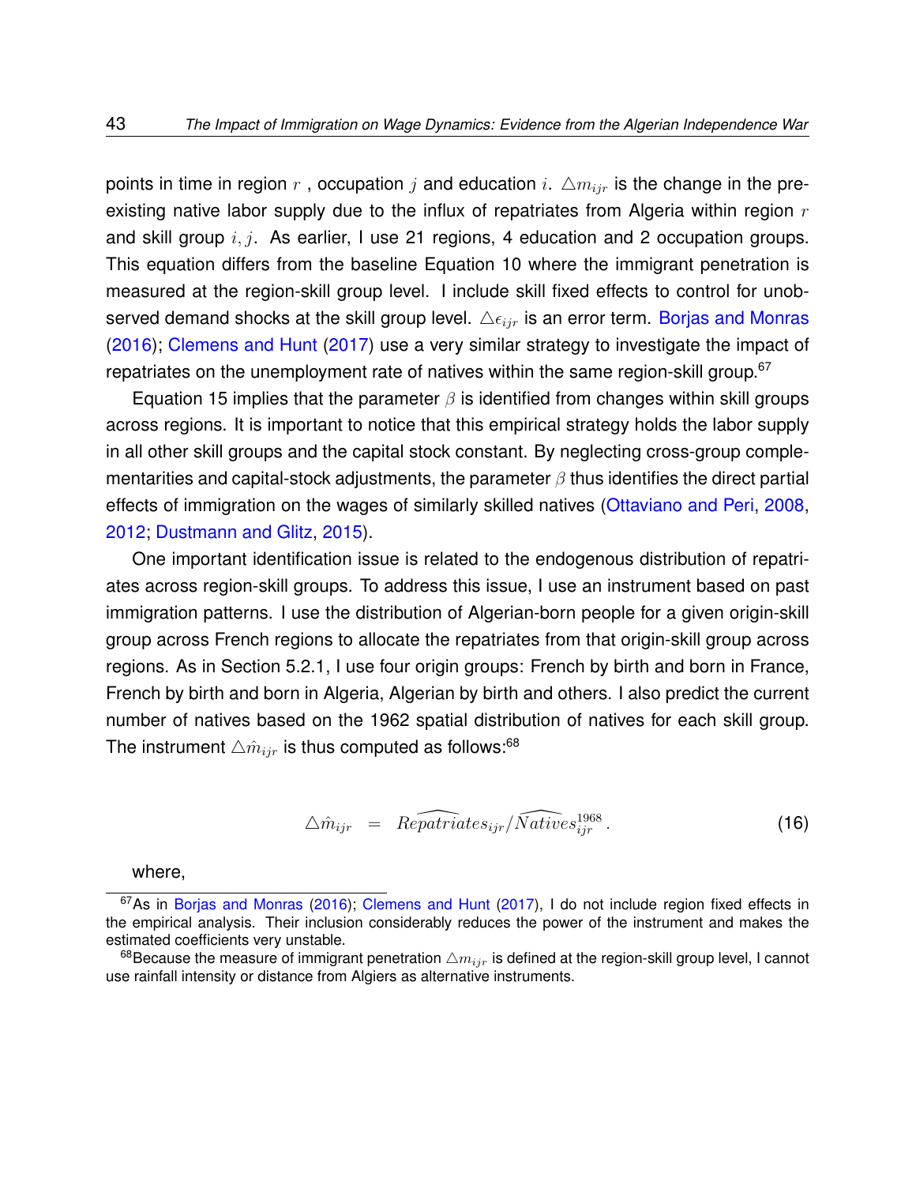points in time in region $r$ , occupation $j$ and education $i$. $\triangle m_{ijr}$ is the change in the pre-existing native labor supply due to the influx of repatriates from Algeria within region $r$ and skill group $i, j$. As earlier, I use 21 regions, 4 education and 2 occupation groups. This equation differs from the baseline Equation 10 where the immigrant penetration is measured at the region-skill group level. I include skill fixed effects to control for unobserved demand shocks at the skill group level. $\triangle\epsilon_{ijr}$ is an error term. Borjas and Monras (2016); Clemens and Hunt (2017) use a very similar strategy to investigate the impact of repatriates on the unemployment rate of natives within the same region-skill group.[67]

Equation 15 implies that the parameter $\beta$ is identified from changes within skill groups across regions. It is important to notice that this empirical strategy holds the labor supply in all other skill groups and the capital stock constant. By neglecting cross-group complementarities and capital-stock adjustments, the parameter $\beta$ thus identifies the direct partial effects of immigration on the wages of similarly skilled natives (Ottaviano and Peri, 2008, 2012; Dustmann and Glitz, 2015).

One important identification issue is related to the endogenous distribution of repatriates across region-skill groups. To address this issue, I use an instrument based on past immigration patterns. I use the distribution of Algerian-born people for a given origin-skill group across French regions to allocate the repatriates from that origin-skill group across regions. As in Section 5.2.1, I use four origin groups: French by birth and born in France, French by birth and born in Algeria, Algerian by birth and others. I also predict the current number of natives based on the 1962 spatial distribution of natives for each skill group. The instrument $\triangle\hat{m}_{ijr}$ is thus computed as follows:[68]

$$\triangle\hat{m}_{ijr} \quad = \quad \widehat{Repatriates}_{ijr}/\widehat{Natives}^{1968}_{ijr}\,. \tag{16}$$

where,

[67] As in Borjas and Monras (2016); Clemens and Hunt (2017), I do not include region fixed effects in the empirical analysis. Their inclusion considerably reduces the power of the instrument and makes the estimated coefficients very unstable.

[68] Because the measure of immigrant penetration $\triangle m_{ijr}$ is defined at the region-skill group level, I cannot use rainfall intensity or distance from Algiers as alternative instruments.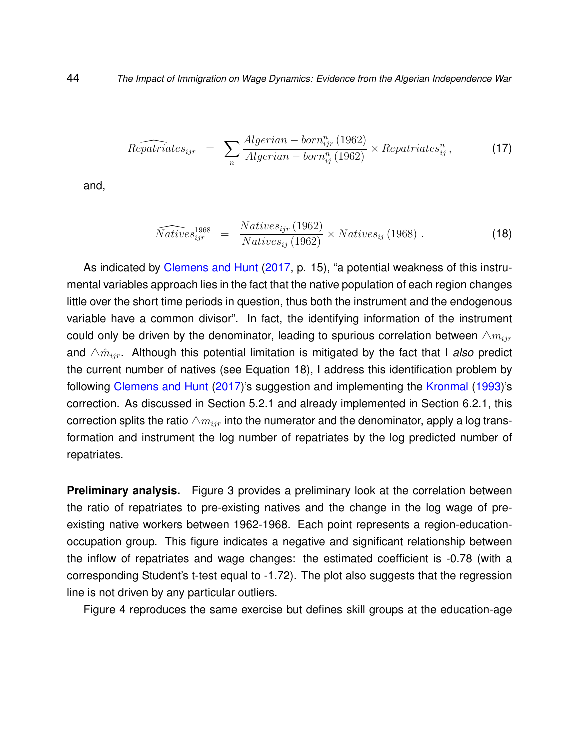$$\widehat{Repatriates}_{ijr} = \sum_{n} \frac{Algerian-born^{n}_{ijr}\,(1962)}{Algerian-born^{n}_{ij}\,(1962)} \times Repatriates^{n}_{ij}\,, \tag{17}$$

and,

$$\widehat{Natives}^{1968}_{ijr} = \frac{Natives_{ijr}\,(1962)}{Natives_{ij}\,(1962)} \times Natives_{ij}\,(1968)\;. \tag{18}$$

As indicated by Clemens and Hunt (2017, p. 15), "a potential weakness of this instrumental variables approach lies in the fact that the native population of each region changes little over the short time periods in question, thus both the instrument and the endogenous variable have a common divisor". In fact, the identifying information of the instrument could only be driven by the denominator, leading to spurious correlation between $\triangle m_{ijr}$ and $\triangle \hat{m}_{ijr}$. Although this potential limitation is mitigated by the fact that I *also* predict the current number of natives (see Equation 18), I address this identification problem by following Clemens and Hunt (2017)'s suggestion and implementing the Kronmal (1993)'s correction. As discussed in Section 5.2.1 and already implemented in Section 6.2.1, this correction splits the ratio $\triangle m_{ijr}$ into the numerator and the denominator, apply a log transformation and instrument the log number of repatriates by the log predicted number of repatriates.

**Preliminary analysis.** Figure 3 provides a preliminary look at the correlation between the ratio of repatriates to pre-existing natives and the change in the log wage of pre-existing native workers between 1962-1968. Each point represents a region-education-occupation group. This figure indicates a negative and significant relationship between the inflow of repatriates and wage changes: the estimated coefficient is -0.78 (with a corresponding Student's t-test equal to -1.72). The plot also suggests that the regression line is not driven by any particular outliers.

Figure 4 reproduces the same exercise but defines skill groups at the education-age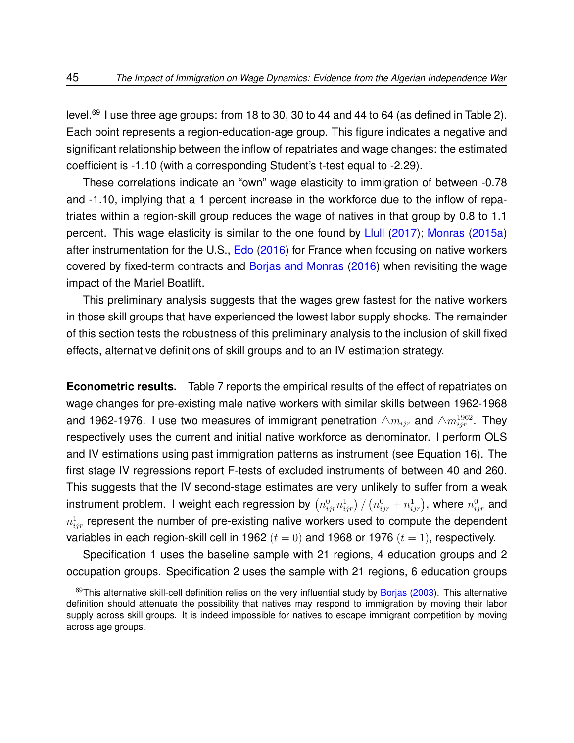level.[69] I use three age groups: from 18 to 30, 30 to 44 and 44 to 64 (as defined in Table 2). Each point represents a region-education-age group. This figure indicates a negative and significant relationship between the inflow of repatriates and wage changes: the estimated coefficient is -1.10 (with a corresponding Student's t-test equal to -2.29).

These correlations indicate an "own" wage elasticity to immigration of between -0.78 and -1.10, implying that a 1 percent increase in the workforce due to the inflow of repatriates within a region-skill group reduces the wage of natives in that group by 0.8 to 1.1 percent. This wage elasticity is similar to the one found by Llull (2017); Monras (2015a) after instrumentation for the U.S., Edo (2016) for France when focusing on native workers covered by fixed-term contracts and Borjas and Monras (2016) when revisiting the wage impact of the Mariel Boatlift.

This preliminary analysis suggests that the wages grew fastest for the native workers in those skill groups that have experienced the lowest labor supply shocks. The remainder of this section tests the robustness of this preliminary analysis to the inclusion of skill fixed effects, alternative definitions of skill groups and to an IV estimation strategy.

**Econometric results.** Table 7 reports the empirical results of the effect of repatriates on wage changes for pre-existing male native workers with similar skills between 1962-1968 and 1962-1976. I use two measures of immigrant penetration $\triangle m_{ijr}$ and $\triangle m_{ijr}^{1962}$. They respectively uses the current and initial native workforce as denominator. I perform OLS and IV estimations using past immigration patterns as instrument (see Equation 16). The first stage IV regressions report F-tests of excluded instruments of between 40 and 260. This suggests that the IV second-stage estimates are very unlikely to suffer from a weak instrument problem. I weight each regression by $\left(n_{ijr}^{0} n_{ijr}^{1}\right) / \left(n_{ijr}^{0} + n_{ijr}^{1}\right)$, where $n_{ijr}^{0}$ and $n_{ijr}^{1}$ represent the number of pre-existing native workers used to compute the dependent variables in each region-skill cell in 1962 $(t = 0)$ and 1968 or 1976 $(t = 1)$, respectively.

Specification 1 uses the baseline sample with 21 regions, 4 education groups and 2 occupation groups. Specification 2 uses the sample with 21 regions, 6 education groups

[69] This alternative skill-cell definition relies on the very influential study by Borjas (2003). This alternative definition should attenuate the possibility that natives may respond to immigration by moving their labor supply across skill groups. It is indeed impossible for natives to escape immigrant competition by moving across age groups.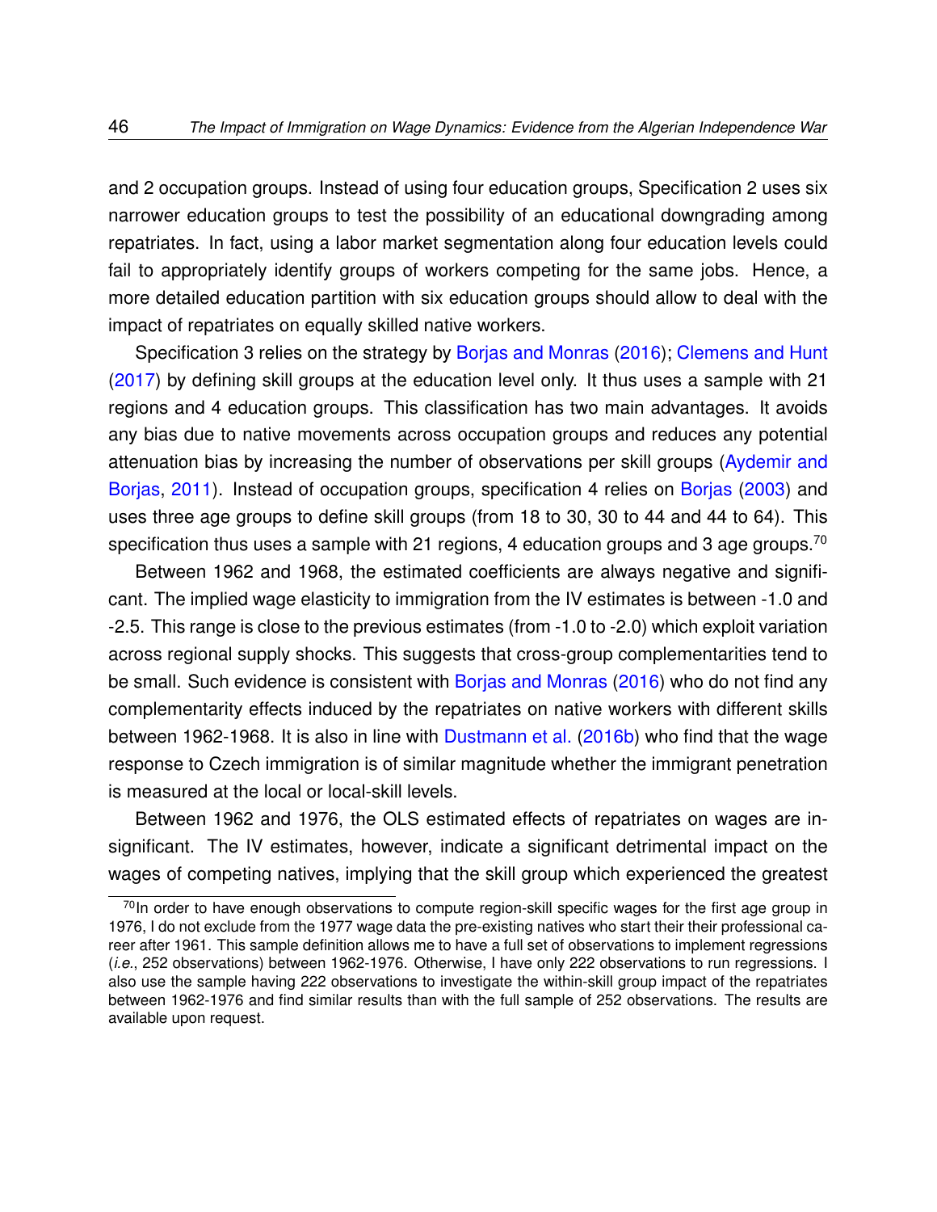and 2 occupation groups. Instead of using four education groups, Specification 2 uses six narrower education groups to test the possibility of an educational downgrading among repatriates. In fact, using a labor market segmentation along four education levels could fail to appropriately identify groups of workers competing for the same jobs. Hence, a more detailed education partition with six education groups should allow to deal with the impact of repatriates on equally skilled native workers.

Specification 3 relies on the strategy by Borjas and Monras (2016); Clemens and Hunt (2017) by defining skill groups at the education level only. It thus uses a sample with 21 regions and 4 education groups. This classification has two main advantages. It avoids any bias due to native movements across occupation groups and reduces any potential attenuation bias by increasing the number of observations per skill groups (Aydemir and Borjas, 2011). Instead of occupation groups, specification 4 relies on Borjas (2003) and uses three age groups to define skill groups (from 18 to 30, 30 to 44 and 44 to 64). This specification thus uses a sample with 21 regions, 4 education groups and 3 age groups.[70]

Between 1962 and 1968, the estimated coefficients are always negative and significant. The implied wage elasticity to immigration from the IV estimates is between -1.0 and -2.5. This range is close to the previous estimates (from -1.0 to -2.0) which exploit variation across regional supply shocks. This suggests that cross-group complementarities tend to be small. Such evidence is consistent with Borjas and Monras (2016) who do not find any complementarity effects induced by the repatriates on native workers with different skills between 1962-1968. It is also in line with Dustmann et al. (2016b) who find that the wage response to Czech immigration is of similar magnitude whether the immigrant penetration is measured at the local or local-skill levels.

Between 1962 and 1976, the OLS estimated effects of repatriates on wages are insignificant. The IV estimates, however, indicate a significant detrimental impact on the wages of competing natives, implying that the skill group which experienced the greatest

[70] In order to have enough observations to compute region-skill specific wages for the first age group in 1976, I do not exclude from the 1977 wage data the pre-existing natives who start their their professional career after 1961. This sample definition allows me to have a full set of observations to implement regressions (*i.e.*, 252 observations) between 1962-1976. Otherwise, I have only 222 observations to run regressions. I also use the sample having 222 observations to investigate the within-skill group impact of the repatriates between 1962-1976 and find similar results than with the full sample of 252 observations. The results are available upon request.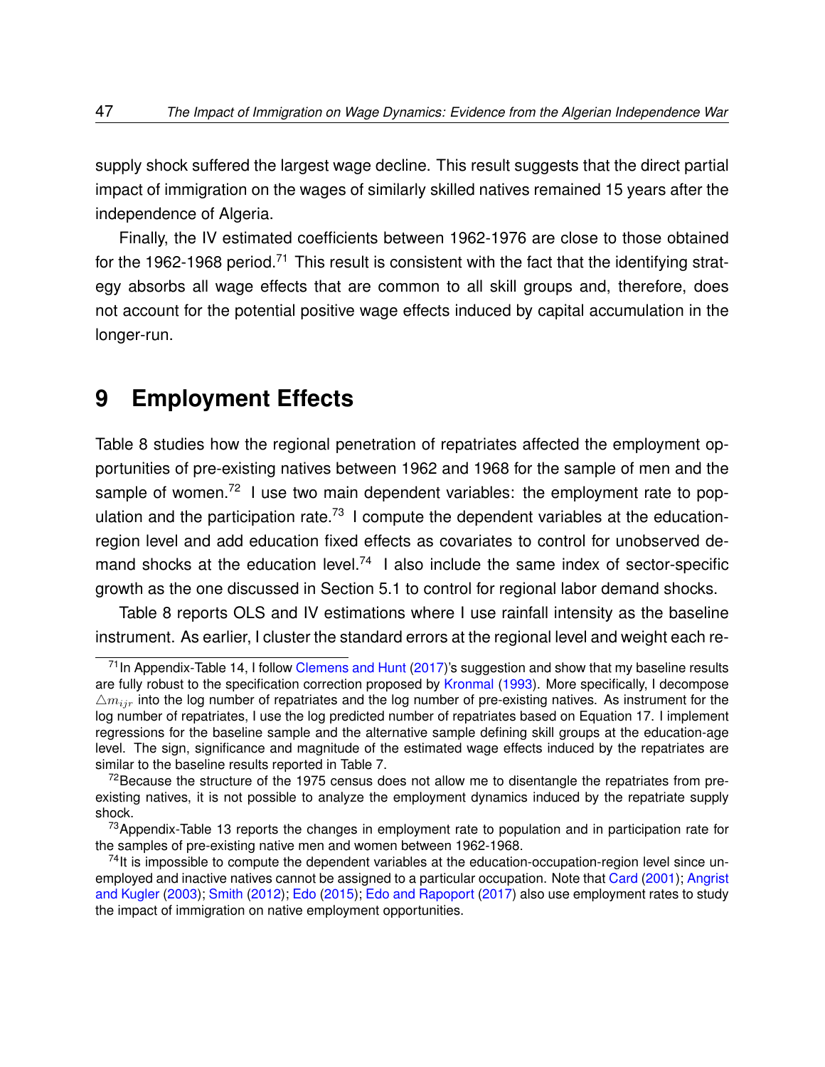supply shock suffered the largest wage decline. This result suggests that the direct partial impact of immigration on the wages of similarly skilled natives remained 15 years after the independence of Algeria.

Finally, the IV estimated coefficients between 1962-1976 are close to those obtained for the 1962-1968 period.[71] This result is consistent with the fact that the identifying strategy absorbs all wage effects that are common to all skill groups and, therefore, does not account for the potential positive wage effects induced by capital accumulation in the longer-run.

# 9 Employment Effects

Table 8 studies how the regional penetration of repatriates affected the employment opportunities of pre-existing natives between 1962 and 1968 for the sample of men and the sample of women.[72] I use two main dependent variables: the employment rate to population and the participation rate.[73] I compute the dependent variables at the education-region level and add education fixed effects as covariates to control for unobserved demand shocks at the education level.[74] I also include the same index of sector-specific growth as the one discussed in Section 5.1 to control for regional labor demand shocks.

Table 8 reports OLS and IV estimations where I use rainfall intensity as the baseline instrument. As earlier, I cluster the standard errors at the regional level and weight each re-

[71] In Appendix-Table 14, I follow Clemens and Hunt (2017)'s suggestion and show that my baseline results are fully robust to the specification correction proposed by Kronmal (1993). More specifically, I decompose $\triangle m_{ijr}$ into the log number of repatriates and the log number of pre-existing natives. As instrument for the log number of repatriates, I use the log predicted number of repatriates based on Equation 17. I implement regressions for the baseline sample and the alternative sample defining skill groups at the education-age level. The sign, significance and magnitude of the estimated wage effects induced by the repatriates are similar to the baseline results reported in Table 7.

[72] Because the structure of the 1975 census does not allow me to disentangle the repatriates from pre-existing natives, it is not possible to analyze the employment dynamics induced by the repatriate supply shock.

[73] Appendix-Table 13 reports the changes in employment rate to population and in participation rate for the samples of pre-existing native men and women between 1962-1968.

[74] It is impossible to compute the dependent variables at the education-occupation-region level since unemployed and inactive natives cannot be assigned to a particular occupation. Note that Card (2001); Angrist and Kugler (2003); Smith (2012); Edo (2015); Edo and Rapoport (2017) also use employment rates to study the impact of immigration on native employment opportunities.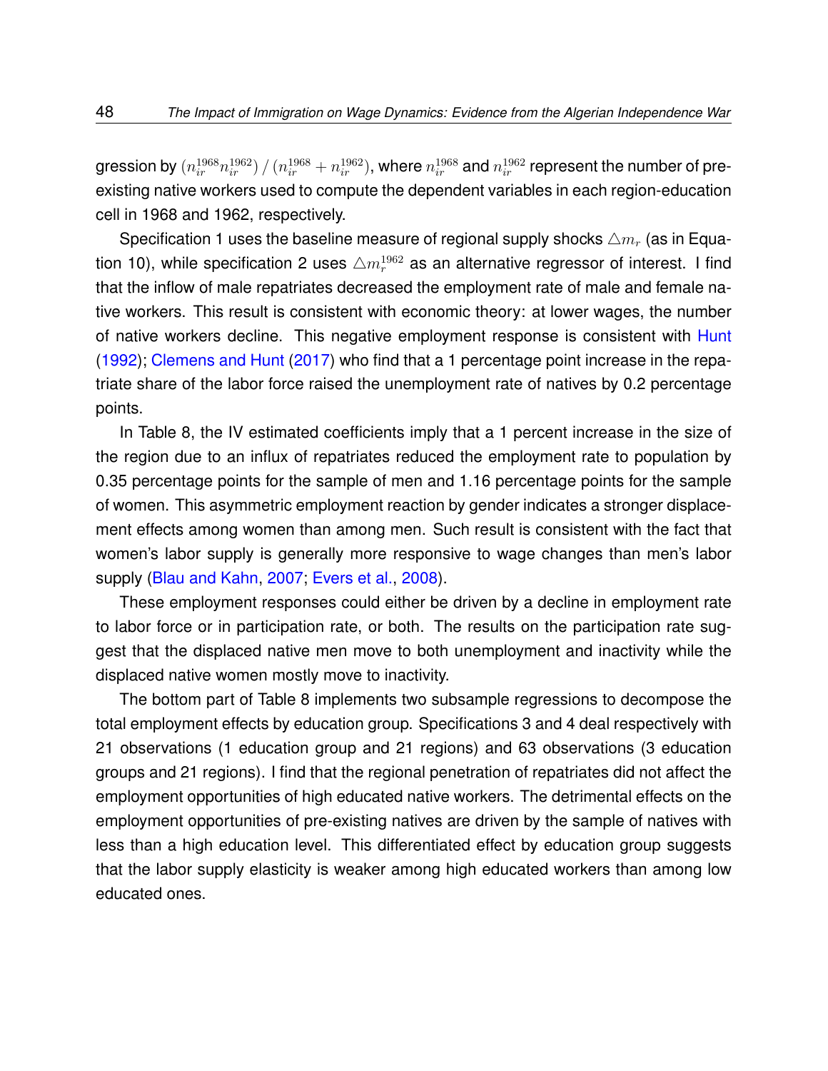gression by $\left(n_{ir}^{1968} n_{ir}^{1962}\right) / \left(n_{ir}^{1968} + n_{ir}^{1962}\right)$, where $n_{ir}^{1968}$ and $n_{ir}^{1962}$ represent the number of pre-existing native workers used to compute the dependent variables in each region-education cell in 1968 and 1962, respectively.

Specification 1 uses the baseline measure of regional supply shocks $\triangle m_r$ (as in Equation 10), while specification 2 uses $\triangle m_r^{1962}$ as an alternative regressor of interest. I find that the inflow of male repatriates decreased the employment rate of male and female native workers. This result is consistent with economic theory: at lower wages, the number of native workers decline. This negative employment response is consistent with Hunt (1992); Clemens and Hunt (2017) who find that a 1 percentage point increase in the repatriate share of the labor force raised the unemployment rate of natives by 0.2 percentage points.

In Table 8, the IV estimated coefficients imply that a 1 percent increase in the size of the region due to an influx of repatriates reduced the employment rate to population by 0.35 percentage points for the sample of men and 1.16 percentage points for the sample of women. This asymmetric employment reaction by gender indicates a stronger displacement effects among women than among men. Such result is consistent with the fact that women's labor supply is generally more responsive to wage changes than men's labor supply (Blau and Kahn, 2007; Evers et al., 2008).

These employment responses could either be driven by a decline in employment rate to labor force or in participation rate, or both. The results on the participation rate suggest that the displaced native men move to both unemployment and inactivity while the displaced native women mostly move to inactivity.

The bottom part of Table 8 implements two subsample regressions to decompose the total employment effects by education group. Specifications 3 and 4 deal respectively with 21 observations (1 education group and 21 regions) and 63 observations (3 education groups and 21 regions). I find that the regional penetration of repatriates did not affect the employment opportunities of high educated native workers. The detrimental effects on the employment opportunities of pre-existing natives are driven by the sample of natives with less than a high education level. This differentiated effect by education group suggests that the labor supply elasticity is weaker among high educated workers than among low educated ones.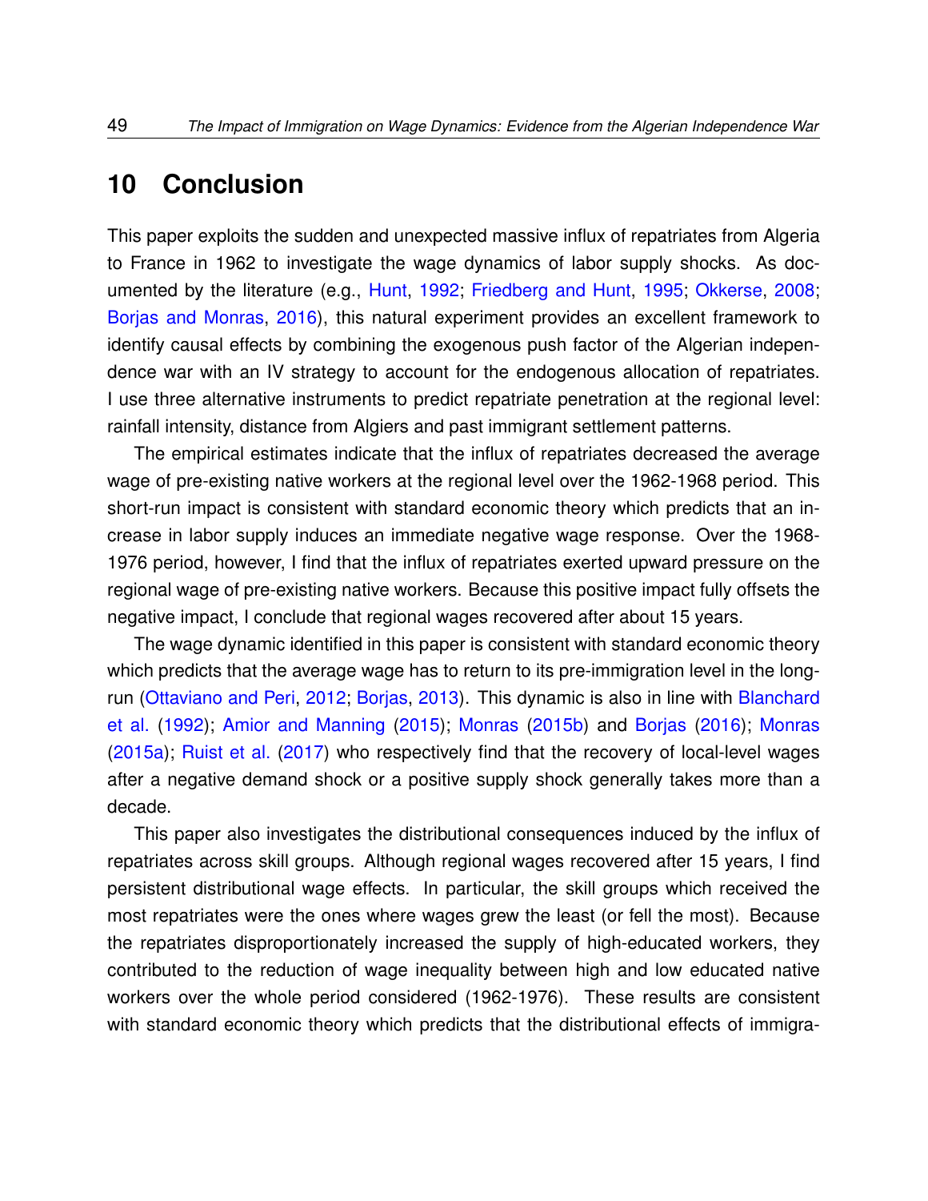# 10 Conclusion

This paper exploits the sudden and unexpected massive influx of repatriates from Algeria to France in 1962 to investigate the wage dynamics of labor supply shocks. As documented by the literature (e.g., Hunt, 1992; Friedberg and Hunt, 1995; Okkerse, 2008; Borjas and Monras, 2016), this natural experiment provides an excellent framework to identify causal effects by combining the exogenous push factor of the Algerian independence war with an IV strategy to account for the endogenous allocation of repatriates. I use three alternative instruments to predict repatriate penetration at the regional level: rainfall intensity, distance from Algiers and past immigrant settlement patterns.

The empirical estimates indicate that the influx of repatriates decreased the average wage of pre-existing native workers at the regional level over the 1962-1968 period. This short-run impact is consistent with standard economic theory which predicts that an increase in labor supply induces an immediate negative wage response. Over the 1968-1976 period, however, I find that the influx of repatriates exerted upward pressure on the regional wage of pre-existing native workers. Because this positive impact fully offsets the negative impact, I conclude that regional wages recovered after about 15 years.

The wage dynamic identified in this paper is consistent with standard economic theory which predicts that the average wage has to return to its pre-immigration level in the long-run (Ottaviano and Peri, 2012; Borjas, 2013). This dynamic is also in line with Blanchard et al. (1992); Amior and Manning (2015); Monras (2015b) and Borjas (2016); Monras (2015a); Ruist et al. (2017) who respectively find that the recovery of local-level wages after a negative demand shock or a positive supply shock generally takes more than a decade.

This paper also investigates the distributional consequences induced by the influx of repatriates across skill groups. Although regional wages recovered after 15 years, I find persistent distributional wage effects. In particular, the skill groups which received the most repatriates were the ones where wages grew the least (or fell the most). Because the repatriates disproportionately increased the supply of high-educated workers, they contributed to the reduction of wage inequality between high and low educated native workers over the whole period considered (1962-1976). These results are consistent with standard economic theory which predicts that the distributional effects of immigra-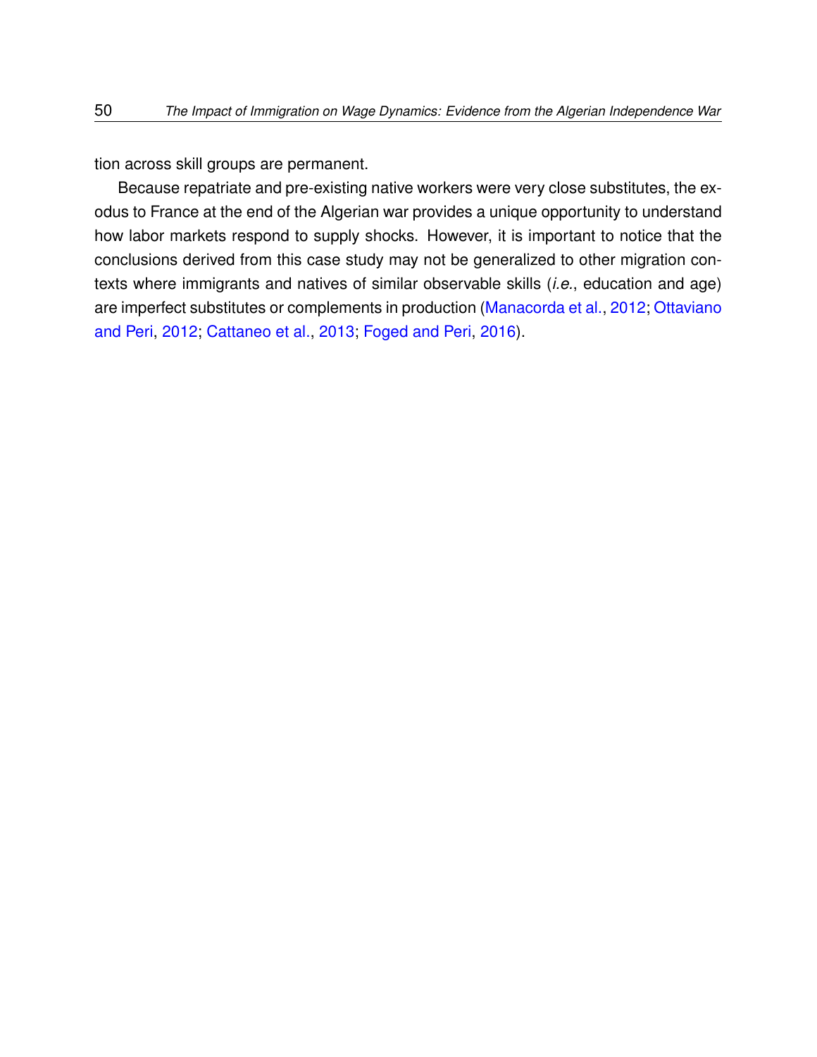tion across skill groups are permanent.

Because repatriate and pre-existing native workers were very close substitutes, the exodus to France at the end of the Algerian war provides a unique opportunity to understand how labor markets respond to supply shocks. However, it is important to notice that the conclusions derived from this case study may not be generalized to other migration contexts where immigrants and natives of similar observable skills (*i.e.*, education and age) are imperfect substitutes or complements in production (Manacorda et al., 2012; Ottaviano and Peri, 2012; Cattaneo et al., 2013; Foged and Peri, 2016).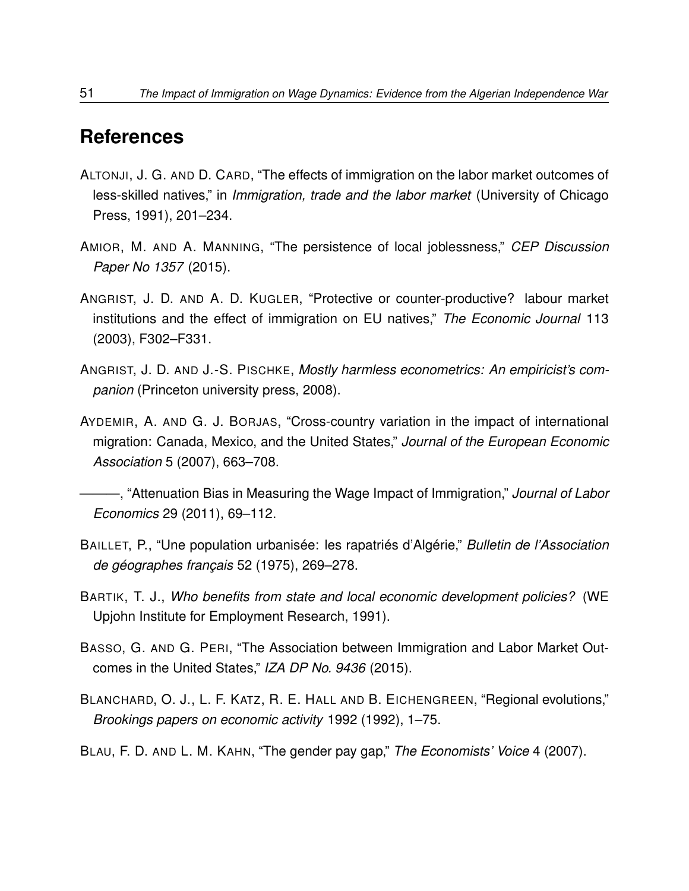# References

ALTONJI, J. G. AND D. CARD, "The effects of immigration on the labor market outcomes of less-skilled natives," in *Immigration, trade and the labor market* (University of Chicago Press, 1991), 201–234.

AMIOR, M. AND A. MANNING, "The persistence of local joblessness," *CEP Discussion Paper No 1357* (2015).

ANGRIST, J. D. AND A. D. KUGLER, "Protective or counter-productive? labour market institutions and the effect of immigration on EU natives," *The Economic Journal* 113 (2003), F302–F331.

ANGRIST, J. D. AND J.-S. PISCHKE, *Mostly harmless econometrics: An empiricist's companion* (Princeton university press, 2008).

AYDEMIR, A. AND G. J. BORJAS, "Cross-country variation in the impact of international migration: Canada, Mexico, and the United States," *Journal of the European Economic Association* 5 (2007), 663–708.

———, "Attenuation Bias in Measuring the Wage Impact of Immigration," *Journal of Labor Economics* 29 (2011), 69–112.

BAILLET, P., "Une population urbanisée: les rapatriés d'Algérie," *Bulletin de l'Association de géographes français* 52 (1975), 269–278.

BARTIK, T. J., *Who benefits from state and local economic development policies?* (WE Upjohn Institute for Employment Research, 1991).

BASSO, G. AND G. PERI, "The Association between Immigration and Labor Market Outcomes in the United States," *IZA DP No. 9436* (2015).

BLANCHARD, O. J., L. F. KATZ, R. E. HALL AND B. EICHENGREEN, "Regional evolutions," *Brookings papers on economic activity* 1992 (1992), 1–75.

BLAU, F. D. AND L. M. KAHN, "The gender pay gap," *The Economists' Voice* 4 (2007).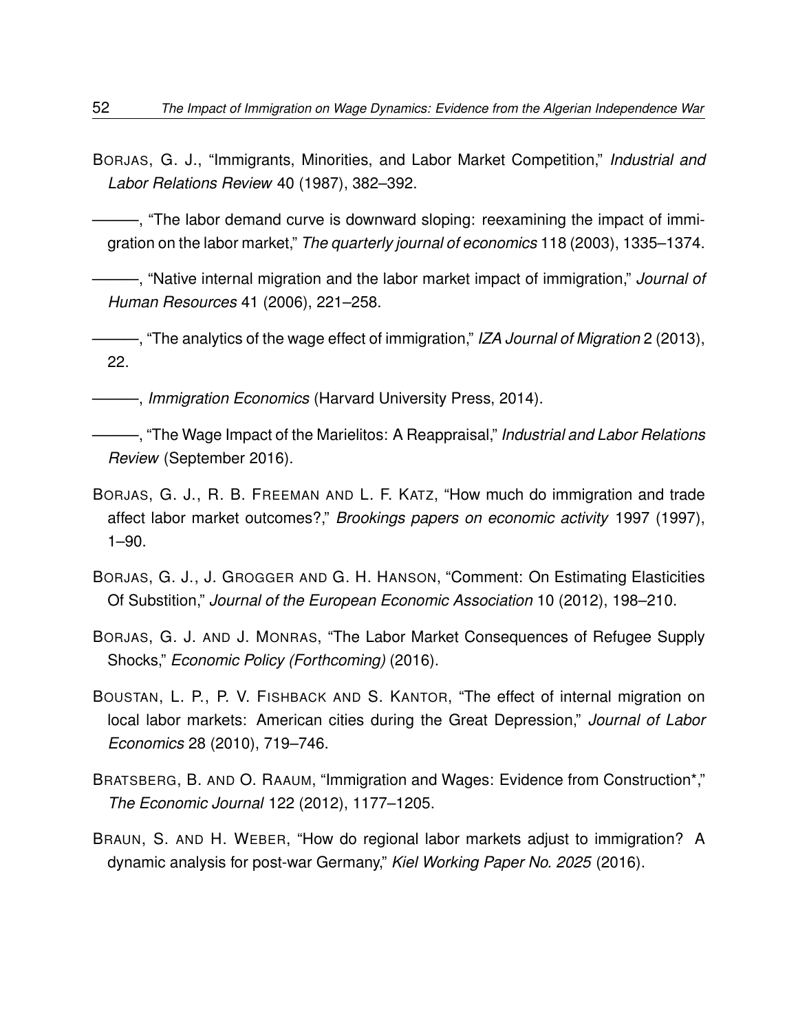BORJAS, G. J., “Immigrants, Minorities, and Labor Market Competition,” *Industrial and Labor Relations Review* 40 (1987), 382–392.

———, “The labor demand curve is downward sloping: reexamining the impact of immigration on the labor market,” *The quarterly journal of economics* 118 (2003), 1335–1374.

———, “Native internal migration and the labor market impact of immigration,” *Journal of Human Resources* 41 (2006), 221–258.

———, “The analytics of the wage effect of immigration,” *IZA Journal of Migration* 2 (2013), 22.

———, *Immigration Economics* (Harvard University Press, 2014).

———, “The Wage Impact of the Marielitos: A Reappraisal,” *Industrial and Labor Relations Review* (September 2016).

BORJAS, G. J., R. B. FREEMAN AND L. F. KATZ, “How much do immigration and trade affect labor market outcomes?,” *Brookings papers on economic activity* 1997 (1997), 1–90.

BORJAS, G. J., J. GROGGER AND G. H. HANSON, “Comment: On Estimating Elasticities Of Substition,” *Journal of the European Economic Association* 10 (2012), 198–210.

BORJAS, G. J. AND J. MONRAS, “The Labor Market Consequences of Refugee Supply Shocks,” *Economic Policy (Forthcoming)* (2016).

BOUSTAN, L. P., P. V. FISHBACK AND S. KANTOR, “The effect of internal migration on local labor markets: American cities during the Great Depression,” *Journal of Labor Economics* 28 (2010), 719–746.

BRATSBERG, B. AND O. RAAUM, “Immigration and Wages: Evidence from Construction*,” *The Economic Journal* 122 (2012), 1177–1205.

BRAUN, S. AND H. WEBER, “How do regional labor markets adjust to immigration? A dynamic analysis for post-war Germany,” *Kiel Working Paper No. 2025* (2016).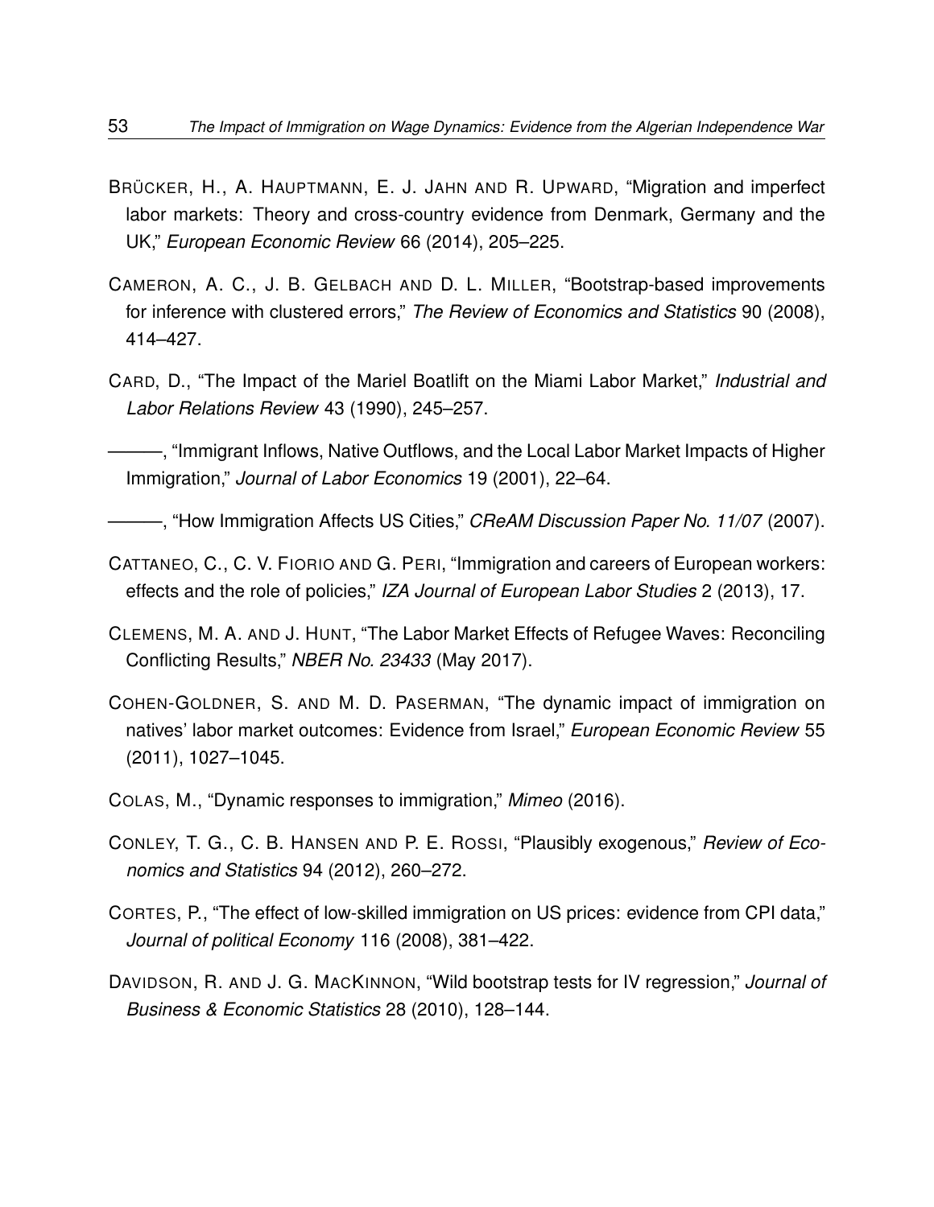BRÜCKER, H., A. HAUPTMANN, E. J. JAHN AND R. UPWARD, "Migration and imperfect labor markets: Theory and cross-country evidence from Denmark, Germany and the UK," *European Economic Review* 66 (2014), 205–225.

CAMERON, A. C., J. B. GELBACH AND D. L. MILLER, "Bootstrap-based improvements for inference with clustered errors," *The Review of Economics and Statistics* 90 (2008), 414–427.

CARD, D., "The Impact of the Mariel Boatlift on the Miami Labor Market," *Industrial and Labor Relations Review* 43 (1990), 245–257.

———, "Immigrant Inflows, Native Outflows, and the Local Labor Market Impacts of Higher Immigration," *Journal of Labor Economics* 19 (2001), 22–64.

———, "How Immigration Affects US Cities," *CReAM Discussion Paper No. 11/07* (2007).

CATTANEO, C., C. V. FIORIO AND G. PERI, "Immigration and careers of European workers: effects and the role of policies," *IZA Journal of European Labor Studies* 2 (2013), 17.

CLEMENS, M. A. AND J. HUNT, "The Labor Market Effects of Refugee Waves: Reconciling Conflicting Results," *NBER No. 23433* (May 2017).

COHEN-GOLDNER, S. AND M. D. PASERMAN, "The dynamic impact of immigration on natives' labor market outcomes: Evidence from Israel," *European Economic Review* 55 (2011), 1027–1045.

COLAS, M., "Dynamic responses to immigration," *Mimeo* (2016).

CONLEY, T. G., C. B. HANSEN AND P. E. ROSSI, "Plausibly exogenous," *Review of Economics and Statistics* 94 (2012), 260–272.

CORTES, P., "The effect of low-skilled immigration on US prices: evidence from CPI data," *Journal of political Economy* 116 (2008), 381–422.

DAVIDSON, R. AND J. G. MACKINNON, "Wild bootstrap tests for IV regression," *Journal of Business & Economic Statistics* 28 (2010), 128–144.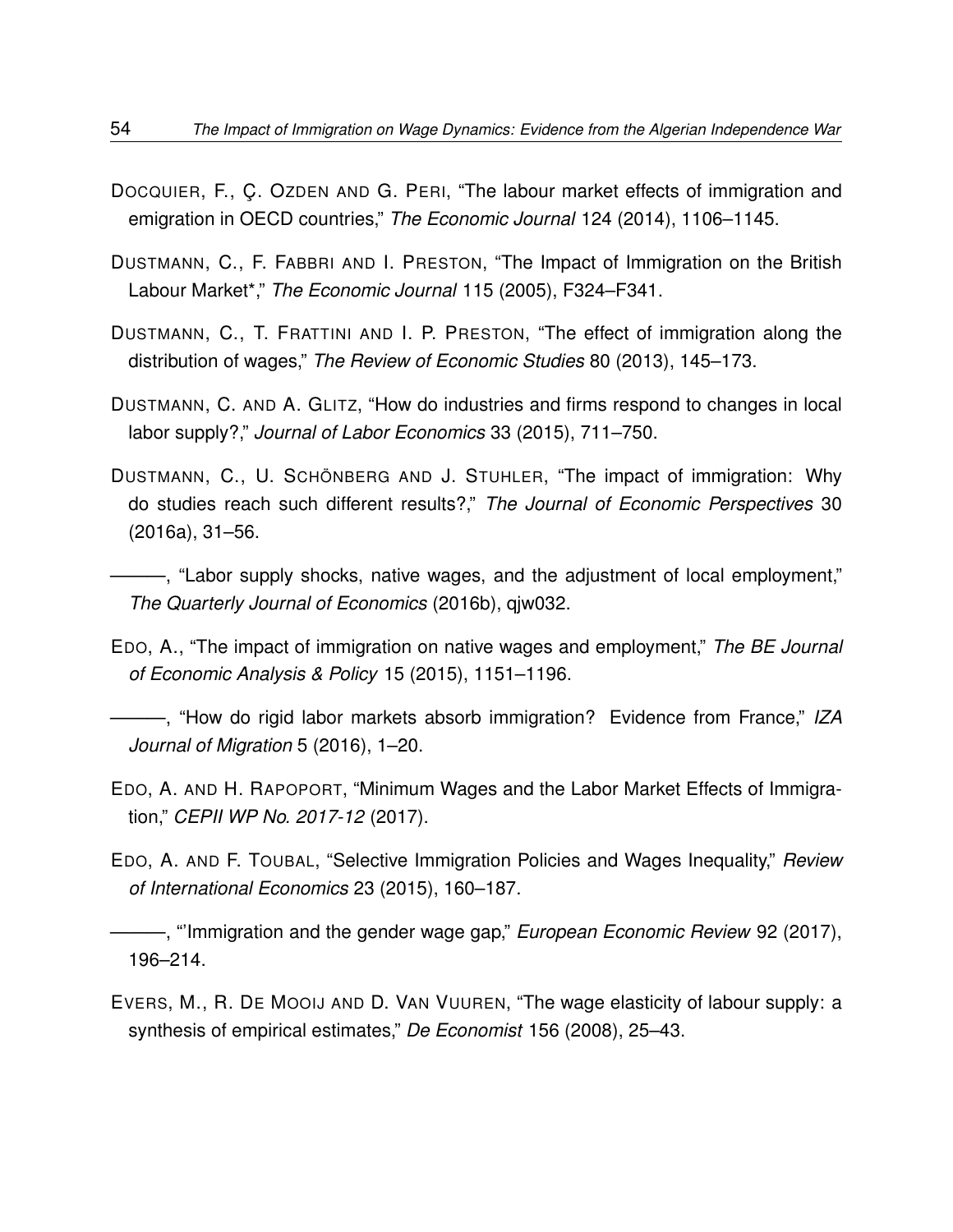DOCQUIER, F., Ç. OZDEN AND G. PERI, "The labour market effects of immigration and emigration in OECD countries," *The Economic Journal* 124 (2014), 1106–1145.

DUSTMANN, C., F. FABBRI AND I. PRESTON, "The Impact of Immigration on the British Labour Market*," *The Economic Journal* 115 (2005), F324–F341.

DUSTMANN, C., T. FRATTINI AND I. P. PRESTON, "The effect of immigration along the distribution of wages," *The Review of Economic Studies* 80 (2013), 145–173.

DUSTMANN, C. AND A. GLITZ, "How do industries and firms respond to changes in local labor supply?," *Journal of Labor Economics* 33 (2015), 711–750.

DUSTMANN, C., U. SCHÖNBERG AND J. STUHLER, "The impact of immigration: Why do studies reach such different results?," *The Journal of Economic Perspectives* 30 (2016a), 31–56.

———, "Labor supply shocks, native wages, and the adjustment of local employment," *The Quarterly Journal of Economics* (2016b), qjw032.

EDO, A., "The impact of immigration on native wages and employment," *The BE Journal of Economic Analysis & Policy* 15 (2015), 1151–1196.

———, "How do rigid labor markets absorb immigration? Evidence from France," *IZA Journal of Migration* 5 (2016), 1–20.

EDO, A. AND H. RAPOPORT, "Minimum Wages and the Labor Market Effects of Immigration," *CEPII WP No. 2017-12* (2017).

EDO, A. AND F. TOUBAL, "Selective Immigration Policies and Wages Inequality," *Review of International Economics* 23 (2015), 160–187.

———, "'Immigration and the gender wage gap," *European Economic Review* 92 (2017), 196–214.

EVERS, M., R. DE MOOIJ AND D. VAN VUUREN, "The wage elasticity of labour supply: a synthesis of empirical estimates," *De Economist* 156 (2008), 25–43.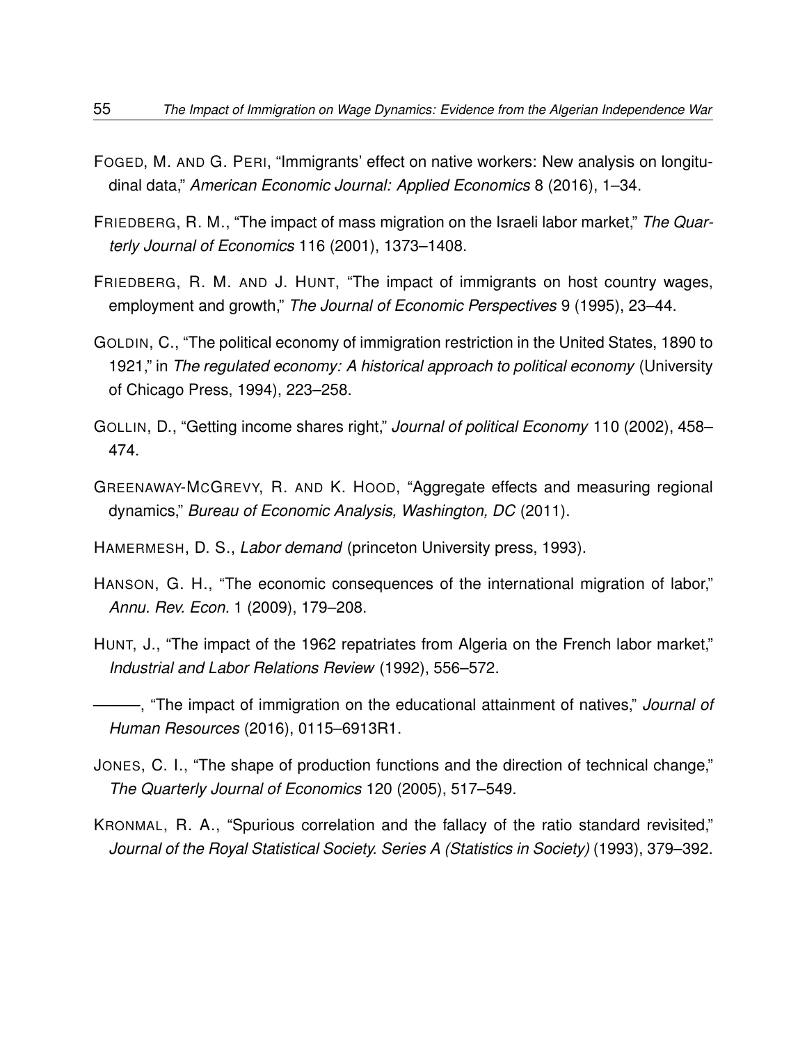FOGED, M. AND G. PERI, "Immigrants' effect on native workers: New analysis on longitudinal data," *American Economic Journal: Applied Economics* 8 (2016), 1–34.

FRIEDBERG, R. M., "The impact of mass migration on the Israeli labor market," *The Quarterly Journal of Economics* 116 (2001), 1373–1408.

FRIEDBERG, R. M. AND J. HUNT, "The impact of immigrants on host country wages, employment and growth," *The Journal of Economic Perspectives* 9 (1995), 23–44.

GOLDIN, C., "The political economy of immigration restriction in the United States, 1890 to 1921," in *The regulated economy: A historical approach to political economy* (University of Chicago Press, 1994), 223–258.

GOLLIN, D., "Getting income shares right," *Journal of political Economy* 110 (2002), 458–474.

GREENAWAY-MCGREVY, R. AND K. HOOD, "Aggregate effects and measuring regional dynamics," *Bureau of Economic Analysis, Washington, DC* (2011).

HAMERMESH, D. S., *Labor demand* (princeton University press, 1993).

HANSON, G. H., "The economic consequences of the international migration of labor," *Annu. Rev. Econ.* 1 (2009), 179–208.

HUNT, J., "The impact of the 1962 repatriates from Algeria on the French labor market," *Industrial and Labor Relations Review* (1992), 556–572.

———, "The impact of immigration on the educational attainment of natives," *Journal of Human Resources* (2016), 0115–6913R1.

JONES, C. I., "The shape of production functions and the direction of technical change," *The Quarterly Journal of Economics* 120 (2005), 517–549.

KRONMAL, R. A., "Spurious correlation and the fallacy of the ratio standard revisited," *Journal of the Royal Statistical Society. Series A (Statistics in Society)* (1993), 379–392.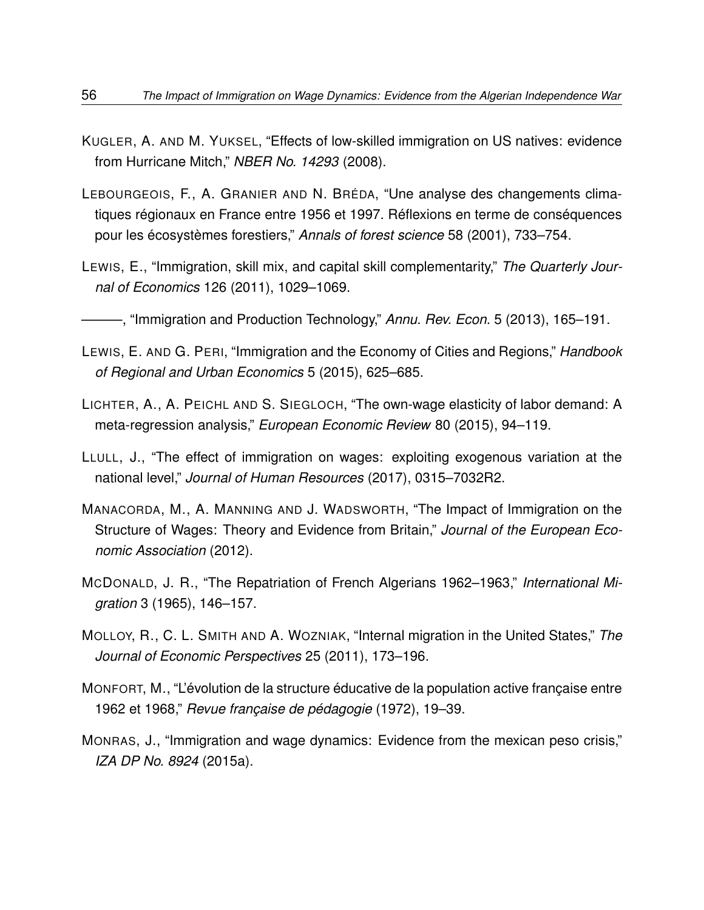KUGLER, A. AND M. YUKSEL, "Effects of low-skilled immigration on US natives: evidence from Hurricane Mitch," *NBER No. 14293* (2008).

LEBOURGEOIS, F., A. GRANIER AND N. BRÉDA, "Une analyse des changements climatiques régionaux en France entre 1956 et 1997. Réflexions en terme de conséquences pour les écosystèmes forestiers," *Annals of forest science* 58 (2001), 733–754.

LEWIS, E., "Immigration, skill mix, and capital skill complementarity," *The Quarterly Journal of Economics* 126 (2011), 1029–1069.

———, "Immigration and Production Technology," *Annu. Rev. Econ.* 5 (2013), 165–191.

LEWIS, E. AND G. PERI, "Immigration and the Economy of Cities and Regions," *Handbook of Regional and Urban Economics* 5 (2015), 625–685.

LICHTER, A., A. PEICHL AND S. SIEGLOCH, "The own-wage elasticity of labor demand: A meta-regression analysis," *European Economic Review* 80 (2015), 94–119.

LLULL, J., "The effect of immigration on wages: exploiting exogenous variation at the national level," *Journal of Human Resources* (2017), 0315–7032R2.

MANACORDA, M., A. MANNING AND J. WADSWORTH, "The Impact of Immigration on the Structure of Wages: Theory and Evidence from Britain," *Journal of the European Economic Association* (2012).

MCDONALD, J. R., "The Repatriation of French Algerians 1962–1963," *International Migration* 3 (1965), 146–157.

MOLLOY, R., C. L. SMITH AND A. WOZNIAK, "Internal migration in the United States," *The Journal of Economic Perspectives* 25 (2011), 173–196.

MONFORT, M., "L'évolution de la structure éducative de la population active française entre 1962 et 1968," *Revue française de pédagogie* (1972), 19–39.

MONRAS, J., "Immigration and wage dynamics: Evidence from the mexican peso crisis," *IZA DP No. 8924* (2015a).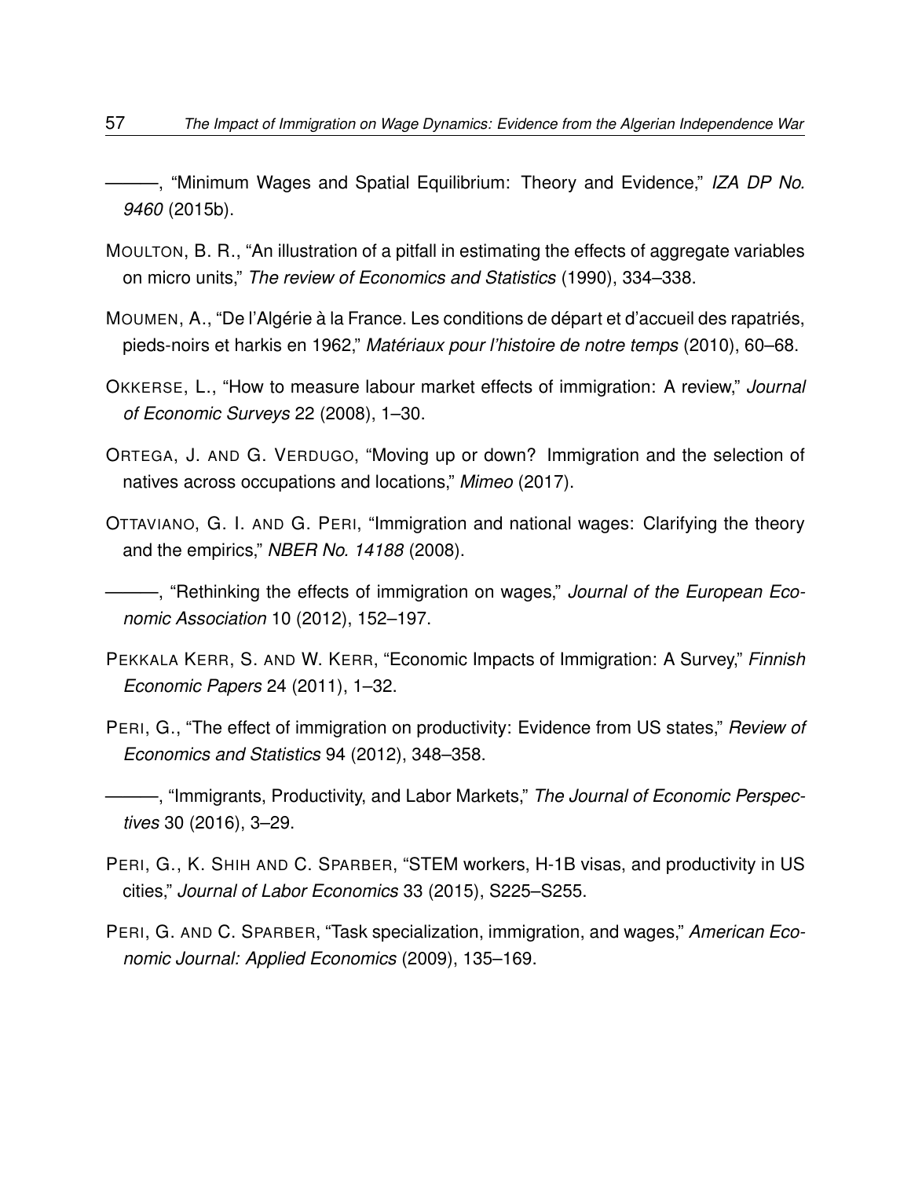———, "Minimum Wages and Spatial Equilibrium: Theory and Evidence," *IZA DP No. 9460* (2015b).

MOULTON, B. R., "An illustration of a pitfall in estimating the effects of aggregate variables on micro units," *The review of Economics and Statistics* (1990), 334–338.

MOUMEN, A., "De l'Algérie à la France. Les conditions de départ et d'accueil des rapatriés, pieds-noirs et harkis en 1962," *Matériaux pour l'histoire de notre temps* (2010), 60–68.

OKKERSE, L., "How to measure labour market effects of immigration: A review," *Journal of Economic Surveys* 22 (2008), 1–30.

ORTEGA, J. AND G. VERDUGO, "Moving up or down? Immigration and the selection of natives across occupations and locations," *Mimeo* (2017).

OTTAVIANO, G. I. AND G. PERI, "Immigration and national wages: Clarifying the theory and the empirics," *NBER No. 14188* (2008).

———, "Rethinking the effects of immigration on wages," *Journal of the European Economic Association* 10 (2012), 152–197.

PEKKALA KERR, S. AND W. KERR, "Economic Impacts of Immigration: A Survey," *Finnish Economic Papers* 24 (2011), 1–32.

PERI, G., "The effect of immigration on productivity: Evidence from US states," *Review of Economics and Statistics* 94 (2012), 348–358.

———, "Immigrants, Productivity, and Labor Markets," *The Journal of Economic Perspectives* 30 (2016), 3–29.

PERI, G., K. SHIH AND C. SPARBER, "STEM workers, H-1B visas, and productivity in US cities," *Journal of Labor Economics* 33 (2015), S225–S255.

PERI, G. AND C. SPARBER, "Task specialization, immigration, and wages," *American Economic Journal: Applied Economics* (2009), 135–169.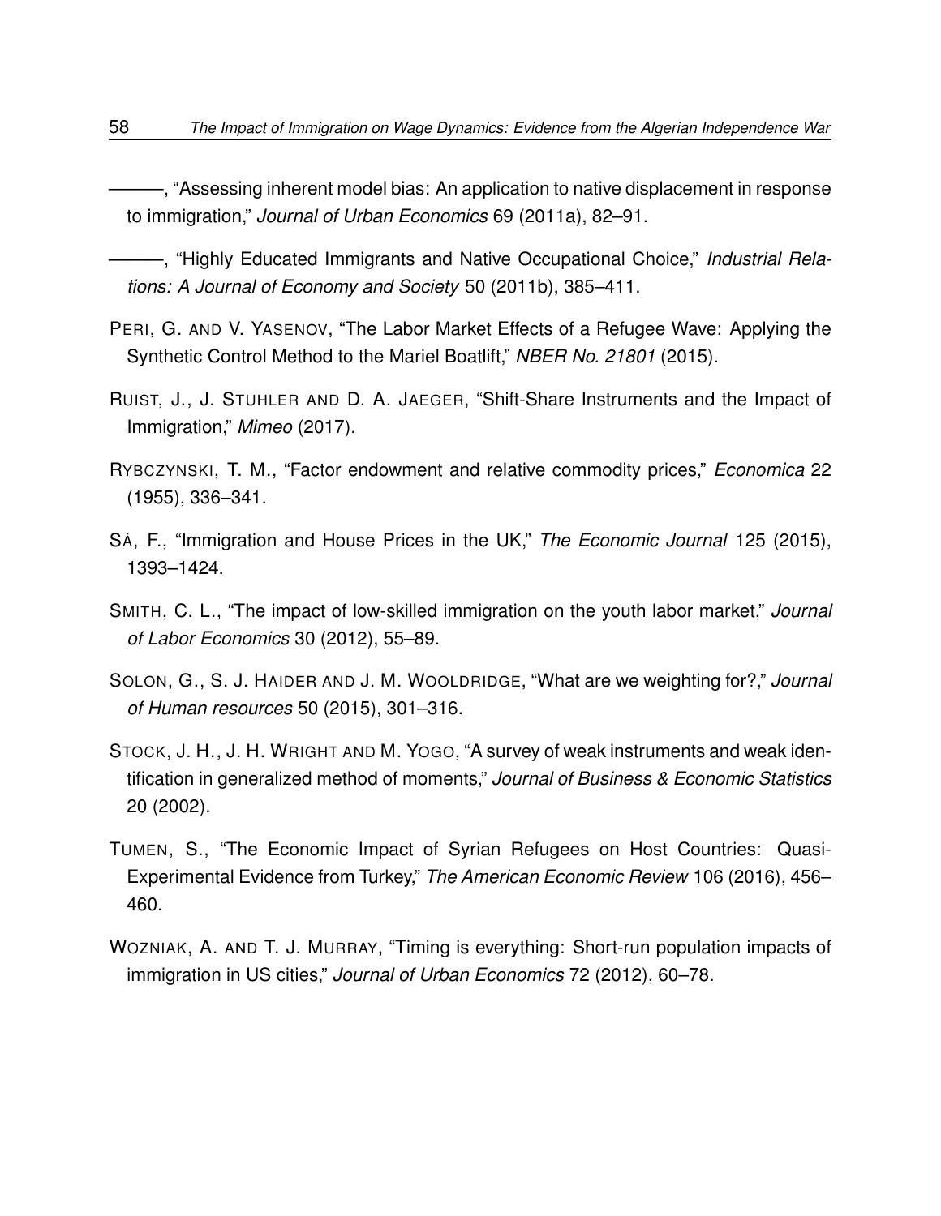———, "Assessing inherent model bias: An application to native displacement in response to immigration," *Journal of Urban Economics* 69 (2011a), 82–91.

———, "Highly Educated Immigrants and Native Occupational Choice," *Industrial Relations: A Journal of Economy and Society* 50 (2011b), 385–411.

PERI, G. AND V. YASENOV, "The Labor Market Effects of a Refugee Wave: Applying the Synthetic Control Method to the Mariel Boatlift," *NBER No. 21801* (2015).

RUIST, J., J. STUHLER AND D. A. JAEGER, "Shift-Share Instruments and the Impact of Immigration," *Mimeo* (2017).

RYBCZYNSKI, T. M., "Factor endowment and relative commodity prices," *Economica* 22 (1955), 336–341.

SÁ, F., "Immigration and House Prices in the UK," *The Economic Journal* 125 (2015), 1393–1424.

SMITH, C. L., "The impact of low-skilled immigration on the youth labor market," *Journal of Labor Economics* 30 (2012), 55–89.

SOLON, G., S. J. HAIDER AND J. M. WOOLDRIDGE, "What are we weighting for?," *Journal of Human resources* 50 (2015), 301–316.

STOCK, J. H., J. H. WRIGHT AND M. YOGO, "A survey of weak instruments and weak identification in generalized method of moments," *Journal of Business & Economic Statistics* 20 (2002).

TUMEN, S., "The Economic Impact of Syrian Refugees on Host Countries: Quasi-Experimental Evidence from Turkey," *The American Economic Review* 106 (2016), 456–460.

WOZNIAK, A. AND T. J. MURRAY, "Timing is everything: Short-run population impacts of immigration in US cities," *Journal of Urban Economics* 72 (2012), 60–78.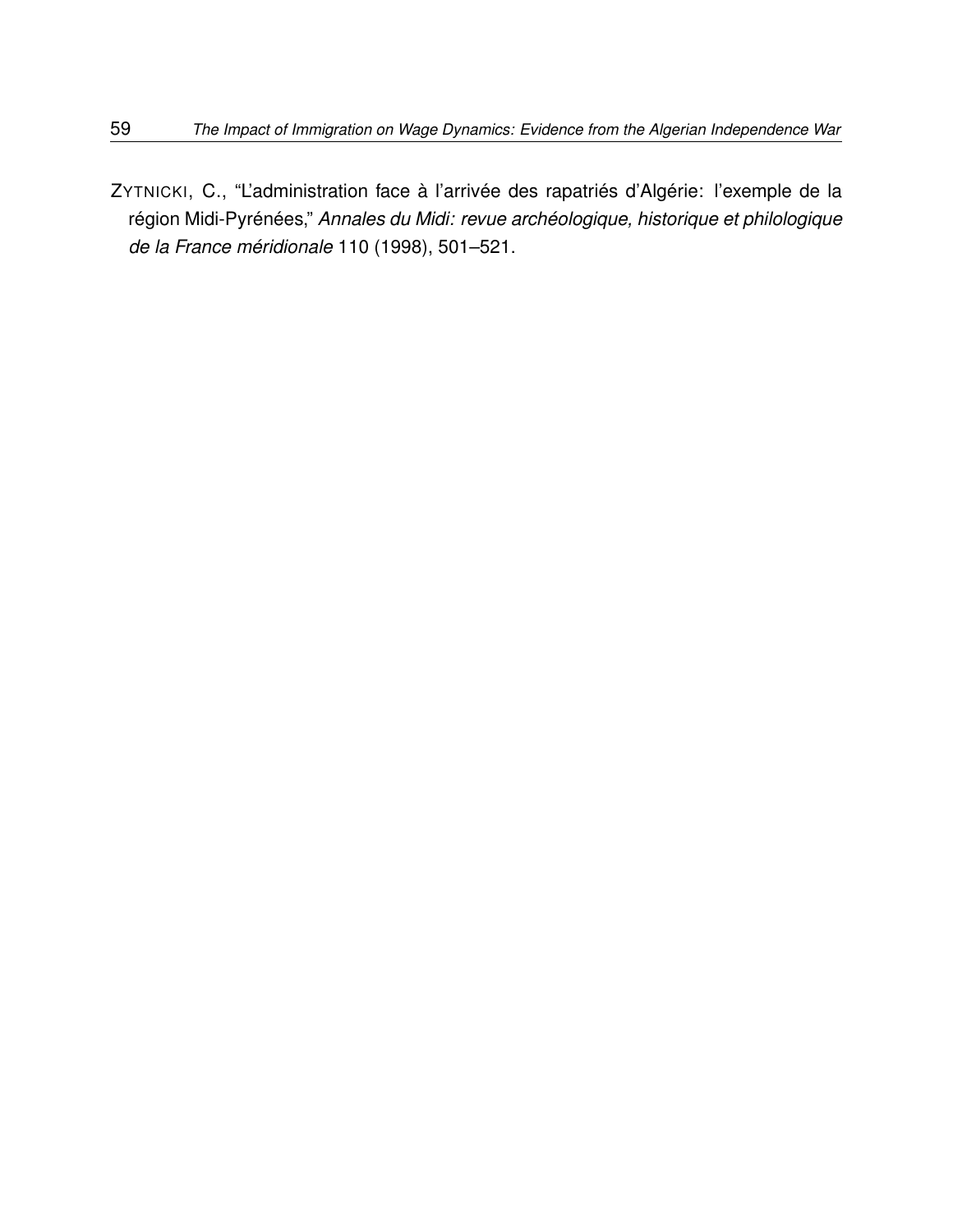ZYTNICKI, C., "L'administration face à l'arrivée des rapatriés d'Algérie: l'exemple de la région Midi-Pyrénées," *Annales du Midi: revue archéologique, historique et philologique de la France méridionale* 110 (1998), 501–521.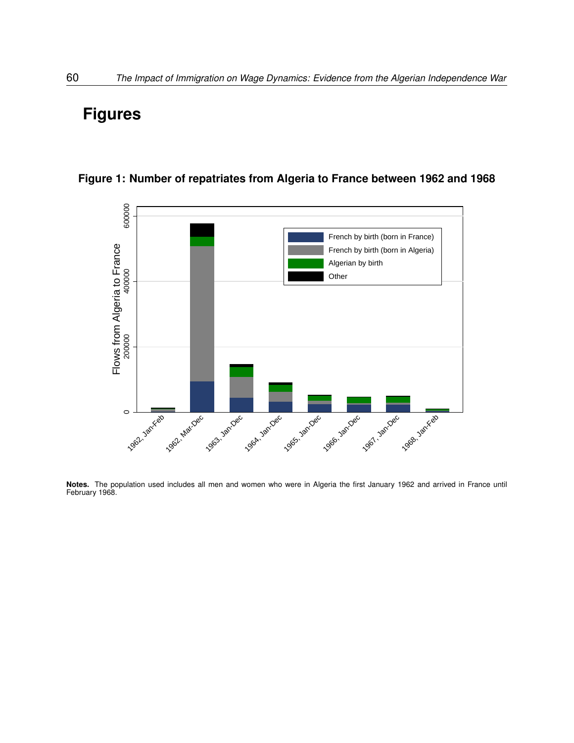# Figures

**Figure 1: Number of repatriates from Algeria to France between 1962 and 1968**

**Notes.** The population used includes all men and women who were in Algeria the first January 1962 and arrived in France until February 1968.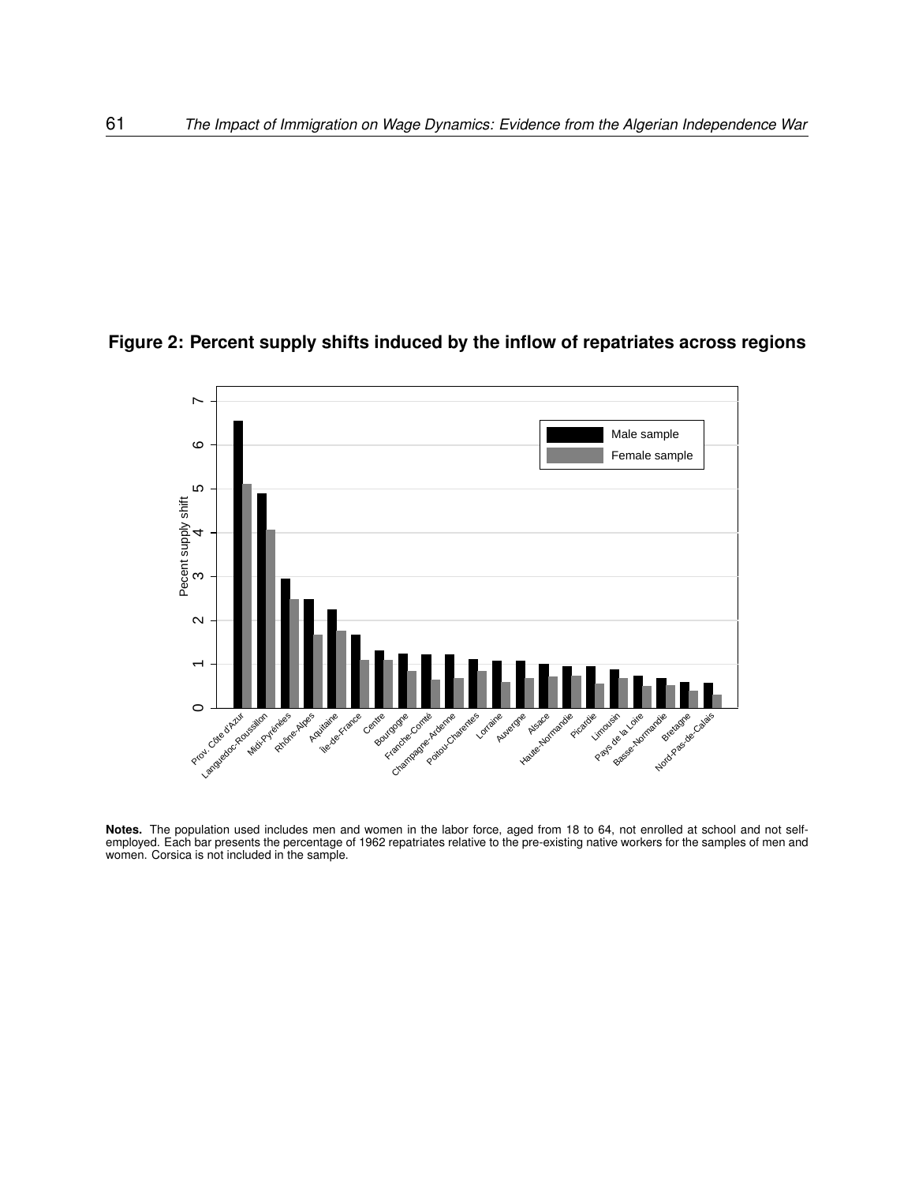**Figure 2: Percent supply shifts induced by the inflow of repatriates across regions**

**Notes.** The population used includes men and women in the labor force, aged from 18 to 64, not enrolled at school and not self-employed. Each bar presents the percentage of 1962 repatriates relative to the pre-existing native workers for the samples of men and women. Corsica is not included in the sample.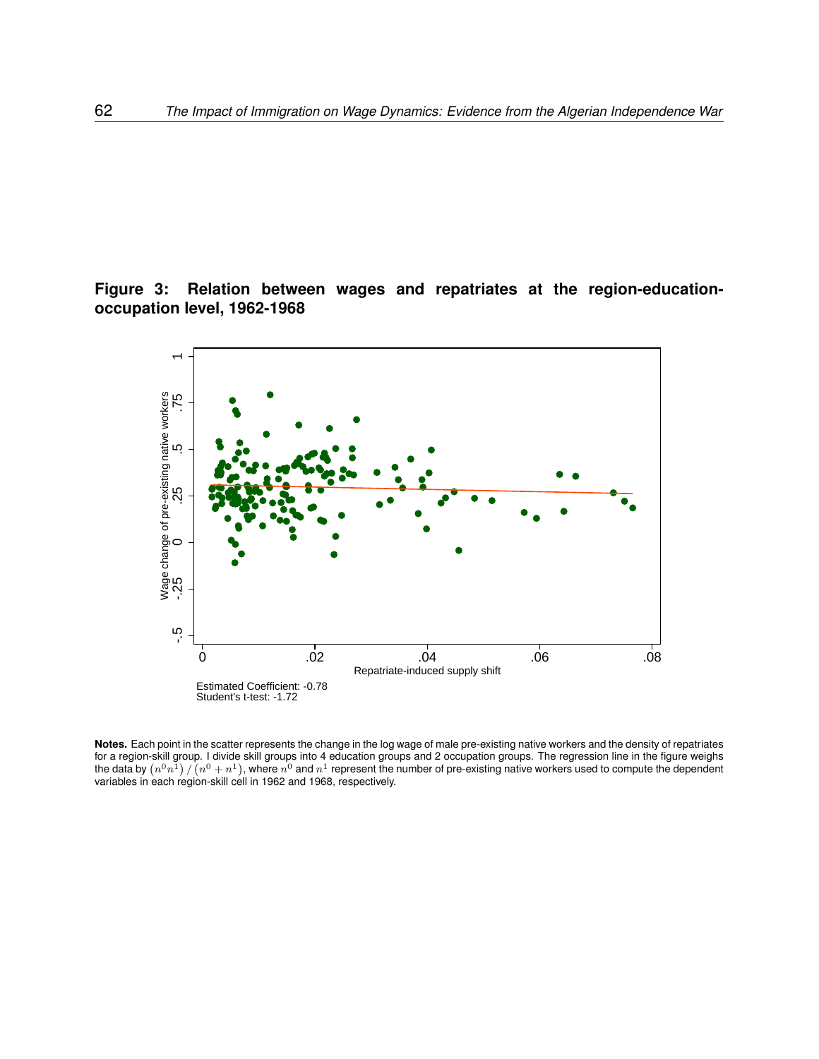**Figure 3: Relation between wages and repatriates at the region-education-occupation level, 1962-1968**

Estimated Coefficient: -0.78
Student's t-test: -1.72

**Notes.** Each point in the scatter represents the change in the log wage of male pre-existing native workers and the density of repatriates for a region-skill group. I divide skill groups into 4 education groups and 2 occupation groups. The regression line in the figure weighs the data by $(n^0 n^1) / (n^0 + n^1)$, where $n^0$ and $n^1$ represent the number of pre-existing native workers used to compute the dependent variables in each region-skill cell in 1962 and 1968, respectively.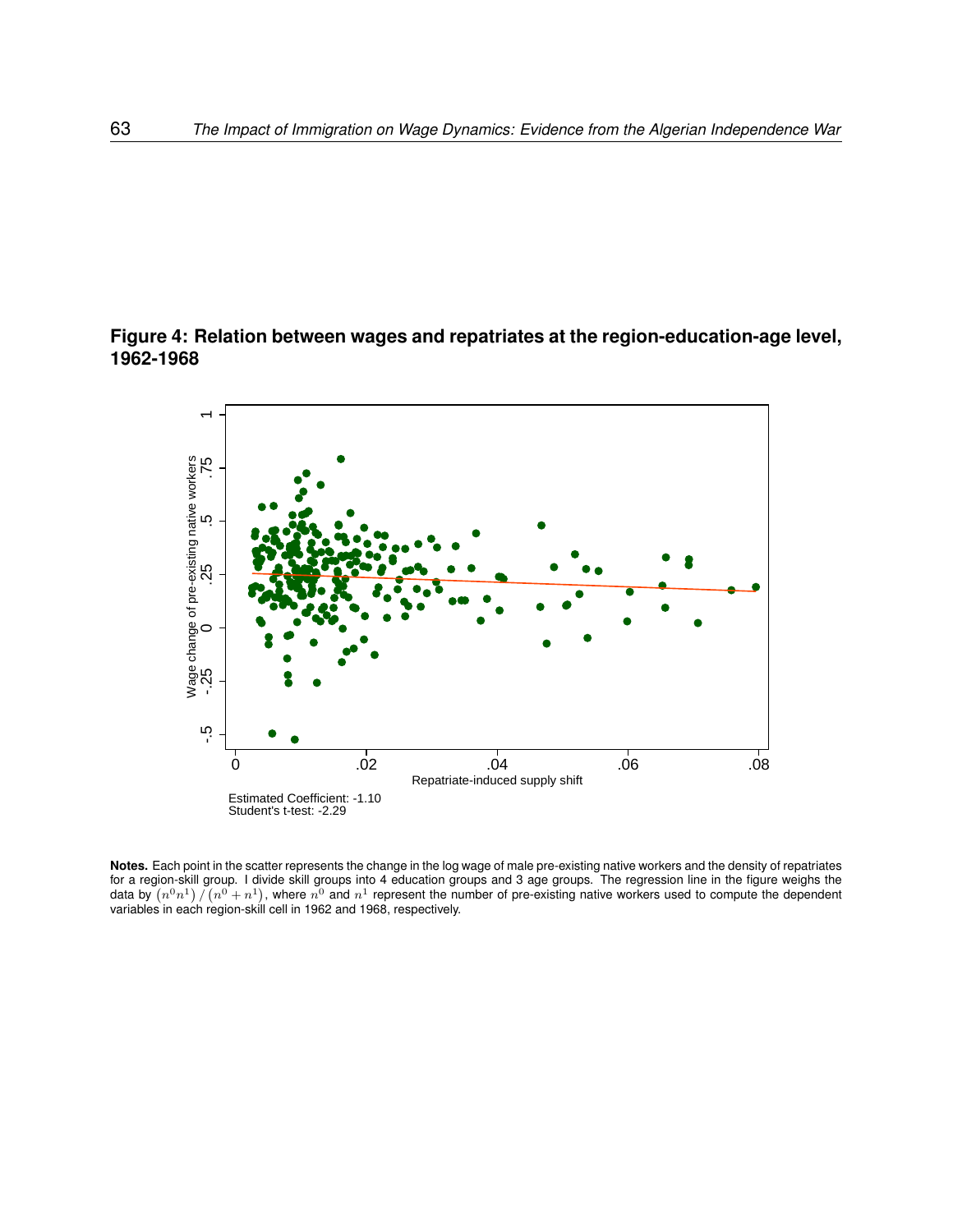**Figure 4: Relation between wages and repatriates at the region-education-age level, 1962-1968**

Estimated Coefficient: -1.10
Student's t-test: -2.29

**Notes.** Each point in the scatter represents the change in the log wage of male pre-existing native workers and the density of repatriates for a region-skill group. I divide skill groups into 4 education groups and 3 age groups. The regression line in the figure weighs the data by $(n^0 n^1) / (n^0 + n^1)$, where $n^0$ and $n^1$ represent the number of pre-existing native workers used to compute the dependent variables in each region-skill cell in 1962 and 1968, respectively.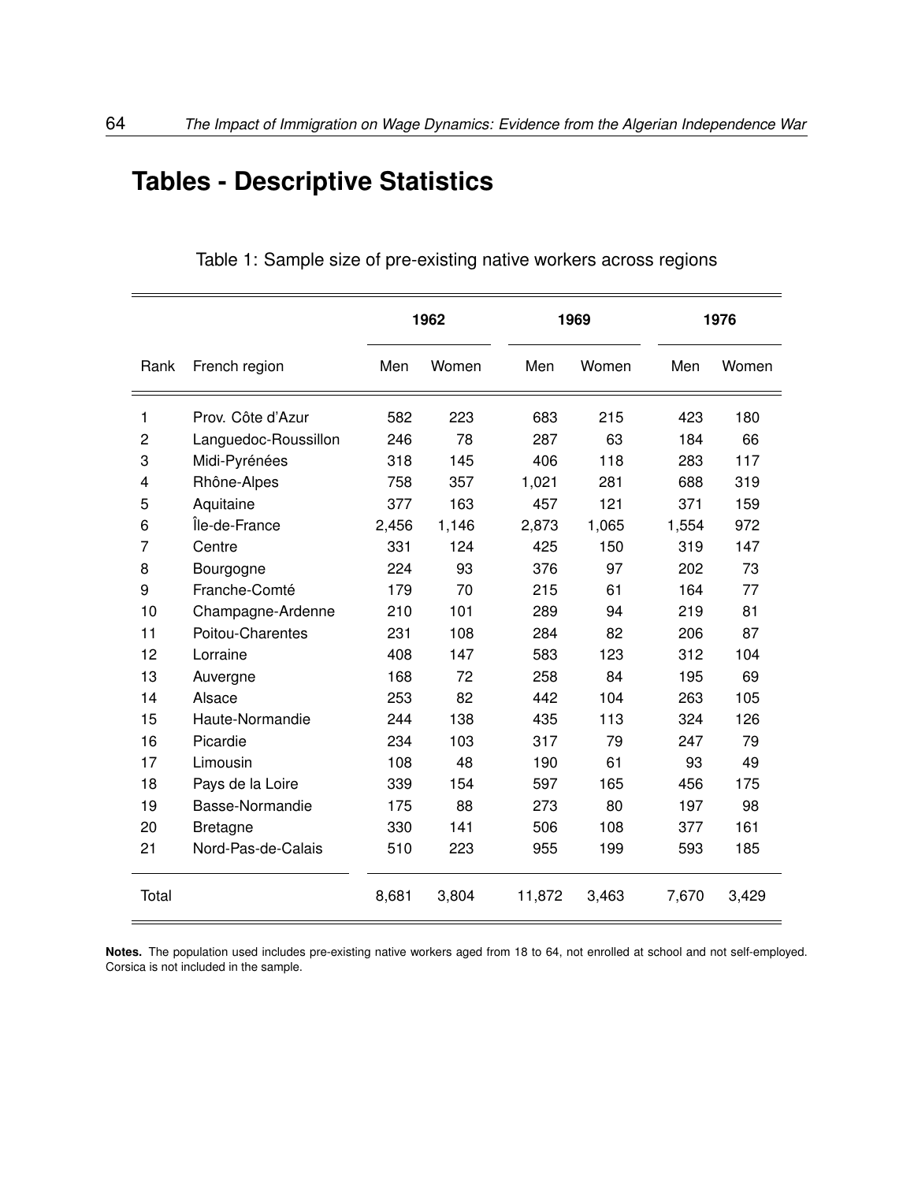# Tables - Descriptive Statistics

Table 1: Sample size of pre-existing native workers across regions

| | | 1962 | | 1969 | | 1976 | |
|---|---|---|---|---|---|---|---|
| Rank | French region | Men | Women | Men | Women | Men | Women |
| 1 | Prov. Côte d'Azur | 582 | 223 | 683 | 215 | 423 | 180 |
| 2 | Languedoc-Roussillon | 246 | 78 | 287 | 63 | 184 | 66 |
| 3 | Midi-Pyrénées | 318 | 145 | 406 | 118 | 283 | 117 |
| 4 | Rhône-Alpes | 758 | 357 | 1,021 | 281 | 688 | 319 |
| 5 | Aquitaine | 377 | 163 | 457 | 121 | 371 | 159 |
| 6 | Île-de-France | 2,456 | 1,146 | 2,873 | 1,065 | 1,554 | 972 |
| 7 | Centre | 331 | 124 | 425 | 150 | 319 | 147 |
| 8 | Bourgogne | 224 | 93 | 376 | 97 | 202 | 73 |
| 9 | Franche-Comté | 179 | 70 | 215 | 61 | 164 | 77 |
| 10 | Champagne-Ardenne | 210 | 101 | 289 | 94 | 219 | 81 |
| 11 | Poitou-Charentes | 231 | 108 | 284 | 82 | 206 | 87 |
| 12 | Lorraine | 408 | 147 | 583 | 123 | 312 | 104 |
| 13 | Auvergne | 168 | 72 | 258 | 84 | 195 | 69 |
| 14 | Alsace | 253 | 82 | 442 | 104 | 263 | 105 |
| 15 | Haute-Normandie | 244 | 138 | 435 | 113 | 324 | 126 |
| 16 | Picardie | 234 | 103 | 317 | 79 | 247 | 79 |
| 17 | Limousin | 108 | 48 | 190 | 61 | 93 | 49 |
| 18 | Pays de la Loire | 339 | 154 | 597 | 165 | 456 | 175 |
| 19 | Basse-Normandie | 175 | 88 | 273 | 80 | 197 | 98 |
| 20 | Bretagne | 330 | 141 | 506 | 108 | 377 | 161 |
| 21 | Nord-Pas-de-Calais | 510 | 223 | 955 | 199 | 593 | 185 |
| Total | | 8,681 | 3,804 | 11,872 | 3,463 | 7,670 | 3,429 |

**Notes.** The population used includes pre-existing native workers aged from 18 to 64, not enrolled at school and not self-employed. Corsica is not included in the sample.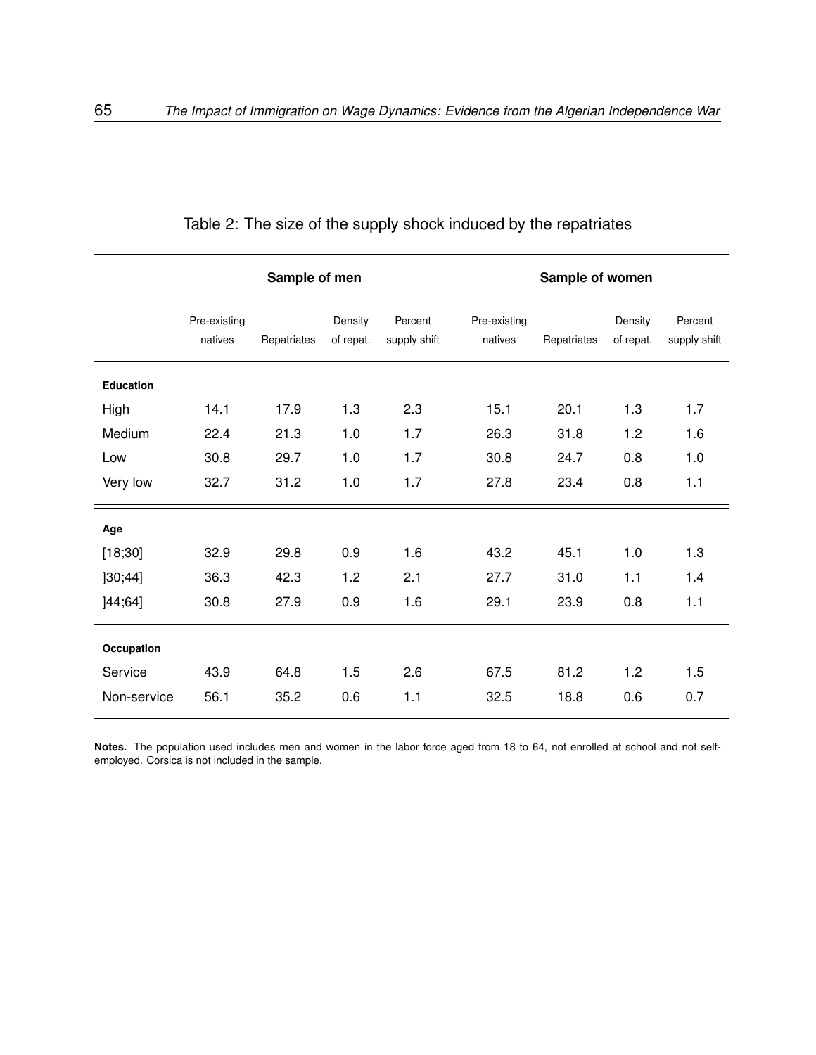Table 2: The size of the supply shock induced by the repatriates

| | Sample of men | | | | Sample of women | | | |
|---|---|---|---|---|---|---|---|---|
| | Pre-existing natives | Repatriates | Density of repat. | Percent supply shift | Pre-existing natives | Repatriates | Density of repat. | Percent supply shift |
| **Education** | | | | | | | | |
| High | 14.1 | 17.9 | 1.3 | 2.3 | 15.1 | 20.1 | 1.3 | 1.7 |
| Medium | 22.4 | 21.3 | 1.0 | 1.7 | 26.3 | 31.8 | 1.2 | 1.6 |
| Low | 30.8 | 29.7 | 1.0 | 1.7 | 30.8 | 24.7 | 0.8 | 1.0 |
| Very low | 32.7 | 31.2 | 1.0 | 1.7 | 27.8 | 23.4 | 0.8 | 1.1 |
| **Age** | | | | | | | | |
| [18;30] | 32.9 | 29.8 | 0.9 | 1.6 | 43.2 | 45.1 | 1.0 | 1.3 |
| ]30;44] | 36.3 | 42.3 | 1.2 | 2.1 | 27.7 | 31.0 | 1.1 | 1.4 |
| ]44;64] | 30.8 | 27.9 | 0.9 | 1.6 | 29.1 | 23.9 | 0.8 | 1.1 |
| **Occupation** | | | | | | | | |
| Service | 43.9 | 64.8 | 1.5 | 2.6 | 67.5 | 81.2 | 1.2 | 1.5 |
| Non-service | 56.1 | 35.2 | 0.6 | 1.1 | 32.5 | 18.8 | 0.6 | 0.7 |

**Notes.** The population used includes men and women in the labor force aged from 18 to 64, not enrolled at school and not self-employed. Corsica is not included in the sample.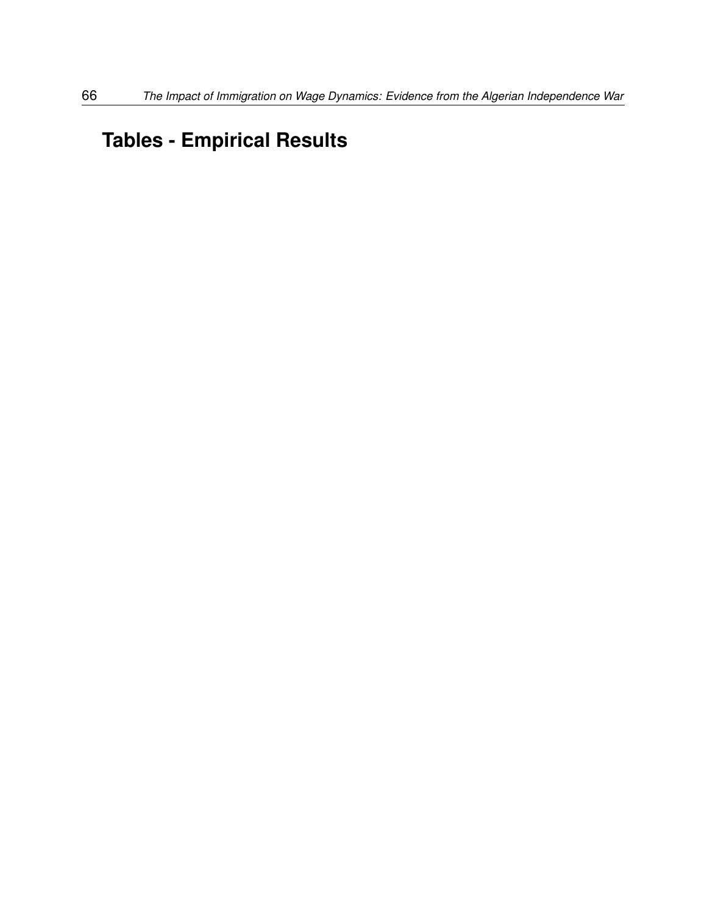# Tables - Empirical Results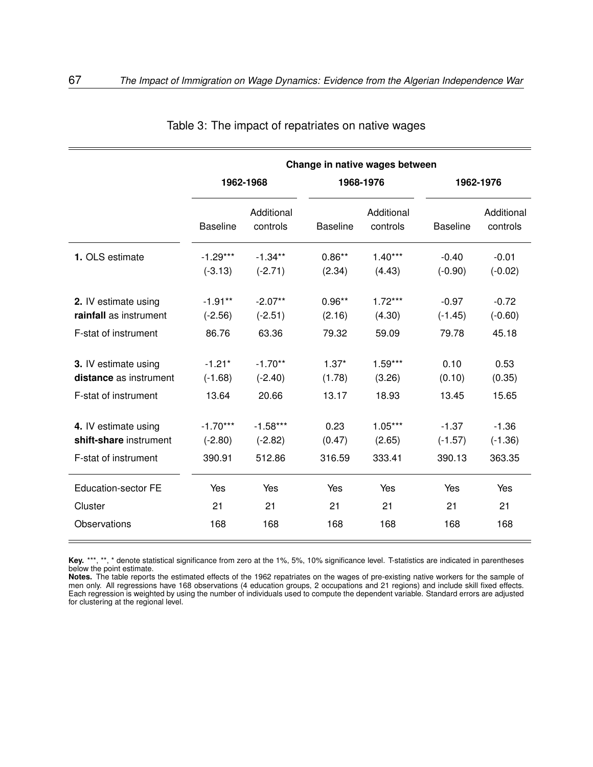Table 3: The impact of repatriates on native wages

| | Change in native wages between | | | | | |
|---|---|---|---|---|---|---|
| | 1962-1968 | | 1968-1976 | | 1962-1976 | |
| | Baseline | Additional controls | Baseline | Additional controls | Baseline | Additional controls |
| **1.** OLS estimate | -1.29*** | -1.34** | 0.86** | 1.40*** | -0.40 | -0.01 |
| | (-3.13) | (-2.71) | (2.34) | (4.43) | (-0.90) | (-0.02) |
| **2.** IV estimate using **rainfall** as instrument | -1.91** | -2.07** | 0.96** | 1.72*** | -0.97 | -0.72 |
| | (-2.56) | (-2.51) | (2.16) | (4.30) | (-1.45) | (-0.60) |
| F-stat of instrument | 86.76 | 63.36 | 79.32 | 59.09 | 79.78 | 45.18 |
| **3.** IV estimate using **distance** as instrument | -1.21* | -1.70** | 1.37* | 1.59*** | 0.10 | 0.53 |
| | (-1.68) | (-2.40) | (1.78) | (3.26) | (0.10) | (0.35) |
| F-stat of instrument | 13.64 | 20.66 | 13.17 | 18.93 | 13.45 | 15.65 |
| **4.** IV estimate using **shift-share** instrument | -1.70*** | -1.58*** | 0.23 | 1.05*** | -1.37 | -1.36 |
| | (-2.80) | (-2.82) | (0.47) | (2.65) | (-1.57) | (-1.36) |
| F-stat of instrument | 390.91 | 512.86 | 316.59 | 333.41 | 390.13 | 363.35 |
| Education-sector FE | Yes | Yes | Yes | Yes | Yes | Yes |
| Cluster | 21 | 21 | 21 | 21 | 21 | 21 |
| Observations | 168 | 168 | 168 | 168 | 168 | 168 |

**Key.** ***, **, * denote statistical significance from zero at the 1%, 5%, 10% significance level. T-statistics are indicated in parentheses below the point estimate.

**Notes.** The table reports the estimated effects of the 1962 repatriates on the wages of pre-existing native workers for the sample of men only. All regressions have 168 observations (4 education groups, 2 occupations and 21 regions) and include skill fixed effects. Each regression is weighted by using the number of individuals used to compute the dependent variable. Standard errors are adjusted for clustering at the regional level.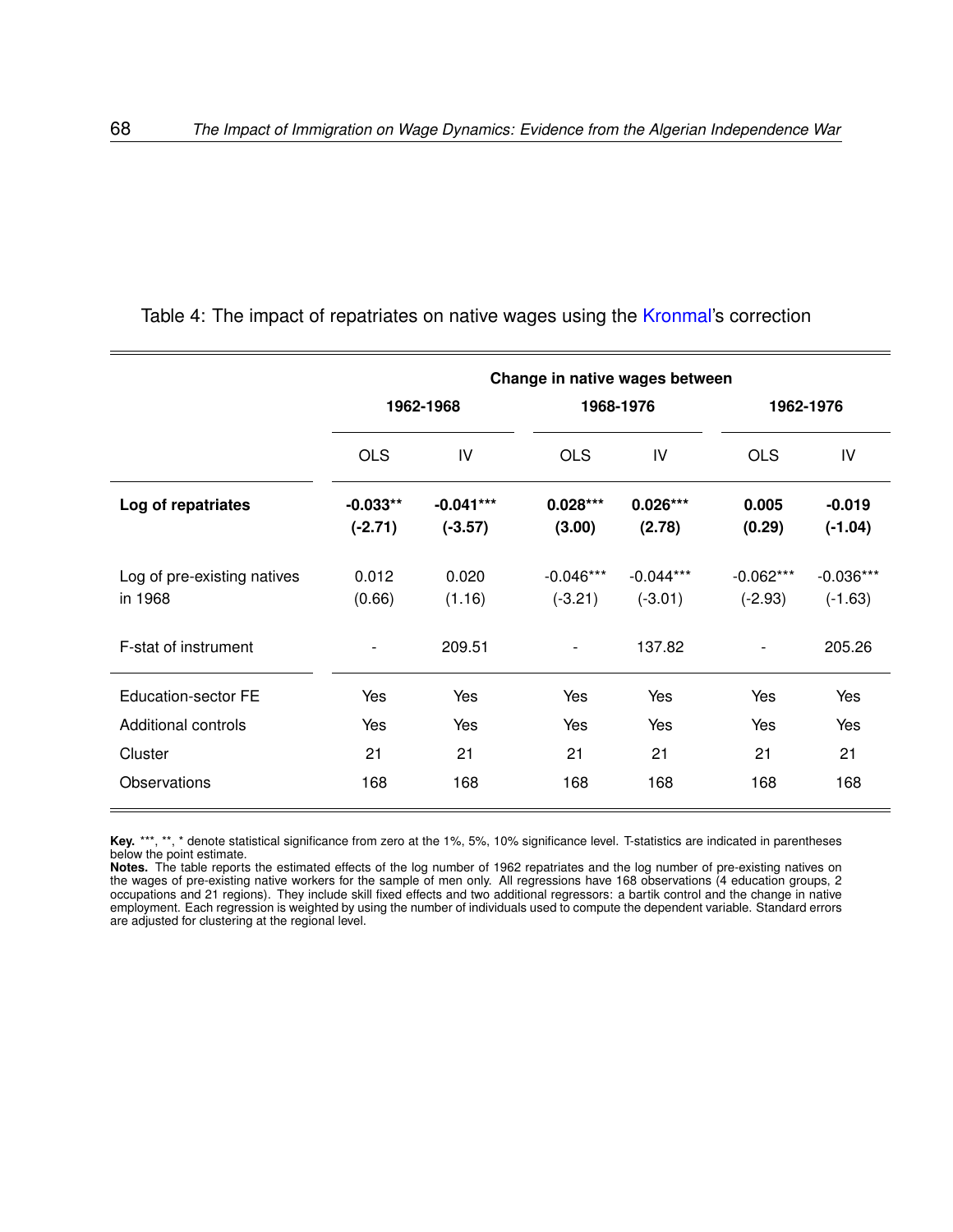Table 4: The impact of repatriates on native wages using the Kronmal's correction

| | Change in native wages between | | | | | |
|---|---|---|---|---|---|---|
| | 1962-1968 | | 1968-1976 | | 1962-1976 | |
| | OLS | IV | OLS | IV | OLS | IV |
| **Log of repatriates** | **-0.033**\*\* | **-0.041**\*\*\* | **0.028**\*\*\* | **0.026**\*\*\* | **0.005** | **-0.019** |
| | **(-2.71)** | **(-3.57)** | **(3.00)** | **(2.78)** | **(0.29)** | **(-1.04)** |
| Log of pre-existing natives in 1968 | 0.012 | 0.020 | -0.046\*\*\* | -0.044\*\*\* | -0.062\*\*\* | -0.036\*\*\* |
| | (0.66) | (1.16) | (-3.21) | (-3.01) | (-2.93) | (-1.63) |
| F-stat of instrument | - | 209.51 | - | 137.82 | - | 205.26 |
| Education-sector FE | Yes | Yes | Yes | Yes | Yes | Yes |
| Additional controls | Yes | Yes | Yes | Yes | Yes | Yes |
| Cluster | 21 | 21 | 21 | 21 | 21 | 21 |
| Observations | 168 | 168 | 168 | 168 | 168 | 168 |

**Key.** \*\*\*, \*\*, \* denote statistical significance from zero at the 1%, 5%, 10% significance level. T-statistics are indicated in parentheses below the point estimate.
**Notes.** The table reports the estimated effects of the log number of 1962 repatriates and the log number of pre-existing natives on the wages of pre-existing native workers for the sample of men only. All regressions have 168 observations (4 education groups, 2 occupations and 21 regions). They include skill fixed effects and two additional regressors: a bartik control and the change in native employment. Each regression is weighted by using the number of individuals used to compute the dependent variable. Standard errors are adjusted for clustering at the regional level.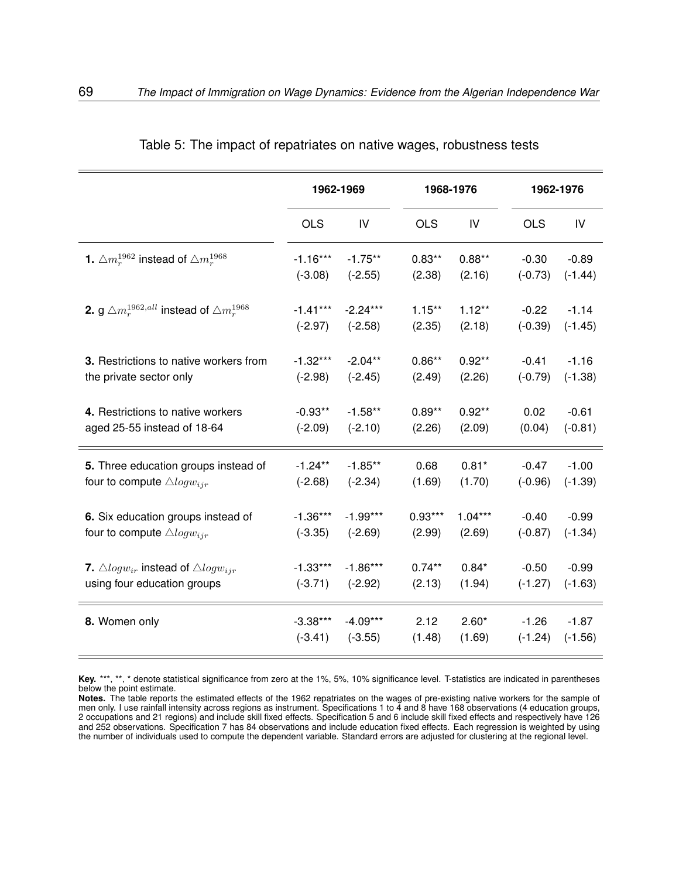Table 5: The impact of repatriates on native wages, robustness tests

| | 1962-1969 | | 1968-1976 | | 1962-1976 | |
|---|---|---|---|---|---|---|
| | OLS | IV | OLS | IV | OLS | IV |
| **1.** $\triangle m_r^{1962}$ instead of $\triangle m_r^{1968}$ | -1.16*** | -1.75** | 0.83** | 0.88** | -0.30 | -0.89 |
| | (-3.08) | (-2.55) | (2.38) | (2.16) | (-0.73) | (-1.44) |
| **2.** g $\triangle m_r^{1962,all}$ instead of $\triangle m_r^{1968}$ | -1.41*** | -2.24*** | 1.15** | 1.12** | -0.22 | -1.14 |
| | (-2.97) | (-2.58) | (2.35) | (2.18) | (-0.39) | (-1.45) |
| **3.** Restrictions to native workers from the private sector only | -1.32*** | -2.04** | 0.86** | 0.92** | -0.41 | -1.16 |
| | (-2.98) | (-2.45) | (2.49) | (2.26) | (-0.79) | (-1.38) |
| **4.** Restrictions to native workers aged 25-55 instead of 18-64 | -0.93** | -1.58** | 0.89** | 0.92** | 0.02 | -0.61 |
| | (-2.09) | (-2.10) | (2.26) | (2.09) | (0.04) | (-0.81) |
| **5.** Three education groups instead of four to compute $\triangle logw_{ijr}$ | -1.24** | -1.85** | 0.68 | 0.81* | -0.47 | -1.00 |
| | (-2.68) | (-2.34) | (1.69) | (1.70) | (-0.96) | (-1.39) |
| **6.** Six education groups instead of four to compute $\triangle logw_{ijr}$ | -1.36*** | -1.99*** | 0.93*** | 1.04*** | -0.40 | -0.99 |
| | (-3.35) | (-2.69) | (2.99) | (2.69) | (-0.87) | (-1.34) |
| **7.** $\triangle logw_{ir}$ instead of $\triangle logw_{ijr}$ using four education groups | -1.33*** | -1.86*** | 0.74** | 0.84* | -0.50 | -0.99 |
| | (-3.71) | (-2.92) | (2.13) | (1.94) | (-1.27) | (-1.63) |
| **8.** Women only | -3.38*** | -4.09*** | 2.12 | 2.60* | -1.26 | -1.87 |
| | (-3.41) | (-3.55) | (1.48) | (1.69) | (-1.24) | (-1.56) |

**Key.** ***, **, * denote statistical significance from zero at the 1%, 5%, 10% significance level. T-statistics are indicated in parentheses below the point estimate.

**Notes.** The table reports the estimated effects of the 1962 repatriates on the wages of pre-existing native workers for the sample of men only. I use rainfall intensity across regions as instrument. Specifications 1 to 4 and 8 have 168 observations (4 education groups, 2 occupations and 21 regions) and include skill fixed effects. Specification 5 and 6 include skill fixed effects and respectively have 126 and 252 observations. Specification 7 has 84 observations and include education fixed effects. Each regression is weighted by using the number of individuals used to compute the dependent variable. Standard errors are adjusted for clustering at the regional level.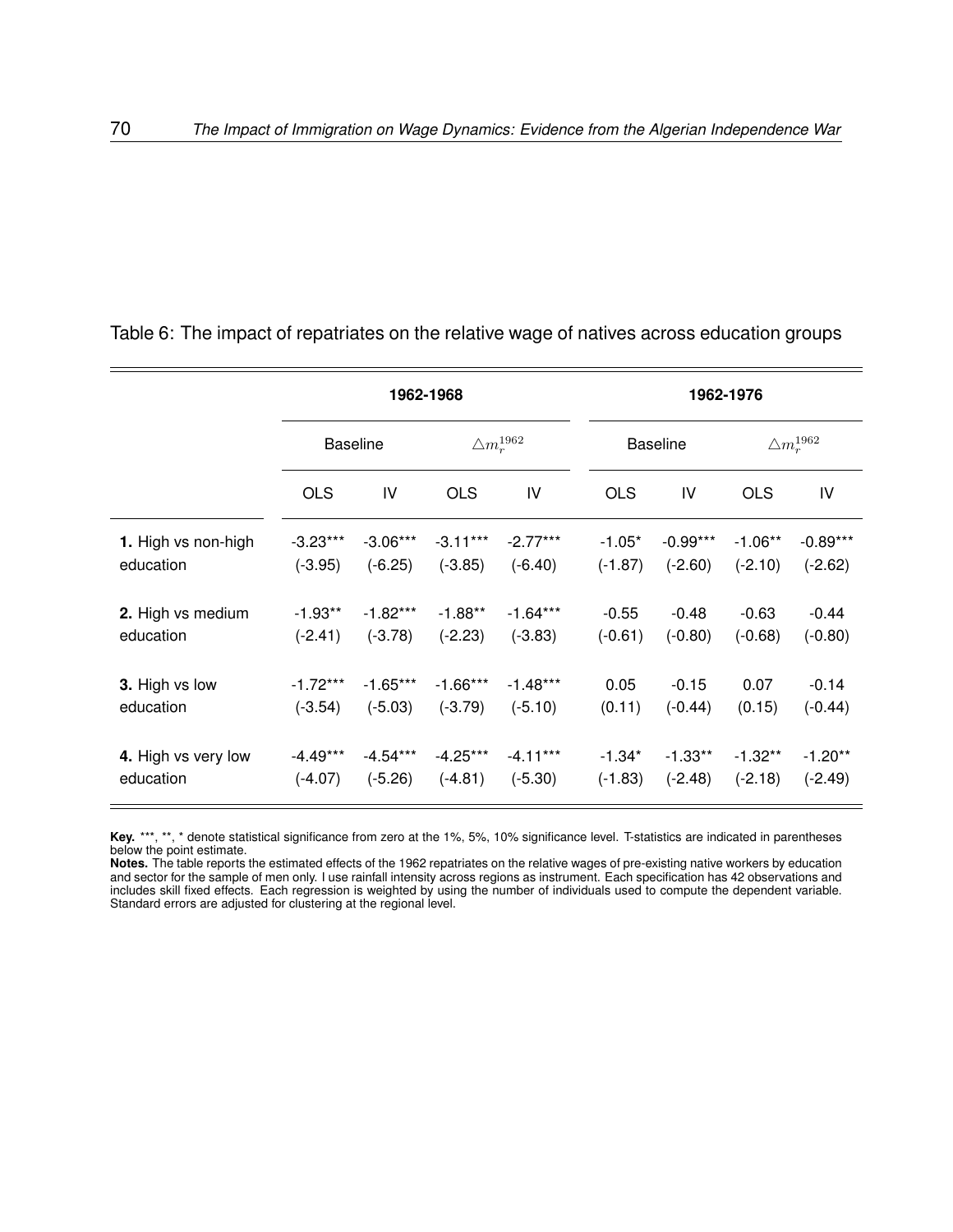Table 6: The impact of repatriates on the relative wage of natives across education groups

| | 1962-1968 | | | | 1962-1976 | | | |
|---|---|---|---|---|---|---|---|---|
| | Baseline | | $\triangle m_r^{1962}$ | | Baseline | | $\triangle m_r^{1962}$ | |
| | OLS | IV | OLS | IV | OLS | IV | OLS | IV |
| **1.** High vs non-high education | -3.23*** (-3.95) | -3.06*** (-6.25) | -3.11*** (-3.85) | -2.77*** (-6.40) | -1.05* (-1.87) | -0.99*** (-2.60) | -1.06** (-2.10) | -0.89*** (-2.62) |
| **2.** High vs medium education | -1.93** (-2.41) | -1.82*** (-3.78) | -1.88** (-2.23) | -1.64*** (-3.83) | -0.55 (-0.61) | -0.48 (-0.80) | -0.63 (-0.68) | -0.44 (-0.80) |
| **3.** High vs low education | -1.72*** (-3.54) | -1.65*** (-5.03) | -1.66*** (-3.79) | -1.48*** (-5.10) | 0.05 (0.11) | -0.15 (-0.44) | 0.07 (0.15) | -0.14 (-0.44) |
| **4.** High vs very low education | -4.49*** (-4.07) | -4.54*** (-5.26) | -4.25*** (-4.81) | -4.11*** (-5.30) | -1.34* (-1.83) | -1.33** (-2.48) | -1.32** (-2.18) | -1.20** (-2.49) |

**Key.** ***, **, * denote statistical significance from zero at the 1%, 5%, 10% significance level. T-statistics are indicated in parentheses below the point estimate.
**Notes.** The table reports the estimated effects of the 1962 repatriates on the relative wages of pre-existing native workers by education and sector for the sample of men only. I use rainfall intensity across regions as instrument. Each specification has 42 observations and includes skill fixed effects. Each regression is weighted by using the number of individuals used to compute the dependent variable. Standard errors are adjusted for clustering at the regional level.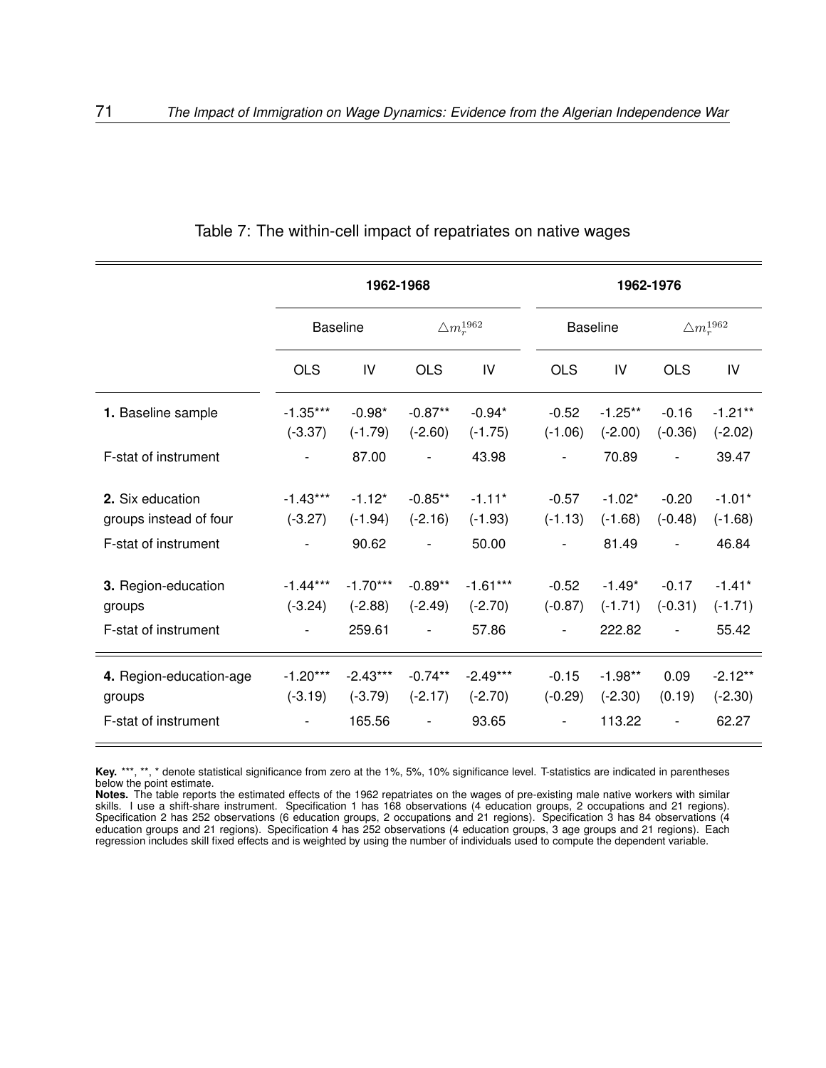Table 7: The within-cell impact of repatriates on native wages

| | 1962-1968 | | | | 1962-1976 | | | |
|---|---|---|---|---|---|---|---|---|
| | Baseline | | $\triangle m_r^{1962}$ | | Baseline | | $\triangle m_r^{1962}$ | |
| | OLS | IV | OLS | IV | OLS | IV | OLS | IV |
| **1.** Baseline sample | -1.35*** | -0.98* | -0.87** | -0.94* | -0.52 | -1.25** | -0.16 | -1.21** |
| | (-3.37) | (-1.79) | (-2.60) | (-1.75) | (-1.06) | (-2.00) | (-0.36) | (-2.02) |
| F-stat of instrument | - | 87.00 | - | 43.98 | - | 70.89 | - | 39.47 |
| **2.** Six education groups instead of four | -1.43*** | -1.12* | -0.85** | -1.11* | -0.57 | -1.02* | -0.20 | -1.01* |
| | (-3.27) | (-1.94) | (-2.16) | (-1.93) | (-1.13) | (-1.68) | (-0.48) | (-1.68) |
| F-stat of instrument | - | 90.62 | - | 50.00 | - | 81.49 | - | 46.84 |
| **3.** Region-education groups | -1.44*** | -1.70*** | -0.89** | -1.61*** | -0.52 | -1.49* | -0.17 | -1.41* |
| | (-3.24) | (-2.88) | (-2.49) | (-2.70) | (-0.87) | (-1.71) | (-0.31) | (-1.71) |
| F-stat of instrument | - | 259.61 | - | 57.86 | - | 222.82 | - | 55.42 |
| **4.** Region-education-age groups | -1.20*** | -2.43*** | -0.74** | -2.49*** | -0.15 | -1.98** | 0.09 | -2.12** |
| | (-3.19) | (-3.79) | (-2.17) | (-2.70) | (-0.29) | (-2.30) | (0.19) | (-2.30) |
| F-stat of instrument | - | 165.56 | - | 93.65 | - | 113.22 | - | 62.27 |

**Key.** ***, **, * denote statistical significance from zero at the 1%, 5%, 10% significance level. T-statistics are indicated in parentheses below the point estimate.

**Notes.** The table reports the estimated effects of the 1962 repatriates on the wages of pre-existing male native workers with similar skills. I use a shift-share instrument. Specification 1 has 168 observations (4 education groups, 2 occupations and 21 regions). Specification 2 has 252 observations (6 education groups, 2 occupations and 21 regions). Specification 3 has 84 observations (4 education groups and 21 regions). Specification 4 has 252 observations (4 education groups, 3 age groups and 21 regions). Each regression includes skill fixed effects and is weighted by using the number of individuals used to compute the dependent variable.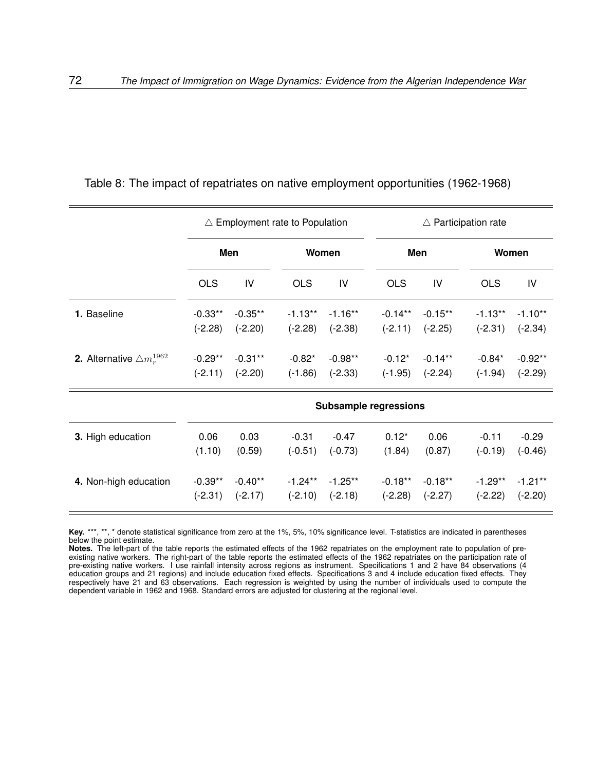Table 8: The impact of repatriates on native employment opportunities (1962-1968)

| | △ Employment rate to Population | | | | △ Participation rate | | | |
|---|---|---|---|---|---|---|---|---|
| | Men | | Women | | Men | | Women | |
| | OLS | IV | OLS | IV | OLS | IV | OLS | IV |
| **1.** Baseline | -0.33** | -0.35** | -1.13** | -1.16** | -0.14** | -0.15** | -1.13** | -1.10** |
| | (-2.28) | (-2.20) | (-2.28) | (-2.38) | (-2.11) | (-2.25) | (-2.31) | (-2.34) |
| **2.** Alternative $\triangle m_r^{1962}$ | -0.29** | -0.31** | -0.82* | -0.98** | -0.12* | -0.14** | -0.84* | -0.92** |
| | (-2.11) | (-2.20) | (-1.86) | (-2.33) | (-1.95) | (-2.24) | (-1.94) | (-2.29) |
| | **Subsample regressions** | | | | | | | |
| **3.** High education | 0.06 | 0.03 | -0.31 | -0.47 | 0.12* | 0.06 | -0.11 | -0.29 |
| | (1.10) | (0.59) | (-0.51) | (-0.73) | (1.84) | (0.87) | (-0.19) | (-0.46) |
| **4.** Non-high education | -0.39** | -0.40** | -1.24** | -1.25** | -0.18** | -0.18** | -1.29** | -1.21** |
| | (-2.31) | (-2.17) | (-2.10) | (-2.18) | (-2.28) | (-2.27) | (-2.22) | (-2.20) |

**Key.** ***, **, * denote statistical significance from zero at the 1%, 5%, 10% significance level. T-statistics are indicated in parentheses below the point estimate.
**Notes.** The left-part of the table reports the estimated effects of the 1962 repatriates on the employment rate to population of pre-existing native workers. The right-part of the table reports the estimated effects of the 1962 repatriates on the participation rate of pre-existing native workers. I use rainfall intensity across regions as instrument. Specifications 1 and 2 have 84 observations (4 education groups and 21 regions) and include education fixed effects. Specifications 3 and 4 include education fixed effects. They respectively have 21 and 63 observations. Each regression is weighted by using the number of individuals used to compute the dependent variable in 1962 and 1968. Standard errors are adjusted for clustering at the regional level.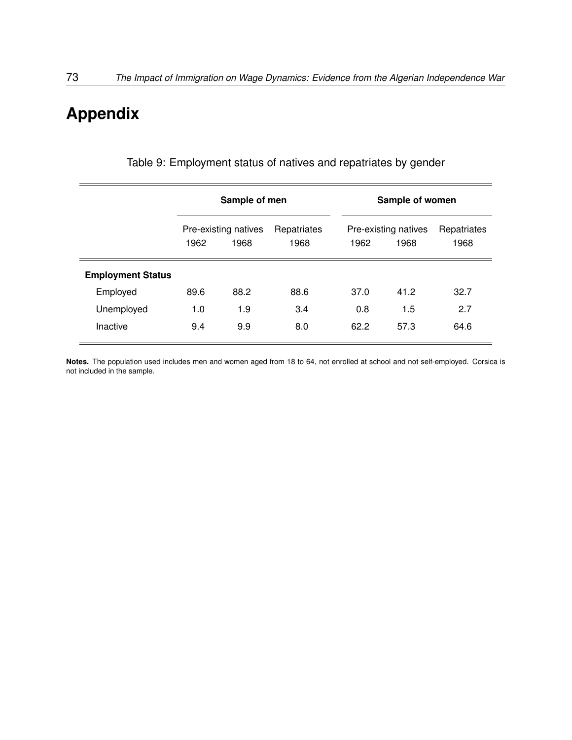# Appendix

Table 9: Employment status of natives and repatriates by gender

| | Sample of men | | | Sample of women | | |
|---|---|---|---|---|---|---|
| | Pre-existing natives | | Repatriates | Pre-existing natives | | Repatriates |
| | 1962 | 1968 | 1968 | 1962 | 1968 | 1968 |
| **Employment Status** | | | | | | |
| Employed | 89.6 | 88.2 | 88.6 | 37.0 | 41.2 | 32.7 |
| Unemployed | 1.0 | 1.9 | 3.4 | 0.8 | 1.5 | 2.7 |
| Inactive | 9.4 | 9.9 | 8.0 | 62.2 | 57.3 | 64.6 |

**Notes.** The population used includes men and women aged from 18 to 64, not enrolled at school and not self-employed. Corsica is not included in the sample.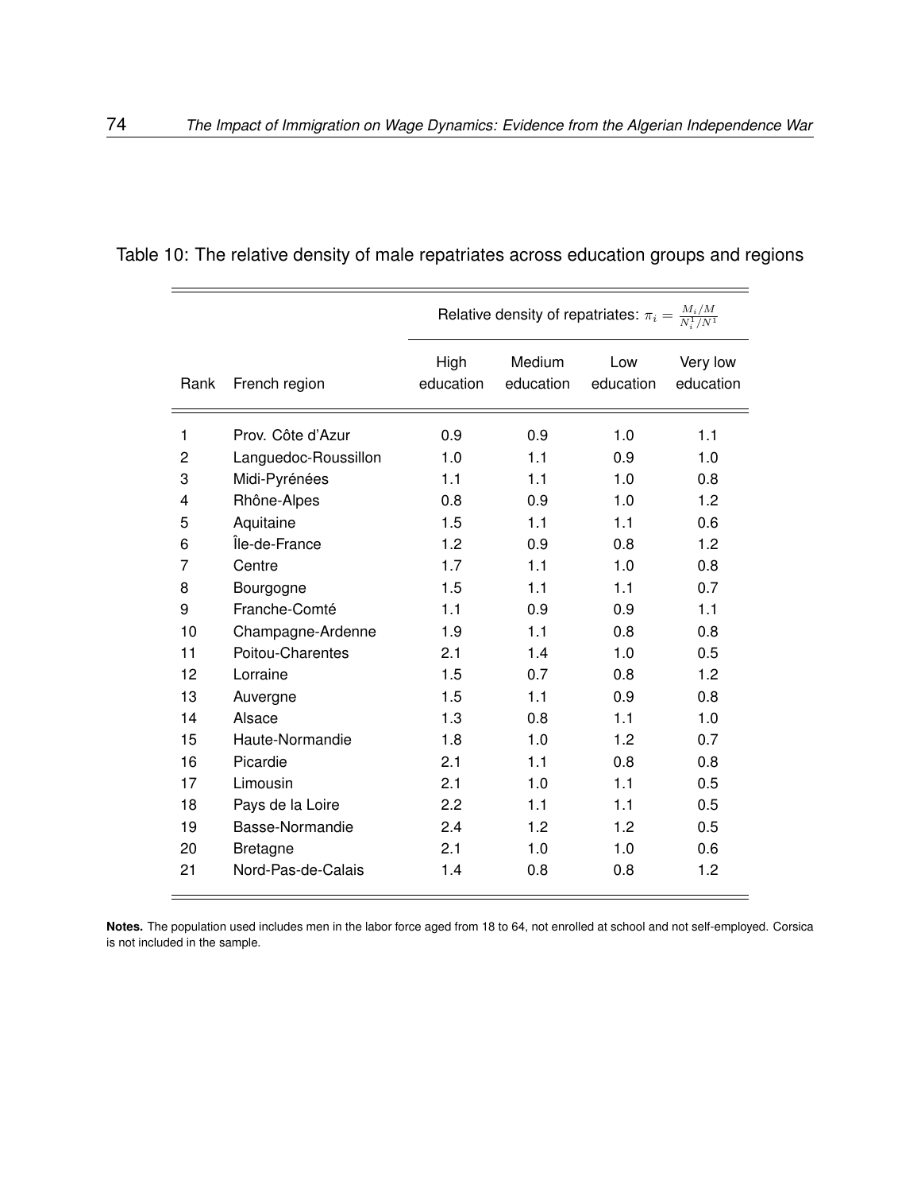Table 10: The relative density of male repatriates across education groups and regions

| | | Relative density of repatriates: $\pi_i = \frac{M_i/M}{N_i^1/N^1}$ | | | |
|---|---|---|---|---|---|
| Rank | French region | High education | Medium education | Low education | Very low education |
| 1 | Prov. Côte d'Azur | 0.9 | 0.9 | 1.0 | 1.1 |
| 2 | Languedoc-Roussillon | 1.0 | 1.1 | 0.9 | 1.0 |
| 3 | Midi-Pyrénées | 1.1 | 1.1 | 1.0 | 0.8 |
| 4 | Rhône-Alpes | 0.8 | 0.9 | 1.0 | 1.2 |
| 5 | Aquitaine | 1.5 | 1.1 | 1.1 | 0.6 |
| 6 | Île-de-France | 1.2 | 0.9 | 0.8 | 1.2 |
| 7 | Centre | 1.7 | 1.1 | 1.0 | 0.8 |
| 8 | Bourgogne | 1.5 | 1.1 | 1.1 | 0.7 |
| 9 | Franche-Comté | 1.1 | 0.9 | 0.9 | 1.1 |
| 10 | Champagne-Ardenne | 1.9 | 1.1 | 0.8 | 0.8 |
| 11 | Poitou-Charentes | 2.1 | 1.4 | 1.0 | 0.5 |
| 12 | Lorraine | 1.5 | 0.7 | 0.8 | 1.2 |
| 13 | Auvergne | 1.5 | 1.1 | 0.9 | 0.8 |
| 14 | Alsace | 1.3 | 0.8 | 1.1 | 1.0 |
| 15 | Haute-Normandie | 1.8 | 1.0 | 1.2 | 0.7 |
| 16 | Picardie | 2.1 | 1.1 | 0.8 | 0.8 |
| 17 | Limousin | 2.1 | 1.0 | 1.1 | 0.5 |
| 18 | Pays de la Loire | 2.2 | 1.1 | 1.1 | 0.5 |
| 19 | Basse-Normandie | 2.4 | 1.2 | 1.2 | 0.5 |
| 20 | Bretagne | 2.1 | 1.0 | 1.0 | 0.6 |
| 21 | Nord-Pas-de-Calais | 1.4 | 0.8 | 0.8 | 1.2 |

**Notes.** The population used includes men in the labor force aged from 18 to 64, not enrolled at school and not self-employed. Corsica is not included in the sample.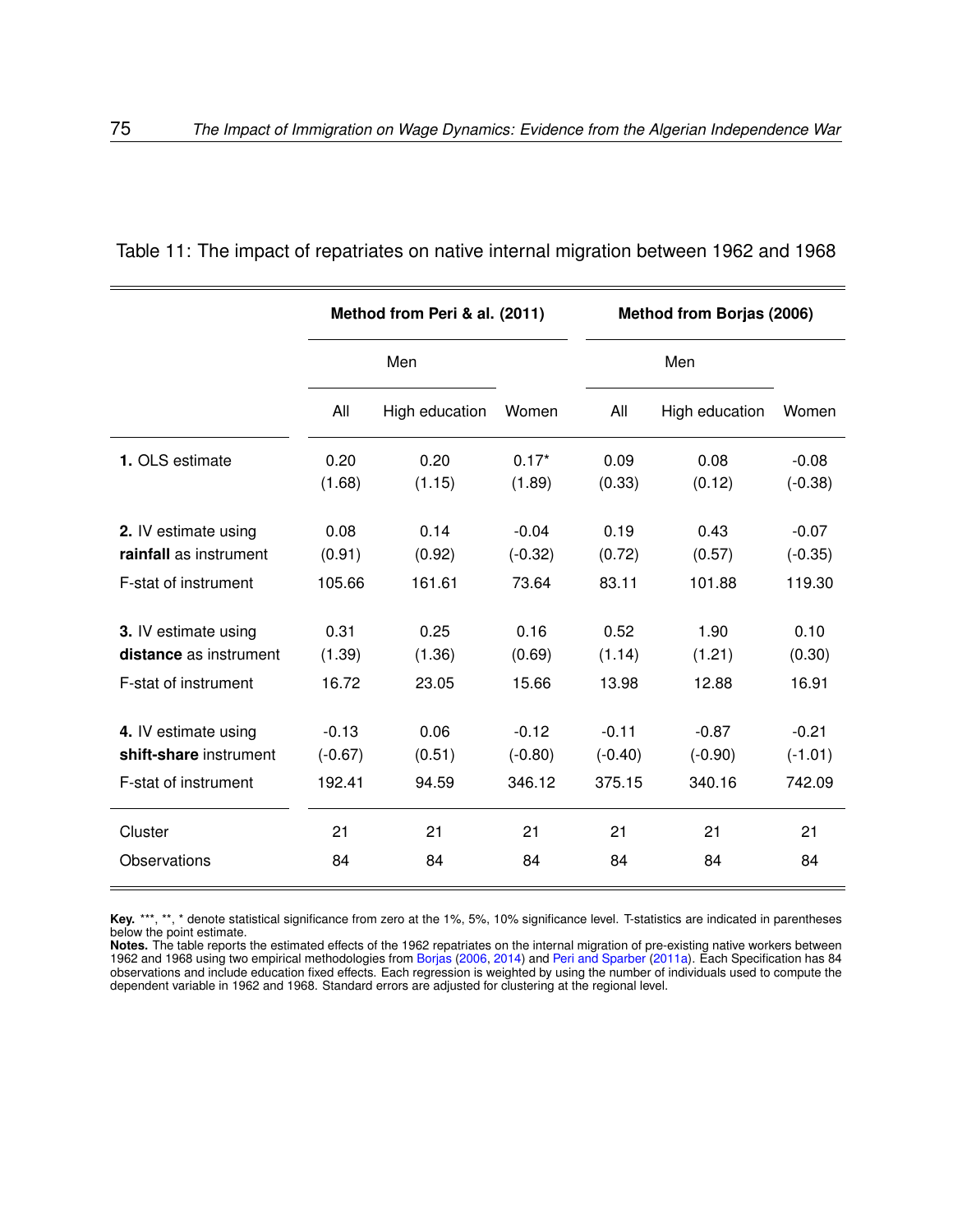Table 11: The impact of repatriates on native internal migration between 1962 and 1968

| | Method from Peri & al. (2011) | | | Method from Borjas (2006) | | |
|---|---|---|---|---|---|---|
| | Men | | | Men | | |
| | All | High education | Women | All | High education | Women |
| **1.** OLS estimate | 0.20 | 0.20 | 0.17* | 0.09 | 0.08 | -0.08 |
| | (1.68) | (1.15) | (1.89) | (0.33) | (0.12) | (-0.38) |
| **2.** IV estimate using **rainfall** as instrument | 0.08 | 0.14 | -0.04 | 0.19 | 0.43 | -0.07 |
| | (0.91) | (0.92) | (-0.32) | (0.72) | (0.57) | (-0.35) |
| F-stat of instrument | 105.66 | 161.61 | 73.64 | 83.11 | 101.88 | 119.30 |
| **3.** IV estimate using **distance** as instrument | 0.31 | 0.25 | 0.16 | 0.52 | 1.90 | 0.10 |
| | (1.39) | (1.36) | (0.69) | (1.14) | (1.21) | (0.30) |
| F-stat of instrument | 16.72 | 23.05 | 15.66 | 13.98 | 12.88 | 16.91 |
| **4.** IV estimate using **shift-share** instrument | -0.13 | 0.06 | -0.12 | -0.11 | -0.87 | -0.21 |
| | (-0.67) | (0.51) | (-0.80) | (-0.40) | (-0.90) | (-1.01) |
| F-stat of instrument | 192.41 | 94.59 | 346.12 | 375.15 | 340.16 | 742.09 |
| Cluster | 21 | 21 | 21 | 21 | 21 | 21 |
| Observations | 84 | 84 | 84 | 84 | 84 | 84 |

**Key.** ***, **, * denote statistical significance from zero at the 1%, 5%, 10% significance level. T-statistics are indicated in parentheses below the point estimate.
**Notes.** The table reports the estimated effects of the 1962 repatriates on the internal migration of pre-existing native workers between 1962 and 1968 using two empirical methodologies from Borjas (2006, 2014) and Peri and Sparber (2011a). Each Specification has 84 observations and include education fixed effects. Each regression is weighted by using the number of individuals used to compute the dependent variable in 1962 and 1968. Standard errors are adjusted for clustering at the regional level.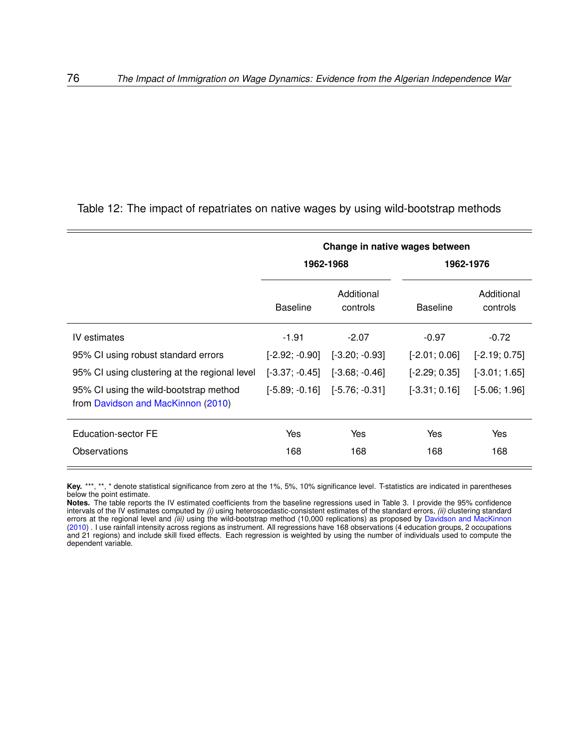Table 12: The impact of repatriates on native wages by using wild-bootstrap methods

| | Change in native wages between | | | |
|---|---|---|---|---|
| | 1962-1968 | | 1962-1976 | |
| | Baseline | Additional controls | Baseline | Additional controls |
| IV estimates | -1.91 | -2.07 | -0.97 | -0.72 |
| 95% CI using robust standard errors | [-2.92; -0.90] | [-3.20; -0.93] | [-2.01; 0.06] | [-2.19; 0.75] |
| 95% CI using clustering at the regional level | [-3.37; -0.45] | [-3.68; -0.46] | [-2.29; 0.35] | [-3.01; 1.65] |
| 95% CI using the wild-bootstrap method from Davidson and MacKinnon (2010) | [-5.89; -0.16] | [-5.76; -0.31] | [-3.31; 0.16] | [-5.06; 1.96] |
| Education-sector FE | Yes | Yes | Yes | Yes |
| Observations | 168 | 168 | 168 | 168 |

**Key.** ***, **, * denote statistical significance from zero at the 1%, 5%, 10% significance level. T-statistics are indicated in parentheses below the point estimate.

**Notes.** The table reports the IV estimated coefficients from the baseline regressions used in Table 3. I provide the 95% confidence intervals of the IV estimates computed by *(i)* using heteroscedastic-consistent estimates of the standard errors, *(ii)* clustering standard errors at the regional level and *(iii)* using the wild-bootstrap method (10,000 replications) as proposed by Davidson and MacKinnon (2010) . I use rainfall intensity across regions as instrument. All regressions have 168 observations (4 education groups, 2 occupations and 21 regions) and include skill fixed effects. Each regression is weighted by using the number of individuals used to compute the dependent variable.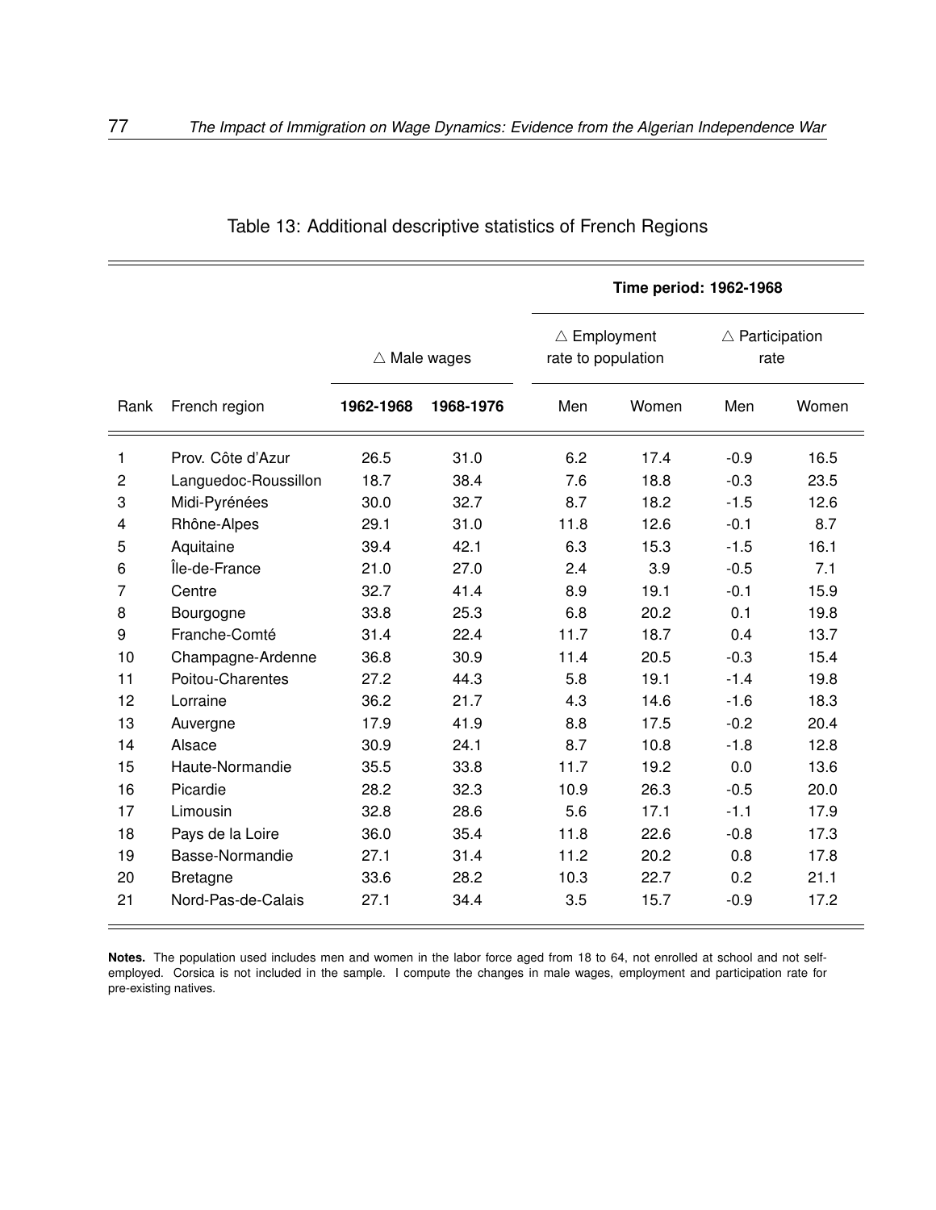Table 13: Additional descriptive statistics of French Regions

| | | | | Time period: 1962-1968 | | | |
|---|---|---|---|---|---|---|---|
| | | △ Male wages | | △ Employment rate to population | | △ Participation rate | |
| Rank | French region | **1962-1968** | **1968-1976** | Men | Women | Men | Women |
| 1 | Prov. Côte d'Azur | 26.5 | 31.0 | 6.2 | 17.4 | -0.9 | 16.5 |
| 2 | Languedoc-Roussillon | 18.7 | 38.4 | 7.6 | 18.8 | -0.3 | 23.5 |
| 3 | Midi-Pyrénées | 30.0 | 32.7 | 8.7 | 18.2 | -1.5 | 12.6 |
| 4 | Rhône-Alpes | 29.1 | 31.0 | 11.8 | 12.6 | -0.1 | 8.7 |
| 5 | Aquitaine | 39.4 | 42.1 | 6.3 | 15.3 | -1.5 | 16.1 |
| 6 | Île-de-France | 21.0 | 27.0 | 2.4 | 3.9 | -0.5 | 7.1 |
| 7 | Centre | 32.7 | 41.4 | 8.9 | 19.1 | -0.1 | 15.9 |
| 8 | Bourgogne | 33.8 | 25.3 | 6.8 | 20.2 | 0.1 | 19.8 |
| 9 | Franche-Comté | 31.4 | 22.4 | 11.7 | 18.7 | 0.4 | 13.7 |
| 10 | Champagne-Ardenne | 36.8 | 30.9 | 11.4 | 20.5 | -0.3 | 15.4 |
| 11 | Poitou-Charentes | 27.2 | 44.3 | 5.8 | 19.1 | -1.4 | 19.8 |
| 12 | Lorraine | 36.2 | 21.7 | 4.3 | 14.6 | -1.6 | 18.3 |
| 13 | Auvergne | 17.9 | 41.9 | 8.8 | 17.5 | -0.2 | 20.4 |
| 14 | Alsace | 30.9 | 24.1 | 8.7 | 10.8 | -1.8 | 12.8 |
| 15 | Haute-Normandie | 35.5 | 33.8 | 11.7 | 19.2 | 0.0 | 13.6 |
| 16 | Picardie | 28.2 | 32.3 | 10.9 | 26.3 | -0.5 | 20.0 |
| 17 | Limousin | 32.8 | 28.6 | 5.6 | 17.1 | -1.1 | 17.9 |
| 18 | Pays de la Loire | 36.0 | 35.4 | 11.8 | 22.6 | -0.8 | 17.3 |
| 19 | Basse-Normandie | 27.1 | 31.4 | 11.2 | 20.2 | 0.8 | 17.8 |
| 20 | Bretagne | 33.6 | 28.2 | 10.3 | 22.7 | 0.2 | 21.1 |
| 21 | Nord-Pas-de-Calais | 27.1 | 34.4 | 3.5 | 15.7 | -0.9 | 17.2 |

**Notes.** The population used includes men and women in the labor force aged from 18 to 64, not enrolled at school and not self-employed. Corsica is not included in the sample. I compute the changes in male wages, employment and participation rate for pre-existing natives.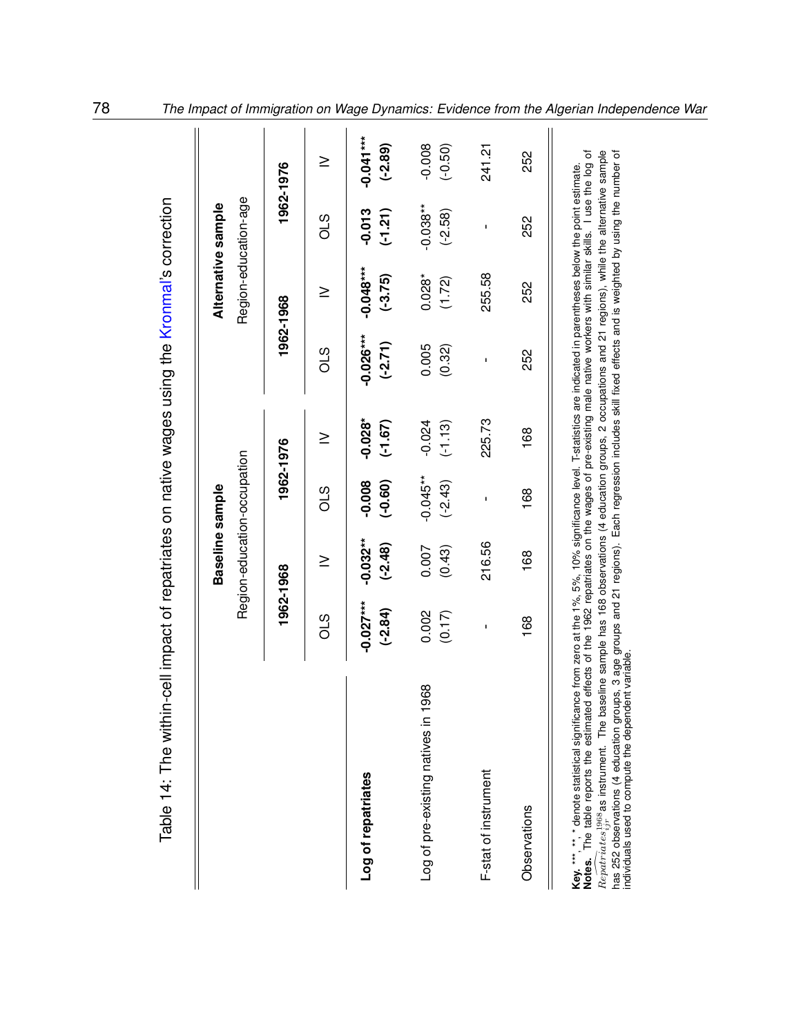Table 14: The within-cell impact of repatriates on native wages using the Kronmal's correction

| | Baseline sample | | | | Alternative sample | | | |
|---|---|---|---|---|---|---|---|---|
| | Region-education-occupation | | | | Region-education-age | | | |
| | 1962-1968 | | 1962-1976 | | 1962-1968 | | 1962-1976 | |
| | OLS | IV | OLS | IV | OLS | IV | OLS | IV |
| **Log of repatriates** | **-0.027*****<br>**(-2.84)** | **-0.032****<br>**(-2.48)** | **-0.008**<br>**(-0.60)** | **-0.028***<br>**(-1.67)** | **-0.026*****<br>**(-2.71)** | **-0.048*****<br>**(-3.75)** | **-0.013**<br>**(-1.21)** | **-0.041*****<br>**(-2.89)** |
| Log of pre-existing natives in 1968 | 0.002<br>(0.17) | 0.007<br>(0.43) | -0.045**<br>(-2.43) | -0.024<br>(-1.13) | 0.005<br>(0.32) | 0.028*<br>(1.72) | -0.038**<br>(-2.58) | -0.008<br>(-0.50) |
| F-stat of instrument | - | 216.56 | - | 225.73 | - | 255.58 | - | 241.21 |
| Observations | 168 | 168 | 168 | 168 | 252 | 252 | 252 | 252 |

**Key.** ***, **, * denote statistical significance from zero at the 1%, 5%, 10% significance level. T-statistics are indicated in parentheses below the point estimate.
**Notes.** The table reports the estimated effects of the 1962 repatriates on the wages of pre-existing male native workers with similar skills. I use the log of $\widehat{Repatriates}^{1968}_{ijr}$ as instrument. The baseline sample has 168 observations (4 education groups, 2 occupations and 21 regions), while the alternative sample has 252 observations (4 education groups, 3 age groups and 21 regions). Each regression includes skill fixed effects and is weighted by using the number of individuals used to compute the dependent variable.